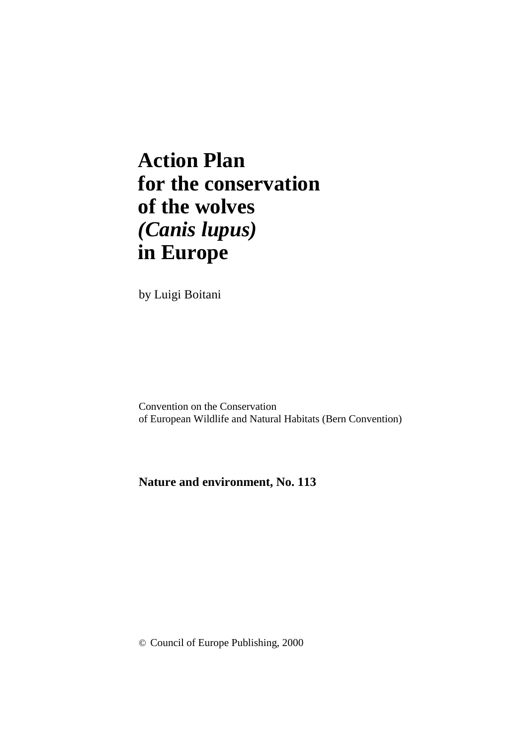# Action Plan for the conservation of the wolves *(Canis lupus)* in Europe

by Luigi Boitani

Convention on the Conservation
of European Wildlife and Natural Habitats (Bern Convention)

**Nature and environment, No. 113**

© Council of Europe Publishing, 2000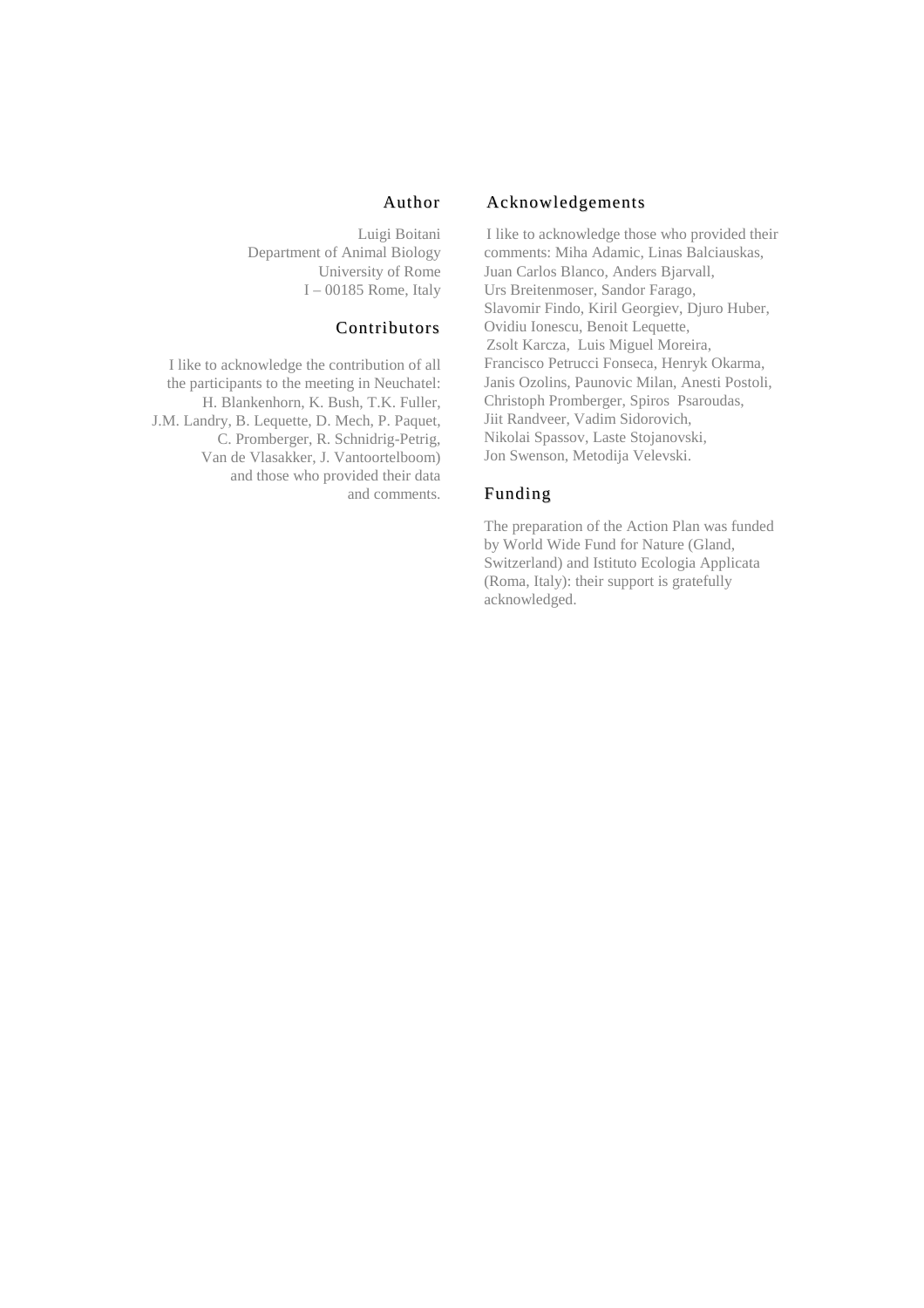## Author

Luigi Boitani
Department of Animal Biology
University of Rome
I – 00185 Rome, Italy

## Contributors

I like to acknowledge the contribution of all the participants to the meeting in Neuchatel: H. Blankenhorn, K. Bush, T.K. Fuller, J.M. Landry, B. Lequette, D. Mech, P. Paquet, C. Promberger, R. Schnidrig-Petrig, Van de Vlasakker, J. Vantoortelboom) and those who provided their data and comments.

## Acknowledgements

I like to acknowledge those who provided their comments: Miha Adamic, Linas Balciauskas, Juan Carlos Blanco, Anders Bjarvall, Urs Breitenmoser, Sandor Farago, Slavomir Findo, Kiril Georgiev, Djuro Huber, Ovidiu Ionescu, Benoit Lequette, Zsolt Karcza, Luis Miguel Moreira, Francisco Petrucci Fonseca, Henryk Okarma, Janis Ozolins, Paunovic Milan, Anesti Postoli, Christoph Promberger, Spiros Psaroudas, Jiit Randveer, Vadim Sidorovich, Nikolai Spassov, Laste Stojanovski, Jon Swenson, Metodija Velevski.

## Funding

The preparation of the Action Plan was funded by World Wide Fund for Nature (Gland, Switzerland) and Istituto Ecologia Applicata (Roma, Italy): their support is gratefully acknowledged.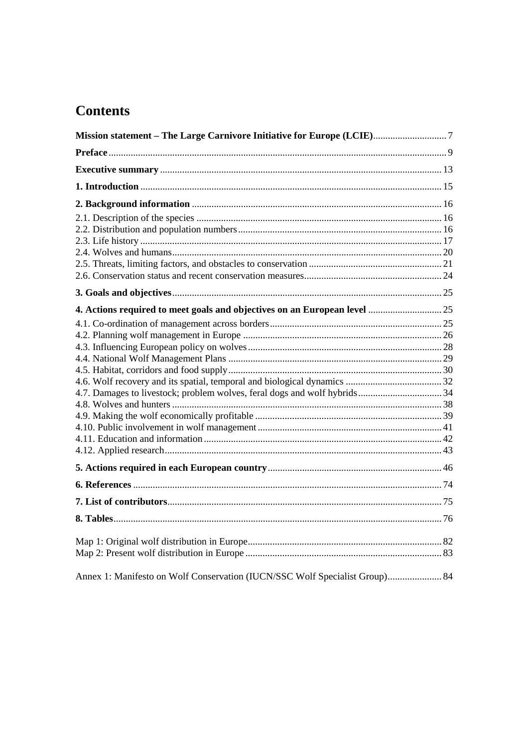# Contents

**Mission statement – The Large Carnivore Initiative for Europe (LCIE)** ..... 7

**Preface** ..... 9

**Executive summary** ..... 13

**1. Introduction** ..... 15

**2. Background information** ..... 16

2.1. Description of the species ..... 16
2.2. Distribution and population numbers ..... 16
2.3. Life history ..... 17
2.4. Wolves and humans ..... 20
2.5. Threats, limiting factors, and obstacles to conservation ..... 21
2.6. Conservation status and recent conservation measures ..... 24

**3. Goals and objectives** ..... 25

**4. Actions required to meet goals and objectives on an European level** ..... 25

4.1. Co-ordination of management across borders ..... 25
4.2. Planning wolf management in Europe ..... 26
4.3. Influencing European policy on wolves ..... 28
4.4. National Wolf Management Plans ..... 29
4.5. Habitat, corridors and food supply ..... 30
4.6. Wolf recovery and its spatial, temporal and biological dynamics ..... 32
4.7. Damages to livestock; problem wolves, feral dogs and wolf hybrids ..... 34
4.8. Wolves and hunters ..... 38
4.9. Making the wolf economically profitable ..... 39
4.10. Public involvement in wolf management ..... 41
4.11. Education and information ..... 42
4.12. Applied research ..... 43

**5. Actions required in each European country** ..... 46

**6. References** ..... 74

**7. List of contributors** ..... 75

**8. Tables** ..... 76

Map 1: Original wolf distribution in Europe ..... 82
Map 2: Present wolf distribution in Europe ..... 83

Annex 1: Manifesto on Wolf Conservation (IUCN/SSC Wolf Specialist Group) ..... 84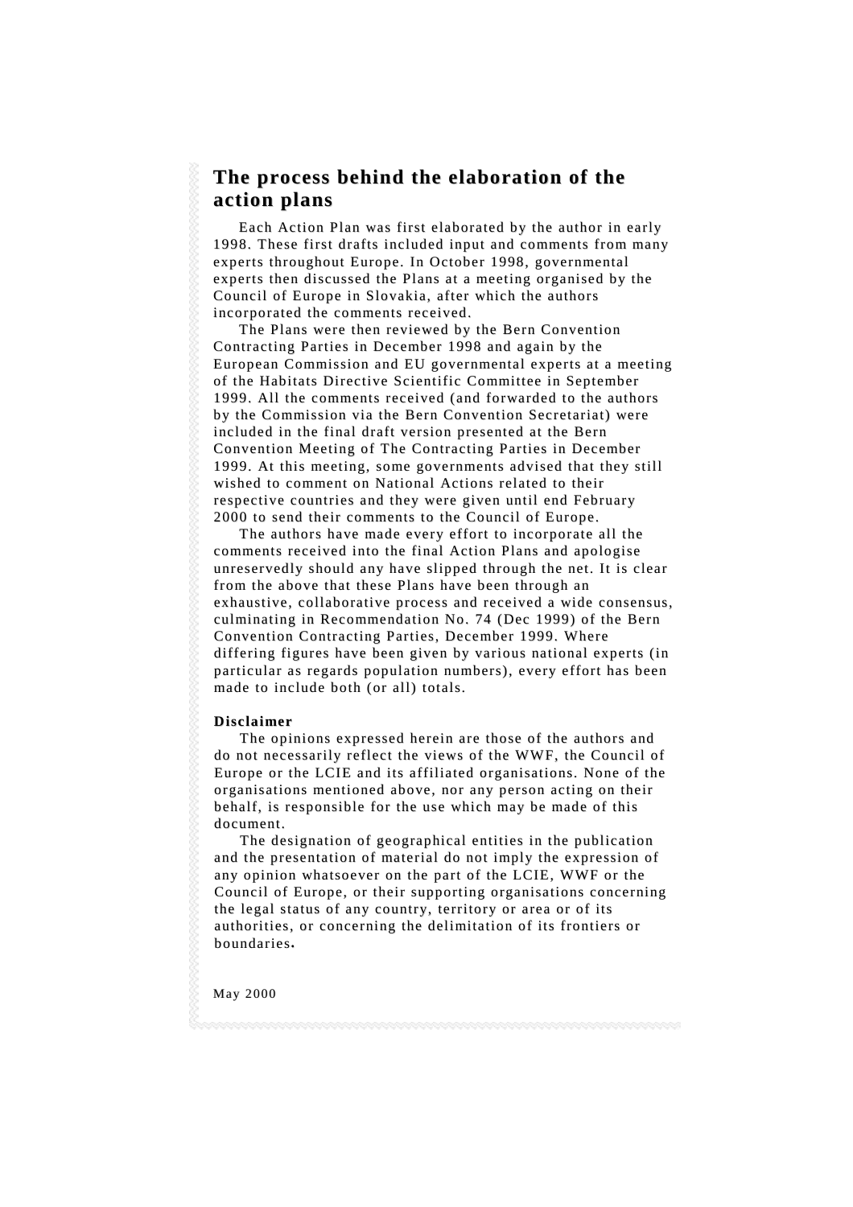## The process behind the elaboration of the action plans

Each Action Plan was first elaborated by the author in early 1998. These first drafts included input and comments from many experts throughout Europe. In October 1998, governmental experts then discussed the Plans at a meeting organised by the Council of Europe in Slovakia, after which the authors incorporated the comments received.

The Plans were then reviewed by the Bern Convention Contracting Parties in December 1998 and again by the European Commission and EU governmental experts at a meeting of the Habitats Directive Scientific Committee in September 1999. All the comments received (and forwarded to the authors by the Commission via the Bern Convention Secretariat) were included in the final draft version presented at the Bern Convention Meeting of The Contracting Parties in December 1999. At this meeting, some governments advised that they still wished to comment on National Actions related to their respective countries and they were given until end February 2000 to send their comments to the Council of Europe.

The authors have made every effort to incorporate all the comments received into the final Action Plans and apologise unreservedly should any have slipped through the net. It is clear from the above that these Plans have been through an exhaustive, collaborative process and received a wide consensus, culminating in Recommendation No. 74 (Dec 1999) of the Bern Convention Contracting Parties, December 1999. Where differing figures have been given by various national experts (in particular as regards population numbers), every effort has been made to include both (or all) totals.

**Disclaimer**

The opinions expressed herein are those of the authors and do not necessarily reflect the views of the WWF, the Council of Europe or the LCIE and its affiliated organisations. None of the organisations mentioned above, nor any person acting on their behalf, is responsible for the use which may be made of this document.

The designation of geographical entities in the publication and the presentation of material do not imply the expression of any opinion whatsoever on the part of the LCIE, WWF or the Council of Europe, or their supporting organisations concerning the legal status of any country, territory or area or of its authorities, or concerning the delimitation of its frontiers or boundaries.

May 2000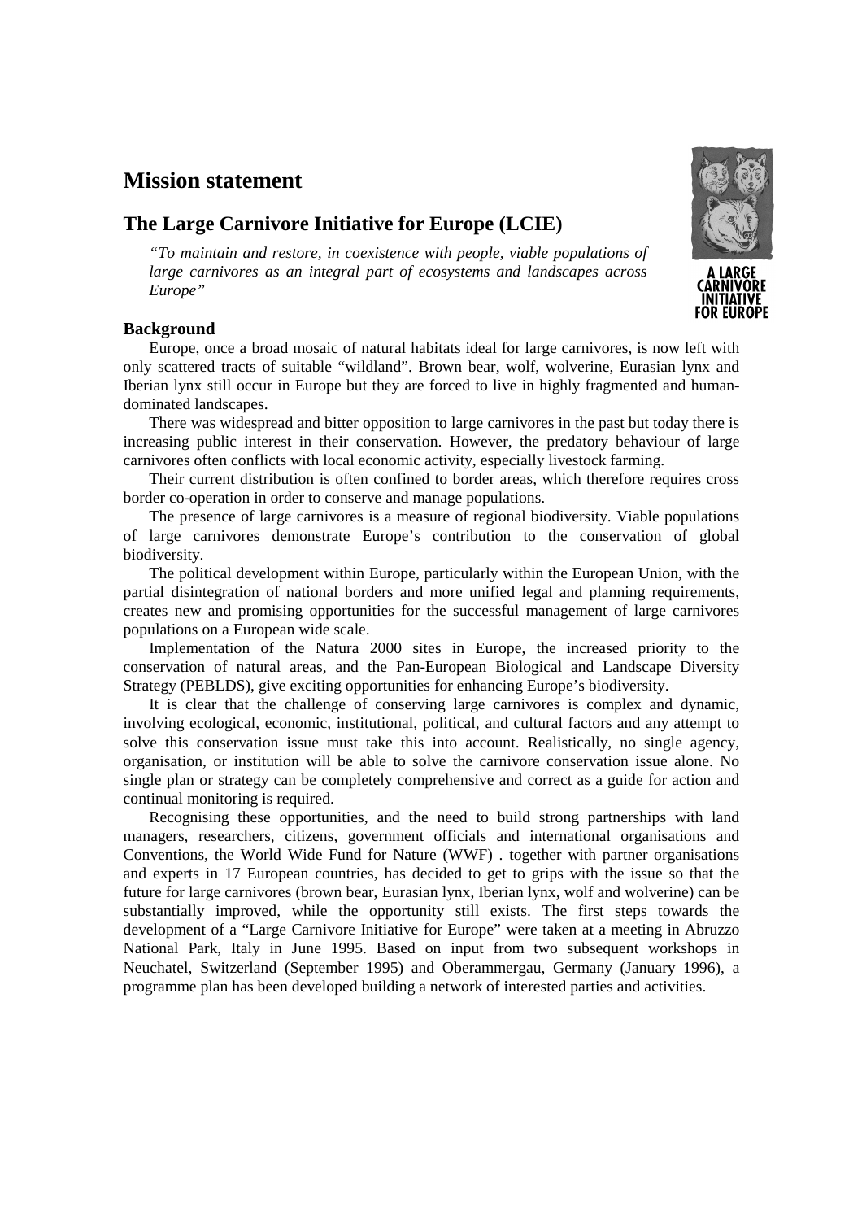# Mission statement

## The Large Carnivore Initiative for Europe (LCIE)

*"To maintain and restore, in coexistence with people, viable populations of large carnivores as an integral part of ecosystems and landscapes across Europe"*

### Background

Europe, once a broad mosaic of natural habitats ideal for large carnivores, is now left with only scattered tracts of suitable "wildland". Brown bear, wolf, wolverine, Eurasian lynx and Iberian lynx still occur in Europe but they are forced to live in highly fragmented and human-dominated landscapes.

There was widespread and bitter opposition to large carnivores in the past but today there is increasing public interest in their conservation. However, the predatory behaviour of large carnivores often conflicts with local economic activity, especially livestock farming.

Their current distribution is often confined to border areas, which therefore requires cross border co-operation in order to conserve and manage populations.

The presence of large carnivores is a measure of regional biodiversity. Viable populations of large carnivores demonstrate Europe's contribution to the conservation of global biodiversity.

The political development within Europe, particularly within the European Union, with the partial disintegration of national borders and more unified legal and planning requirements, creates new and promising opportunities for the successful management of large carnivores populations on a European wide scale.

Implementation of the Natura 2000 sites in Europe, the increased priority to the conservation of natural areas, and the Pan-European Biological and Landscape Diversity Strategy (PEBLDS), give exciting opportunities for enhancing Europe's biodiversity.

It is clear that the challenge of conserving large carnivores is complex and dynamic, involving ecological, economic, institutional, political, and cultural factors and any attempt to solve this conservation issue must take this into account. Realistically, no single agency, organisation, or institution will be able to solve the carnivore conservation issue alone. No single plan or strategy can be completely comprehensive and correct as a guide for action and continual monitoring is required.

Recognising these opportunities, and the need to build strong partnerships with land managers, researchers, citizens, government officials and international organisations and Conventions, the World Wide Fund for Nature (WWF) . together with partner organisations and experts in 17 European countries, has decided to get to grips with the issue so that the future for large carnivores (brown bear, Eurasian lynx, Iberian lynx, wolf and wolverine) can be substantially improved, while the opportunity still exists. The first steps towards the development of a "Large Carnivore Initiative for Europe" were taken at a meeting in Abruzzo National Park, Italy in June 1995. Based on input from two subsequent workshops in Neuchatel, Switzerland (September 1995) and Oberammergau, Germany (January 1996), a programme plan has been developed building a network of interested parties and activities.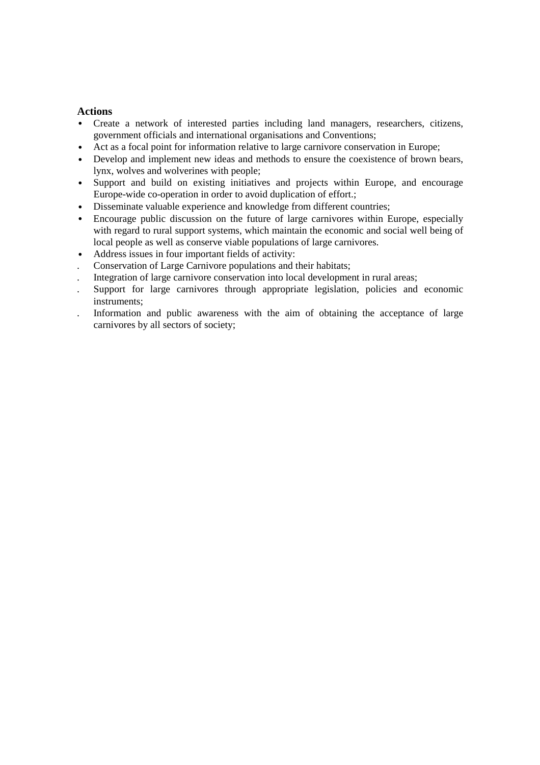**Actions**

- Create a network of interested parties including land managers, researchers, citizens, government officials and international organisations and Conventions;
- Act as a focal point for information relative to large carnivore conservation in Europe;
- Develop and implement new ideas and methods to ensure the coexistence of brown bears, lynx, wolves and wolverines with people;
- Support and build on existing initiatives and projects within Europe, and encourage Europe-wide co-operation in order to avoid duplication of effort.;
- Disseminate valuable experience and knowledge from different countries;
- Encourage public discussion on the future of large carnivores within Europe, especially with regard to rural support systems, which maintain the economic and social well being of local people as well as conserve viable populations of large carnivores.
- Address issues in four important fields of activity:

. Conservation of Large Carnivore populations and their habitats;

. Integration of large carnivore conservation into local development in rural areas;

. Support for large carnivores through appropriate legislation, policies and economic instruments;

. Information and public awareness with the aim of obtaining the acceptance of large carnivores by all sectors of society;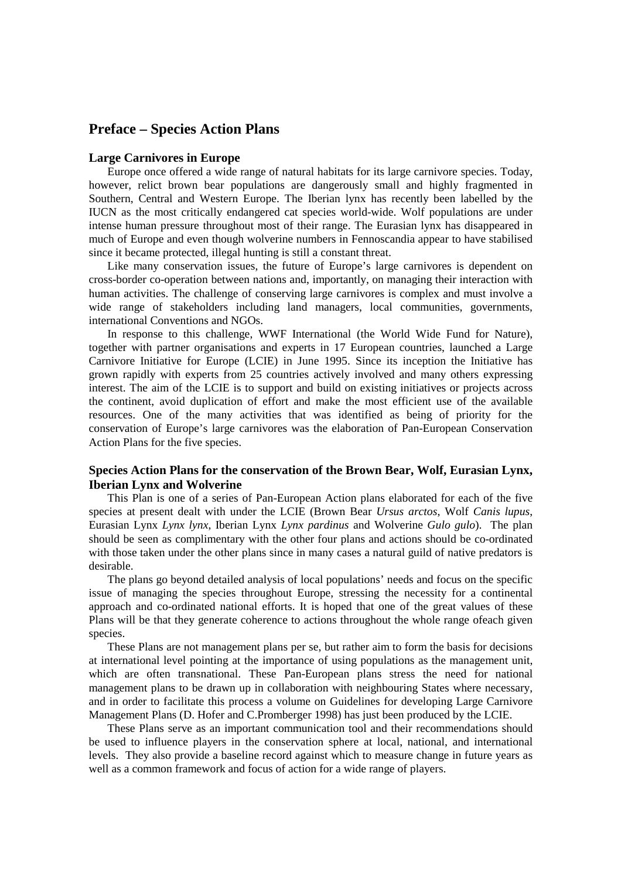## Preface – Species Action Plans

### Large Carnivores in Europe

Europe once offered a wide range of natural habitats for its large carnivore species. Today, however, relict brown bear populations are dangerously small and highly fragmented in Southern, Central and Western Europe. The Iberian lynx has recently been labelled by the IUCN as the most critically endangered cat species world-wide. Wolf populations are under intense human pressure throughout most of their range. The Eurasian lynx has disappeared in much of Europe and even though wolverine numbers in Fennoscandia appear to have stabilised since it became protected, illegal hunting is still a constant threat.

Like many conservation issues, the future of Europe's large carnivores is dependent on cross-border co-operation between nations and, importantly, on managing their interaction with human activities. The challenge of conserving large carnivores is complex and must involve a wide range of stakeholders including land managers, local communities, governments, international Conventions and NGOs.

In response to this challenge, WWF International (the World Wide Fund for Nature), together with partner organisations and experts in 17 European countries, launched a Large Carnivore Initiative for Europe (LCIE) in June 1995. Since its inception the Initiative has grown rapidly with experts from 25 countries actively involved and many others expressing interest. The aim of the LCIE is to support and build on existing initiatives or projects across the continent, avoid duplication of effort and make the most efficient use of the available resources. One of the many activities that was identified as being of priority for the conservation of Europe's large carnivores was the elaboration of Pan-European Conservation Action Plans for the five species.

### Species Action Plans for the conservation of the Brown Bear, Wolf, Eurasian Lynx, Iberian Lynx and Wolverine

This Plan is one of a series of Pan-European Action plans elaborated for each of the five species at present dealt with under the LCIE (Brown Bear *Ursus arctos*, Wolf *Canis lupus*, Eurasian Lynx *Lynx lynx*, Iberian Lynx *Lynx pardinus* and Wolverine *Gulo gulo*). The plan should be seen as complimentary with the other four plans and actions should be co-ordinated with those taken under the other plans since in many cases a natural guild of native predators is desirable.

The plans go beyond detailed analysis of local populations' needs and focus on the specific issue of managing the species throughout Europe, stressing the necessity for a continental approach and co-ordinated national efforts. It is hoped that one of the great values of these Plans will be that they generate coherence to actions throughout the whole range ofeach given species.

These Plans are not management plans per se, but rather aim to form the basis for decisions at international level pointing at the importance of using populations as the management unit, which are often transnational. These Pan-European plans stress the need for national management plans to be drawn up in collaboration with neighbouring States where necessary, and in order to facilitate this process a volume on Guidelines for developing Large Carnivore Management Plans (D. Hofer and C.Promberger 1998) has just been produced by the LCIE.

These Plans serve as an important communication tool and their recommendations should be used to influence players in the conservation sphere at local, national, and international levels. They also provide a baseline record against which to measure change in future years as well as a common framework and focus of action for a wide range of players.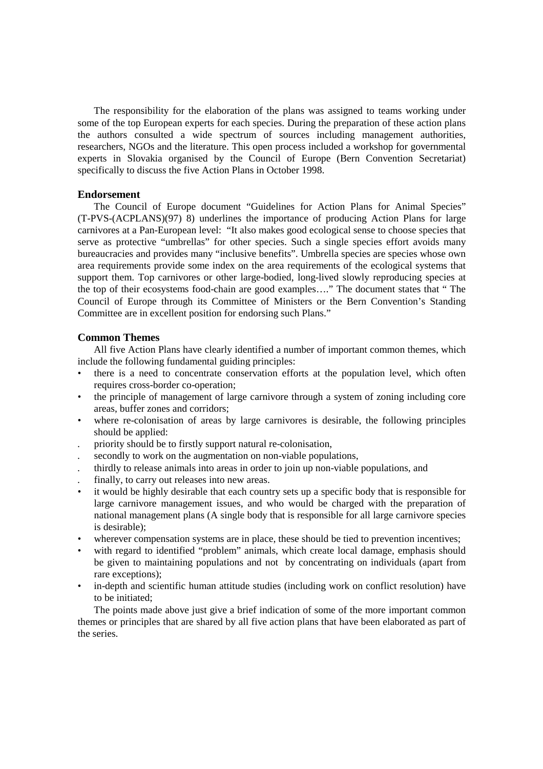The responsibility for the elaboration of the plans was assigned to teams working under some of the top European experts for each species. During the preparation of these action plans the authors consulted a wide spectrum of sources including management authorities, researchers, NGOs and the literature. This open process included a workshop for governmental experts in Slovakia organised by the Council of Europe (Bern Convention Secretariat) specifically to discuss the five Action Plans in October 1998.

### Endorsement

The Council of Europe document "Guidelines for Action Plans for Animal Species" (T-PVS-(ACPLANS)(97) 8) underlines the importance of producing Action Plans for large carnivores at a Pan-European level: "It also makes good ecological sense to choose species that serve as protective "umbrellas" for other species. Such a single species effort avoids many bureaucracies and provides many "inclusive benefits". Umbrella species are species whose own area requirements provide some index on the area requirements of the ecological systems that support them. Top carnivores or other large-bodied, long-lived slowly reproducing species at the top of their ecosystems food-chain are good examples…." The document states that " The Council of Europe through its Committee of Ministers or the Bern Convention's Standing Committee are in excellent position for endorsing such Plans."

### Common Themes

All five Action Plans have clearly identified a number of important common themes, which include the following fundamental guiding principles:

- there is a need to concentrate conservation efforts at the population level, which often requires cross-border co-operation;
- the principle of management of large carnivore through a system of zoning including core areas, buffer zones and corridors;
- where re-colonisation of areas by large carnivores is desirable, the following principles should be applied:
  - priority should be to firstly support natural re-colonisation,
  - secondly to work on the augmentation on non-viable populations,
  - thirdly to release animals into areas in order to join up non-viable populations, and
  - finally, to carry out releases into new areas.
- it would be highly desirable that each country sets up a specific body that is responsible for large carnivore management issues, and who would be charged with the preparation of national management plans (A single body that is responsible for all large carnivore species is desirable);
- wherever compensation systems are in place, these should be tied to prevention incentives;
- with regard to identified "problem" animals, which create local damage, emphasis should be given to maintaining populations and not by concentrating on individuals (apart from rare exceptions);
- in-depth and scientific human attitude studies (including work on conflict resolution) have to be initiated;

The points made above just give a brief indication of some of the more important common themes or principles that are shared by all five action plans that have been elaborated as part of the series.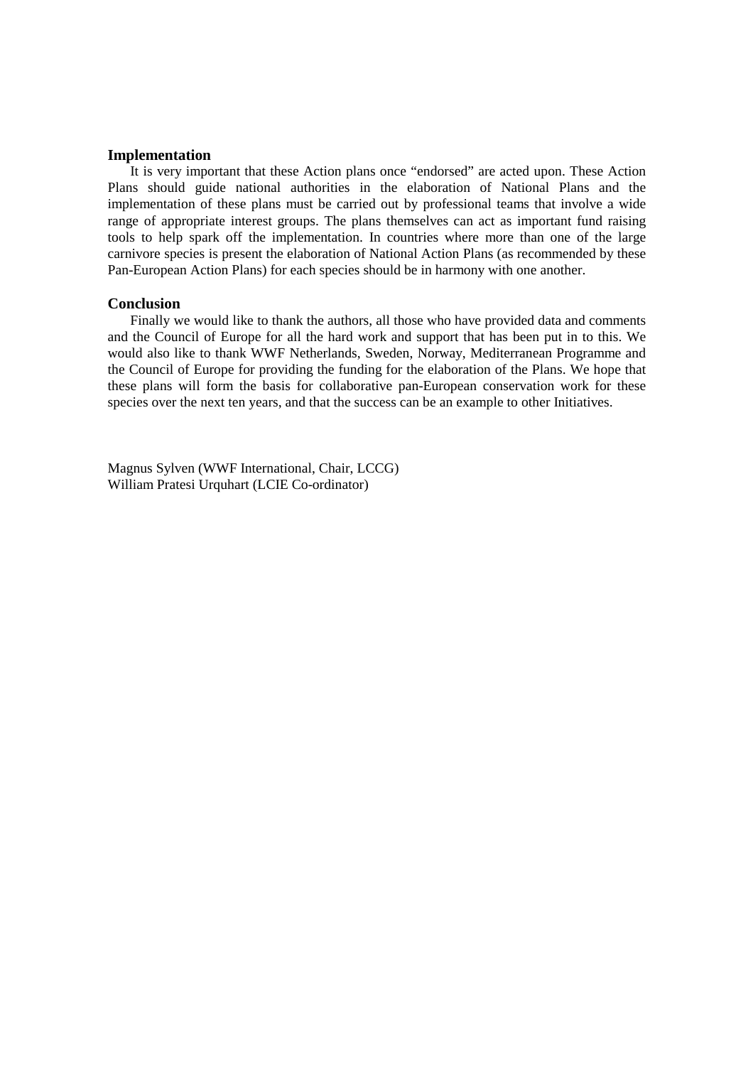### Implementation

It is very important that these Action plans once "endorsed" are acted upon. These Action Plans should guide national authorities in the elaboration of National Plans and the implementation of these plans must be carried out by professional teams that involve a wide range of appropriate interest groups. The plans themselves can act as important fund raising tools to help spark off the implementation. In countries where more than one of the large carnivore species is present the elaboration of National Action Plans (as recommended by these Pan-European Action Plans) for each species should be in harmony with one another.

### Conclusion

Finally we would like to thank the authors, all those who have provided data and comments and the Council of Europe for all the hard work and support that has been put in to this. We would also like to thank WWF Netherlands, Sweden, Norway, Mediterranean Programme and the Council of Europe for providing the funding for the elaboration of the Plans. We hope that these plans will form the basis for collaborative pan-European conservation work for these species over the next ten years, and that the success can be an example to other Initiatives.

Magnus Sylven (WWF International, Chair, LCCG)
William Pratesi Urquhart (LCIE Co-ordinator)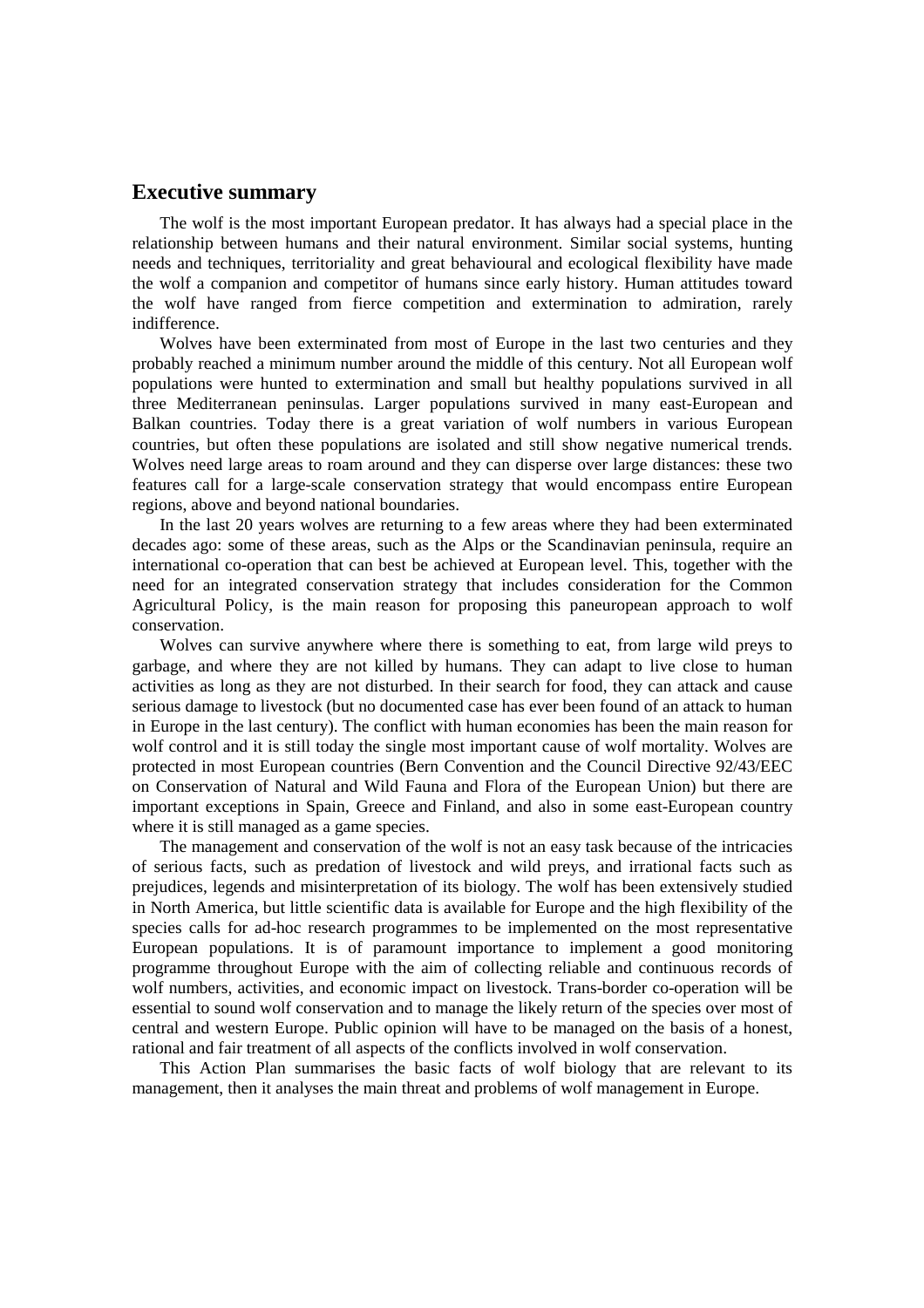## Executive summary

The wolf is the most important European predator. It has always had a special place in the relationship between humans and their natural environment. Similar social systems, hunting needs and techniques, territoriality and great behavioural and ecological flexibility have made the wolf a companion and competitor of humans since early history. Human attitudes toward the wolf have ranged from fierce competition and extermination to admiration, rarely indifference.

Wolves have been exterminated from most of Europe in the last two centuries and they probably reached a minimum number around the middle of this century. Not all European wolf populations were hunted to extermination and small but healthy populations survived in all three Mediterranean peninsulas. Larger populations survived in many east-European and Balkan countries. Today there is a great variation of wolf numbers in various European countries, but often these populations are isolated and still show negative numerical trends. Wolves need large areas to roam around and they can disperse over large distances: these two features call for a large-scale conservation strategy that would encompass entire European regions, above and beyond national boundaries.

In the last 20 years wolves are returning to a few areas where they had been exterminated decades ago: some of these areas, such as the Alps or the Scandinavian peninsula, require an international co-operation that can best be achieved at European level. This, together with the need for an integrated conservation strategy that includes consideration for the Common Agricultural Policy, is the main reason for proposing this paneuropean approach to wolf conservation.

Wolves can survive anywhere where there is something to eat, from large wild preys to garbage, and where they are not killed by humans. They can adapt to live close to human activities as long as they are not disturbed. In their search for food, they can attack and cause serious damage to livestock (but no documented case has ever been found of an attack to human in Europe in the last century). The conflict with human economies has been the main reason for wolf control and it is still today the single most important cause of wolf mortality. Wolves are protected in most European countries (Bern Convention and the Council Directive 92/43/EEC on Conservation of Natural and Wild Fauna and Flora of the European Union) but there are important exceptions in Spain, Greece and Finland, and also in some east-European country where it is still managed as a game species.

The management and conservation of the wolf is not an easy task because of the intricacies of serious facts, such as predation of livestock and wild preys, and irrational facts such as prejudices, legends and misinterpretation of its biology. The wolf has been extensively studied in North America, but little scientific data is available for Europe and the high flexibility of the species calls for ad-hoc research programmes to be implemented on the most representative European populations. It is of paramount importance to implement a good monitoring programme throughout Europe with the aim of collecting reliable and continuous records of wolf numbers, activities, and economic impact on livestock. Trans-border co-operation will be essential to sound wolf conservation and to manage the likely return of the species over most of central and western Europe. Public opinion will have to be managed on the basis of a honest, rational and fair treatment of all aspects of the conflicts involved in wolf conservation.

This Action Plan summarises the basic facts of wolf biology that are relevant to its management, then it analyses the main threat and problems of wolf management in Europe.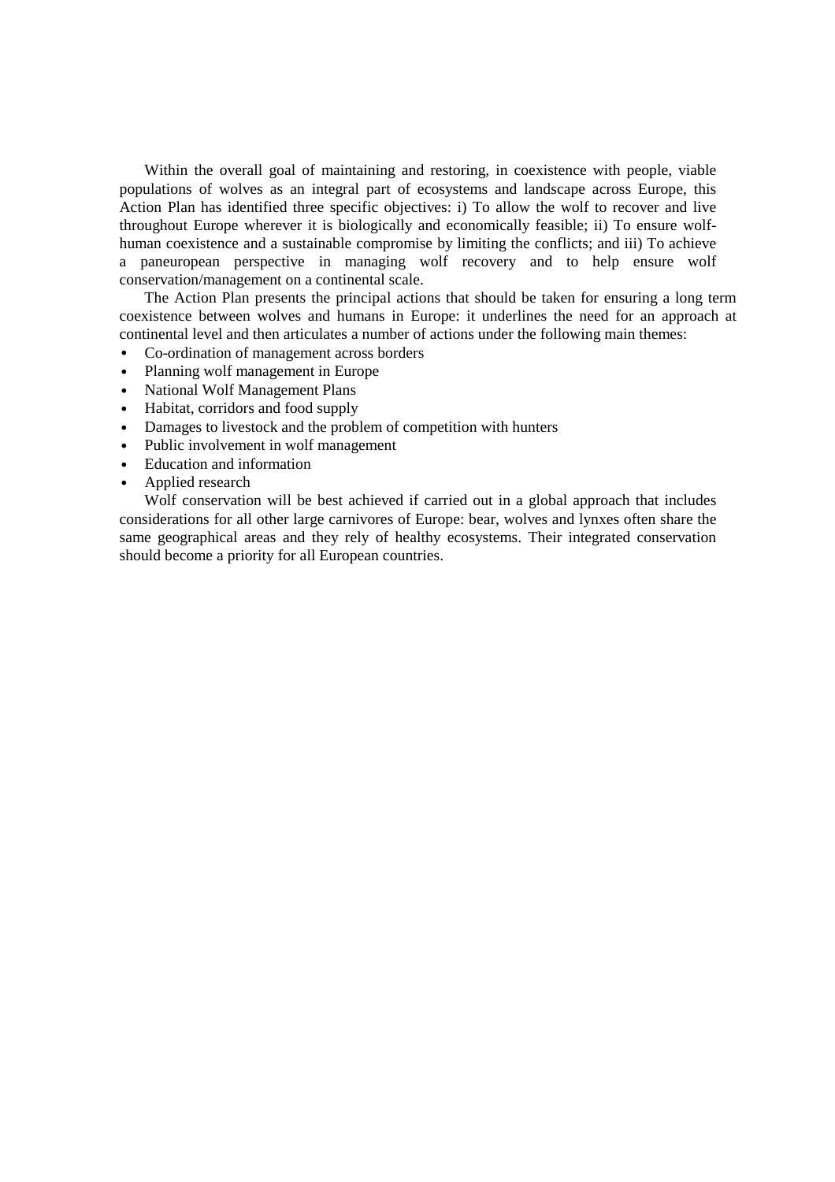Within the overall goal of maintaining and restoring, in coexistence with people, viable populations of wolves as an integral part of ecosystems and landscape across Europe, this Action Plan has identified three specific objectives: i) To allow the wolf to recover and live throughout Europe wherever it is biologically and economically feasible; ii) To ensure wolf-human coexistence and a sustainable compromise by limiting the conflicts; and iii) To achieve a paneuropean perspective in managing wolf recovery and to help ensure wolf conservation/management on a continental scale.

The Action Plan presents the principal actions that should be taken for ensuring a long term coexistence between wolves and humans in Europe: it underlines the need for an approach at continental level and then articulates a number of actions under the following main themes:

- Co-ordination of management across borders
- Planning wolf management in Europe
- National Wolf Management Plans
- Habitat, corridors and food supply
- Damages to livestock and the problem of competition with hunters
- Public involvement in wolf management
- Education and information
- Applied research

Wolf conservation will be best achieved if carried out in a global approach that includes considerations for all other large carnivores of Europe: bear, wolves and lynxes often share the same geographical areas and they rely of healthy ecosystems. Their integrated conservation should become a priority for all European countries.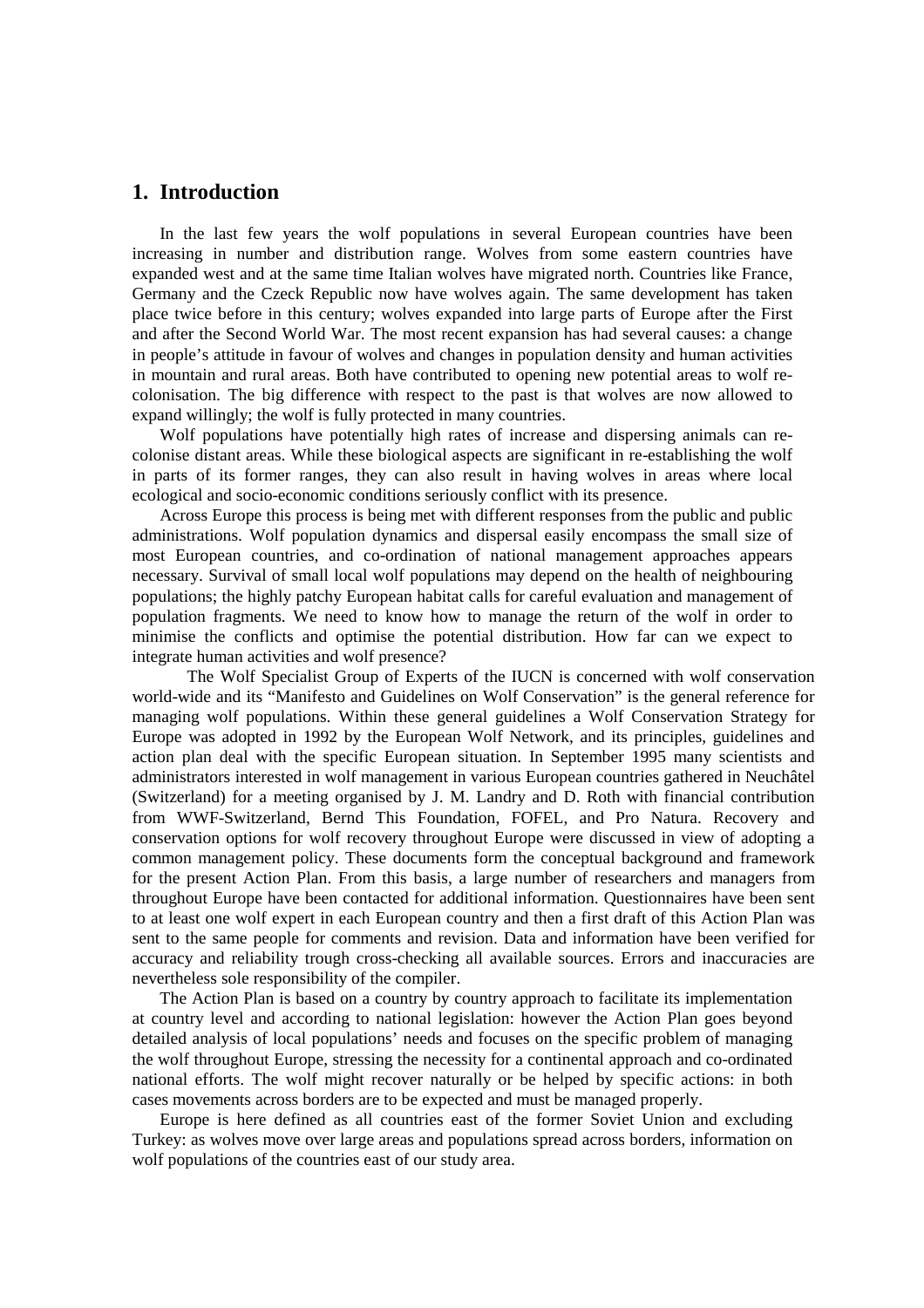## 1. Introduction

In the last few years the wolf populations in several European countries have been increasing in number and distribution range. Wolves from some eastern countries have expanded west and at the same time Italian wolves have migrated north. Countries like France, Germany and the Czeck Republic now have wolves again. The same development has taken place twice before in this century; wolves expanded into large parts of Europe after the First and after the Second World War. The most recent expansion has had several causes: a change in people's attitude in favour of wolves and changes in population density and human activities in mountain and rural areas. Both have contributed to opening new potential areas to wolf re-colonisation. The big difference with respect to the past is that wolves are now allowed to expand willingly; the wolf is fully protected in many countries.

Wolf populations have potentially high rates of increase and dispersing animals can re-colonise distant areas. While these biological aspects are significant in re-establishing the wolf in parts of its former ranges, they can also result in having wolves in areas where local ecological and socio-economic conditions seriously conflict with its presence.

Across Europe this process is being met with different responses from the public and public administrations. Wolf population dynamics and dispersal easily encompass the small size of most European countries, and co-ordination of national management approaches appears necessary. Survival of small local wolf populations may depend on the health of neighbouring populations; the highly patchy European habitat calls for careful evaluation and management of population fragments. We need to know how to manage the return of the wolf in order to minimise the conflicts and optimise the potential distribution. How far can we expect to integrate human activities and wolf presence?

The Wolf Specialist Group of Experts of the IUCN is concerned with wolf conservation world-wide and its "Manifesto and Guidelines on Wolf Conservation" is the general reference for managing wolf populations. Within these general guidelines a Wolf Conservation Strategy for Europe was adopted in 1992 by the European Wolf Network, and its principles, guidelines and action plan deal with the specific European situation. In September 1995 many scientists and administrators interested in wolf management in various European countries gathered in Neuchâtel (Switzerland) for a meeting organised by J. M. Landry and D. Roth with financial contribution from WWF-Switzerland, Bernd This Foundation, FOFEL, and Pro Natura. Recovery and conservation options for wolf recovery throughout Europe were discussed in view of adopting a common management policy. These documents form the conceptual background and framework for the present Action Plan. From this basis, a large number of researchers and managers from throughout Europe have been contacted for additional information. Questionnaires have been sent to at least one wolf expert in each European country and then a first draft of this Action Plan was sent to the same people for comments and revision. Data and information have been verified for accuracy and reliability trough cross-checking all available sources. Errors and inaccuracies are nevertheless sole responsibility of the compiler.

The Action Plan is based on a country by country approach to facilitate its implementation at country level and according to national legislation: however the Action Plan goes beyond detailed analysis of local populations' needs and focuses on the specific problem of managing the wolf throughout Europe, stressing the necessity for a continental approach and co-ordinated national efforts. The wolf might recover naturally or be helped by specific actions: in both cases movements across borders are to be expected and must be managed properly.

Europe is here defined as all countries east of the former Soviet Union and excluding Turkey: as wolves move over large areas and populations spread across borders, information on wolf populations of the countries east of our study area.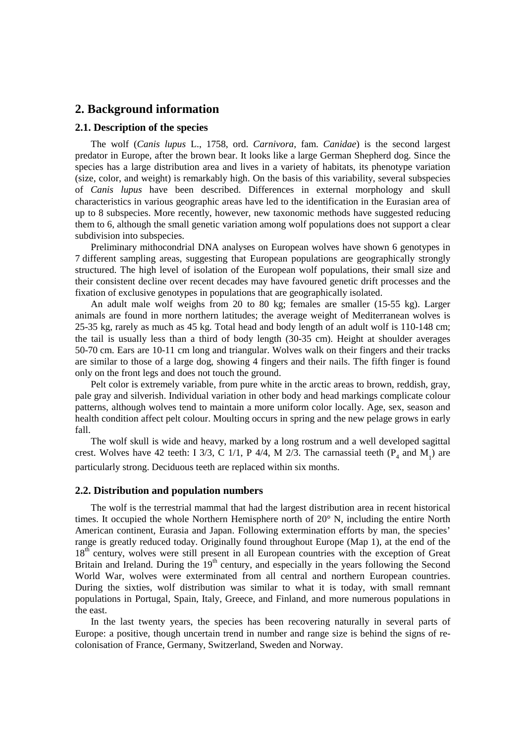## 2. Background information

### 2.1. Description of the species

The wolf (*Canis lupus* L., 1758, ord. *Carnivora*, fam. *Canidae*) is the second largest predator in Europe, after the brown bear. It looks like a large German Shepherd dog. Since the species has a large distribution area and lives in a variety of habitats, its phenotype variation (size, color, and weight) is remarkably high. On the basis of this variability, several subspecies of *Canis lupus* have been described. Differences in external morphology and skull characteristics in various geographic areas have led to the identification in the Eurasian area of up to 8 subspecies. More recently, however, new taxonomic methods have suggested reducing them to 6, although the small genetic variation among wolf populations does not support a clear subdivision into subspecies.

Preliminary mithocondrial DNA analyses on European wolves have shown 6 genotypes in 7 different sampling areas, suggesting that European populations are geographically strongly structured. The high level of isolation of the European wolf populations, their small size and their consistent decline over recent decades may have favoured genetic drift processes and the fixation of exclusive genotypes in populations that are geographically isolated.

An adult male wolf weighs from 20 to 80 kg; females are smaller (15-55 kg). Larger animals are found in more northern latitudes; the average weight of Mediterranean wolves is 25-35 kg, rarely as much as 45 kg. Total head and body length of an adult wolf is 110-148 cm; the tail is usually less than a third of body length (30-35 cm). Height at shoulder averages 50-70 cm. Ears are 10-11 cm long and triangular. Wolves walk on their fingers and their tracks are similar to those of a large dog, showing 4 fingers and their nails. The fifth finger is found only on the front legs and does not touch the ground.

Pelt color is extremely variable, from pure white in the arctic areas to brown, reddish, gray, pale gray and silverish. Individual variation in other body and head markings complicate colour patterns, although wolves tend to maintain a more uniform color locally. Age, sex, season and health condition affect pelt colour. Moulting occurs in spring and the new pelage grows in early fall.

The wolf skull is wide and heavy, marked by a long rostrum and a well developed sagittal crest. Wolves have 42 teeth: I 3/3, C 1/1, P 4/4, M 2/3. The carnassial teeth ($P_4$ and $M_1$) are particularly strong. Deciduous teeth are replaced within six months.

### 2.2. Distribution and population numbers

The wolf is the terrestrial mammal that had the largest distribution area in recent historical times. It occupied the whole Northern Hemisphere north of 20° N, including the entire North American continent, Eurasia and Japan. Following extermination efforts by man, the species' range is greatly reduced today. Originally found throughout Europe (Map 1), at the end of the 18th century, wolves were still present in all European countries with the exception of Great Britain and Ireland. During the 19th century, and especially in the years following the Second World War, wolves were exterminated from all central and northern European countries. During the sixties, wolf distribution was similar to what it is today, with small remnant populations in Portugal, Spain, Italy, Greece, and Finland, and more numerous populations in the east.

In the last twenty years, the species has been recovering naturally in several parts of Europe: a positive, though uncertain trend in number and range size is behind the signs of re-colonisation of France, Germany, Switzerland, Sweden and Norway.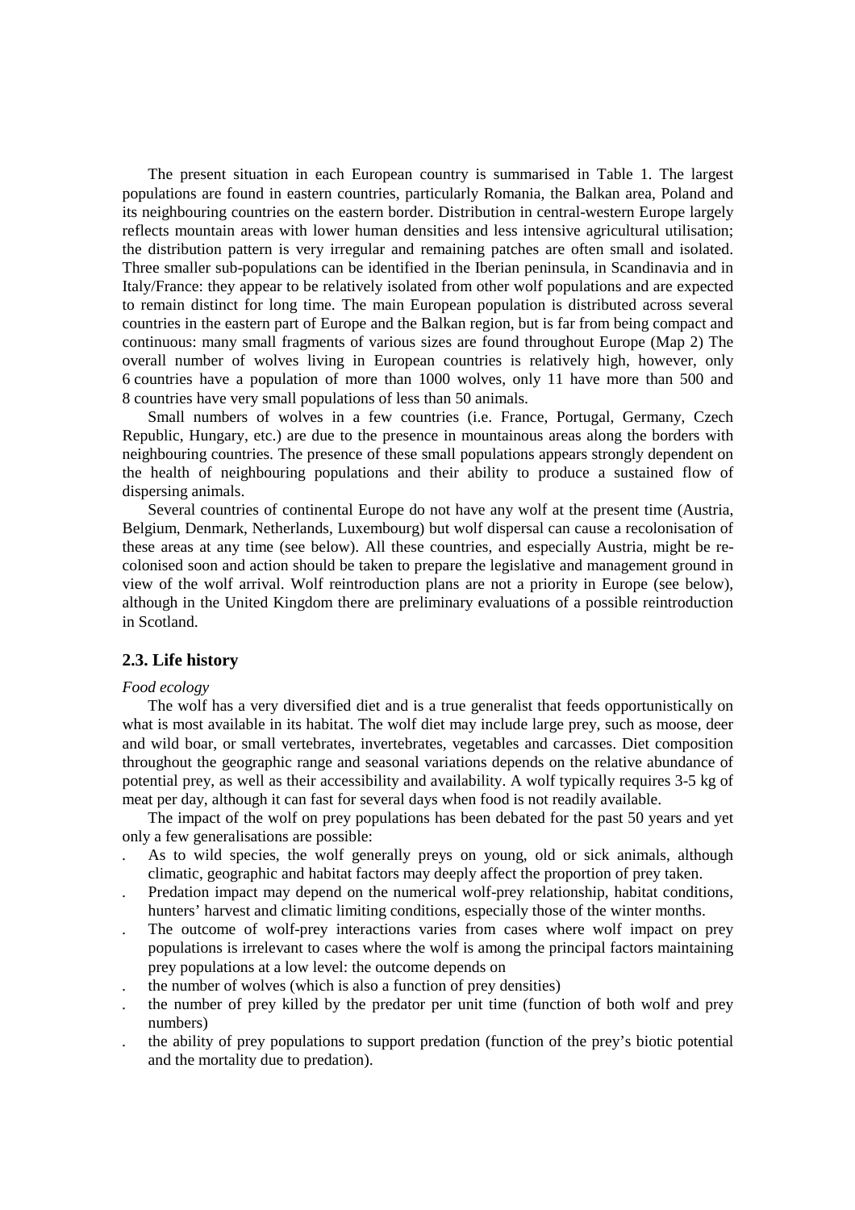The present situation in each European country is summarised in Table 1. The largest populations are found in eastern countries, particularly Romania, the Balkan area, Poland and its neighbouring countries on the eastern border. Distribution in central-western Europe largely reflects mountain areas with lower human densities and less intensive agricultural utilisation; the distribution pattern is very irregular and remaining patches are often small and isolated. Three smaller sub-populations can be identified in the Iberian peninsula, in Scandinavia and in Italy/France: they appear to be relatively isolated from other wolf populations and are expected to remain distinct for long time. The main European population is distributed across several countries in the eastern part of Europe and the Balkan region, but is far from being compact and continuous: many small fragments of various sizes are found throughout Europe (Map 2) The overall number of wolves living in European countries is relatively high, however, only 6 countries have a population of more than 1000 wolves, only 11 have more than 500 and 8 countries have very small populations of less than 50 animals.

Small numbers of wolves in a few countries (i.e. France, Portugal, Germany, Czech Republic, Hungary, etc.) are due to the presence in mountainous areas along the borders with neighbouring countries. The presence of these small populations appears strongly dependent on the health of neighbouring populations and their ability to produce a sustained flow of dispersing animals.

Several countries of continental Europe do not have any wolf at the present time (Austria, Belgium, Denmark, Netherlands, Luxembourg) but wolf dispersal can cause a recolonisation of these areas at any time (see below). All these countries, and especially Austria, might be re-colonised soon and action should be taken to prepare the legislative and management ground in view of the wolf arrival. Wolf reintroduction plans are not a priority in Europe (see below), although in the United Kingdom there are preliminary evaluations of a possible reintroduction in Scotland.

## 2.3. Life history

*Food ecology*

The wolf has a very diversified diet and is a true generalist that feeds opportunistically on what is most available in its habitat. The wolf diet may include large prey, such as moose, deer and wild boar, or small vertebrates, invertebrates, vegetables and carcasses. Diet composition throughout the geographic range and seasonal variations depends on the relative abundance of potential prey, as well as their accessibility and availability. A wolf typically requires 3-5 kg of meat per day, although it can fast for several days when food is not readily available.

The impact of the wolf on prey populations has been debated for the past 50 years and yet only a few generalisations are possible:

- As to wild species, the wolf generally preys on young, old or sick animals, although climatic, geographic and habitat factors may deeply affect the proportion of prey taken.
- Predation impact may depend on the numerical wolf-prey relationship, habitat conditions, hunters' harvest and climatic limiting conditions, especially those of the winter months.
- The outcome of wolf-prey interactions varies from cases where wolf impact on prey populations is irrelevant to cases where the wolf is among the principal factors maintaining prey populations at a low level: the outcome depends on
- the number of wolves (which is also a function of prey densities)
- the number of prey killed by the predator per unit time (function of both wolf and prey numbers)
- the ability of prey populations to support predation (function of the prey's biotic potential and the mortality due to predation).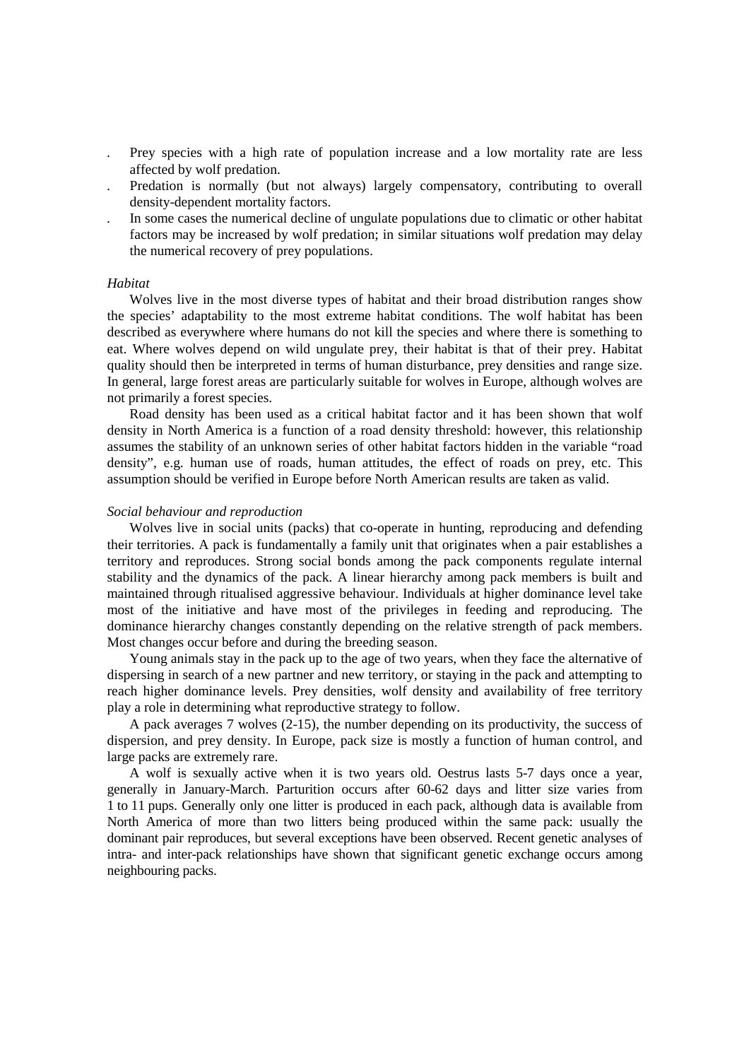- Prey species with a high rate of population increase and a low mortality rate are less affected by wolf predation.
- Predation is normally (but not always) largely compensatory, contributing to overall density-dependent mortality factors.
- In some cases the numerical decline of ungulate populations due to climatic or other habitat factors may be increased by wolf predation; in similar situations wolf predation may delay the numerical recovery of prey populations.

*Habitat*

Wolves live in the most diverse types of habitat and their broad distribution ranges show the species' adaptability to the most extreme habitat conditions. The wolf habitat has been described as everywhere where humans do not kill the species and where there is something to eat. Where wolves depend on wild ungulate prey, their habitat is that of their prey. Habitat quality should then be interpreted in terms of human disturbance, prey densities and range size. In general, large forest areas are particularly suitable for wolves in Europe, although wolves are not primarily a forest species.

Road density has been used as a critical habitat factor and it has been shown that wolf density in North America is a function of a road density threshold: however, this relationship assumes the stability of an unknown series of other habitat factors hidden in the variable "road density", e.g. human use of roads, human attitudes, the effect of roads on prey, etc. This assumption should be verified in Europe before North American results are taken as valid.

*Social behaviour and reproduction*

Wolves live in social units (packs) that co-operate in hunting, reproducing and defending their territories. A pack is fundamentally a family unit that originates when a pair establishes a territory and reproduces. Strong social bonds among the pack components regulate internal stability and the dynamics of the pack. A linear hierarchy among pack members is built and maintained through ritualised aggressive behaviour. Individuals at higher dominance level take most of the initiative and have most of the privileges in feeding and reproducing. The dominance hierarchy changes constantly depending on the relative strength of pack members. Most changes occur before and during the breeding season.

Young animals stay in the pack up to the age of two years, when they face the alternative of dispersing in search of a new partner and new territory, or staying in the pack and attempting to reach higher dominance levels. Prey densities, wolf density and availability of free territory play a role in determining what reproductive strategy to follow.

A pack averages 7 wolves (2-15), the number depending on its productivity, the success of dispersion, and prey density. In Europe, pack size is mostly a function of human control, and large packs are extremely rare.

A wolf is sexually active when it is two years old. Oestrus lasts 5-7 days once a year, generally in January-March. Parturition occurs after 60-62 days and litter size varies from 1 to 11 pups. Generally only one litter is produced in each pack, although data is available from North America of more than two litters being produced within the same pack: usually the dominant pair reproduces, but several exceptions have been observed. Recent genetic analyses of intra- and inter-pack relationships have shown that significant genetic exchange occurs among neighbouring packs.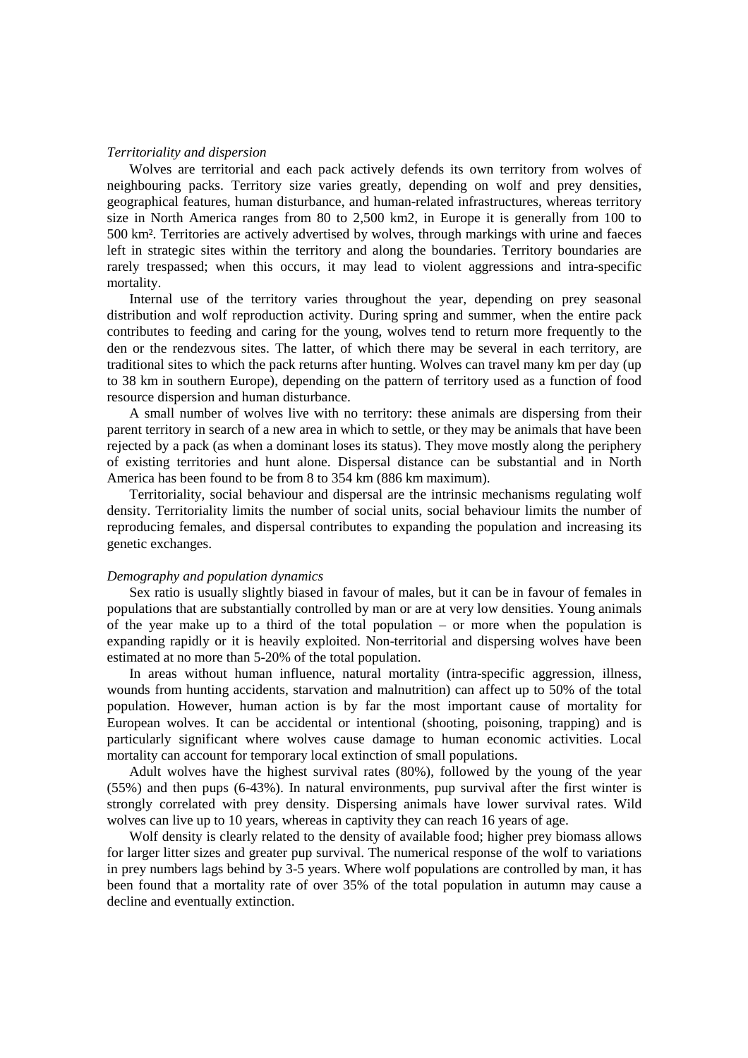*Territoriality and dispersion*

Wolves are territorial and each pack actively defends its own territory from wolves of neighbouring packs. Territory size varies greatly, depending on wolf and prey densities, geographical features, human disturbance, and human-related infrastructures, whereas territory size in North America ranges from 80 to 2,500 km2, in Europe it is generally from 100 to 500 km². Territories are actively advertised by wolves, through markings with urine and faeces left in strategic sites within the territory and along the boundaries. Territory boundaries are rarely trespassed; when this occurs, it may lead to violent aggressions and intra-specific mortality.

Internal use of the territory varies throughout the year, depending on prey seasonal distribution and wolf reproduction activity. During spring and summer, when the entire pack contributes to feeding and caring for the young, wolves tend to return more frequently to the den or the rendezvous sites. The latter, of which there may be several in each territory, are traditional sites to which the pack returns after hunting. Wolves can travel many km per day (up to 38 km in southern Europe), depending on the pattern of territory used as a function of food resource dispersion and human disturbance.

A small number of wolves live with no territory: these animals are dispersing from their parent territory in search of a new area in which to settle, or they may be animals that have been rejected by a pack (as when a dominant loses its status). They move mostly along the periphery of existing territories and hunt alone. Dispersal distance can be substantial and in North America has been found to be from 8 to 354 km (886 km maximum).

Territoriality, social behaviour and dispersal are the intrinsic mechanisms regulating wolf density. Territoriality limits the number of social units, social behaviour limits the number of reproducing females, and dispersal contributes to expanding the population and increasing its genetic exchanges.

*Demography and population dynamics*

Sex ratio is usually slightly biased in favour of males, but it can be in favour of females in populations that are substantially controlled by man or are at very low densities. Young animals of the year make up to a third of the total population – or more when the population is expanding rapidly or it is heavily exploited. Non-territorial and dispersing wolves have been estimated at no more than 5-20% of the total population.

In areas without human influence, natural mortality (intra-specific aggression, illness, wounds from hunting accidents, starvation and malnutrition) can affect up to 50% of the total population. However, human action is by far the most important cause of mortality for European wolves. It can be accidental or intentional (shooting, poisoning, trapping) and is particularly significant where wolves cause damage to human economic activities. Local mortality can account for temporary local extinction of small populations.

Adult wolves have the highest survival rates (80%), followed by the young of the year (55%) and then pups (6-43%). In natural environments, pup survival after the first winter is strongly correlated with prey density. Dispersing animals have lower survival rates. Wild wolves can live up to 10 years, whereas in captivity they can reach 16 years of age.

Wolf density is clearly related to the density of available food; higher prey biomass allows for larger litter sizes and greater pup survival. The numerical response of the wolf to variations in prey numbers lags behind by 3-5 years. Where wolf populations are controlled by man, it has been found that a mortality rate of over 35% of the total population in autumn may cause a decline and eventually extinction.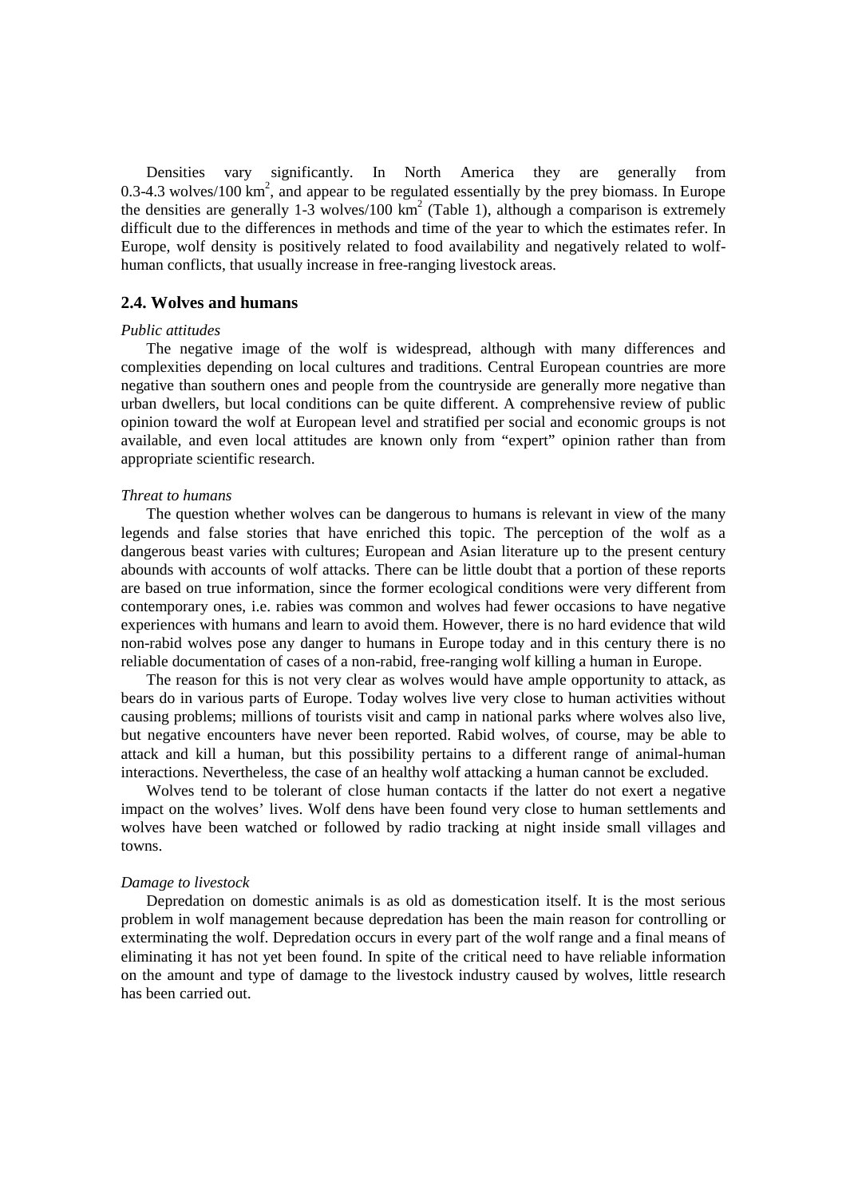Densities vary significantly. In North America they are generally from 0.3-4.3 wolves/100 $km^2$, and appear to be regulated essentially by the prey biomass. In Europe the densities are generally 1-3 wolves/100 $km^2$ (Table 1), although a comparison is extremely difficult due to the differences in methods and time of the year to which the estimates refer. In Europe, wolf density is positively related to food availability and negatively related to wolf-human conflicts, that usually increase in free-ranging livestock areas.

### 2.4. Wolves and humans

*Public attitudes*

The negative image of the wolf is widespread, although with many differences and complexities depending on local cultures and traditions. Central European countries are more negative than southern ones and people from the countryside are generally more negative than urban dwellers, but local conditions can be quite different. A comprehensive review of public opinion toward the wolf at European level and stratified per social and economic groups is not available, and even local attitudes are known only from "expert" opinion rather than from appropriate scientific research.

*Threat to humans*

The question whether wolves can be dangerous to humans is relevant in view of the many legends and false stories that have enriched this topic. The perception of the wolf as a dangerous beast varies with cultures; European and Asian literature up to the present century abounds with accounts of wolf attacks. There can be little doubt that a portion of these reports are based on true information, since the former ecological conditions were very different from contemporary ones, i.e. rabies was common and wolves had fewer occasions to have negative experiences with humans and learn to avoid them. However, there is no hard evidence that wild non-rabid wolves pose any danger to humans in Europe today and in this century there is no reliable documentation of cases of a non-rabid, free-ranging wolf killing a human in Europe.

The reason for this is not very clear as wolves would have ample opportunity to attack, as bears do in various parts of Europe. Today wolves live very close to human activities without causing problems; millions of tourists visit and camp in national parks where wolves also live, but negative encounters have never been reported. Rabid wolves, of course, may be able to attack and kill a human, but this possibility pertains to a different range of animal-human interactions. Nevertheless, the case of an healthy wolf attacking a human cannot be excluded.

Wolves tend to be tolerant of close human contacts if the latter do not exert a negative impact on the wolves' lives. Wolf dens have been found very close to human settlements and wolves have been watched or followed by radio tracking at night inside small villages and towns.

*Damage to livestock*

Depredation on domestic animals is as old as domestication itself. It is the most serious problem in wolf management because depredation has been the main reason for controlling or exterminating the wolf. Depredation occurs in every part of the wolf range and a final means of eliminating it has not yet been found. In spite of the critical need to have reliable information on the amount and type of damage to the livestock industry caused by wolves, little research has been carried out.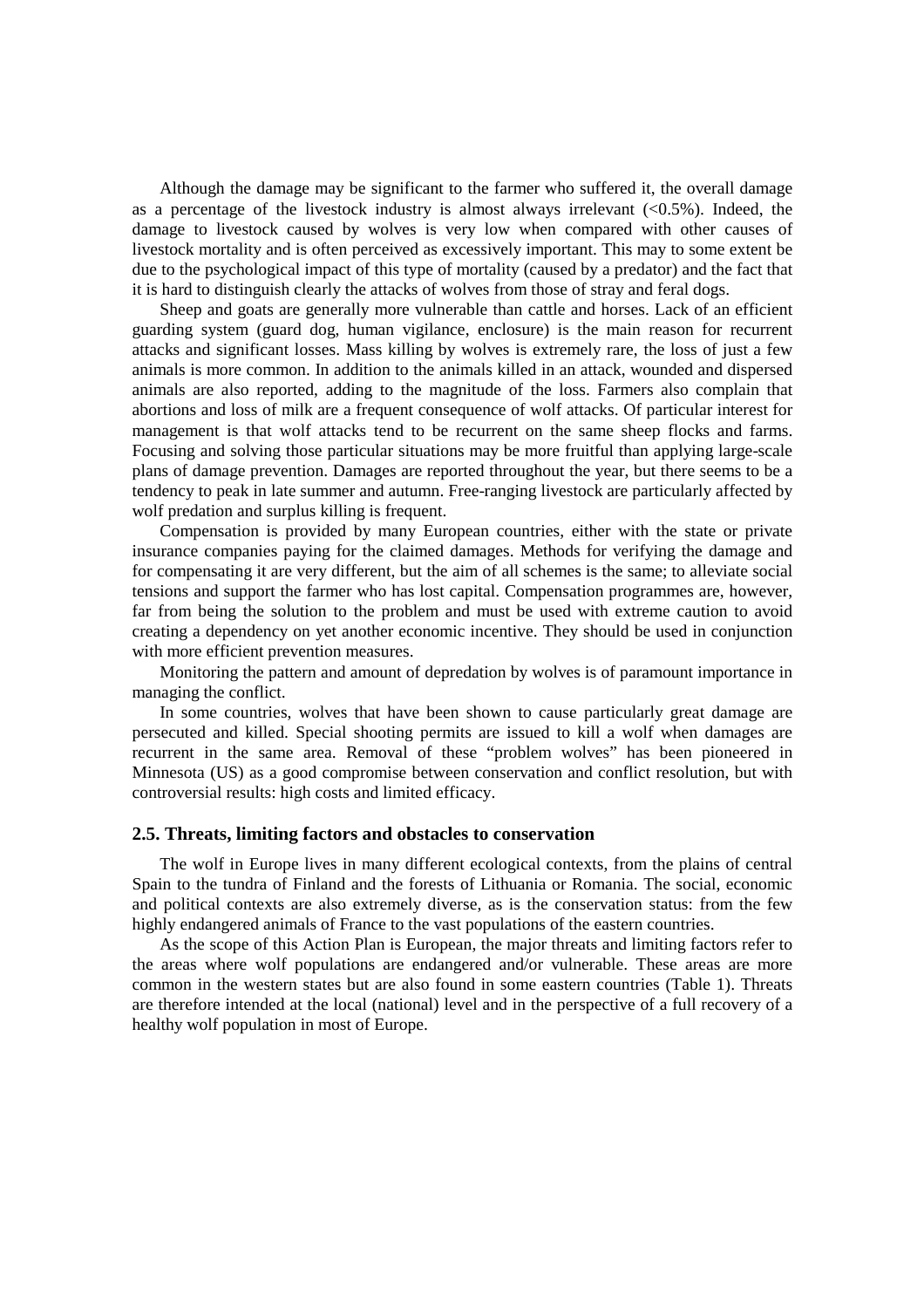Although the damage may be significant to the farmer who suffered it, the overall damage as a percentage of the livestock industry is almost always irrelevant (<0.5%). Indeed, the damage to livestock caused by wolves is very low when compared with other causes of livestock mortality and is often perceived as excessively important. This may to some extent be due to the psychological impact of this type of mortality (caused by a predator) and the fact that it is hard to distinguish clearly the attacks of wolves from those of stray and feral dogs.

Sheep and goats are generally more vulnerable than cattle and horses. Lack of an efficient guarding system (guard dog, human vigilance, enclosure) is the main reason for recurrent attacks and significant losses. Mass killing by wolves is extremely rare, the loss of just a few animals is more common. In addition to the animals killed in an attack, wounded and dispersed animals are also reported, adding to the magnitude of the loss. Farmers also complain that abortions and loss of milk are a frequent consequence of wolf attacks. Of particular interest for management is that wolf attacks tend to be recurrent on the same sheep flocks and farms. Focusing and solving those particular situations may be more fruitful than applying large-scale plans of damage prevention. Damages are reported throughout the year, but there seems to be a tendency to peak in late summer and autumn. Free-ranging livestock are particularly affected by wolf predation and surplus killing is frequent.

Compensation is provided by many European countries, either with the state or private insurance companies paying for the claimed damages. Methods for verifying the damage and for compensating it are very different, but the aim of all schemes is the same; to alleviate social tensions and support the farmer who has lost capital. Compensation programmes are, however, far from being the solution to the problem and must be used with extreme caution to avoid creating a dependency on yet another economic incentive. They should be used in conjunction with more efficient prevention measures.

Monitoring the pattern and amount of depredation by wolves is of paramount importance in managing the conflict.

In some countries, wolves that have been shown to cause particularly great damage are persecuted and killed. Special shooting permits are issued to kill a wolf when damages are recurrent in the same area. Removal of these "problem wolves" has been pioneered in Minnesota (US) as a good compromise between conservation and conflict resolution, but with controversial results: high costs and limited efficacy.

### 2.5. Threats, limiting factors and obstacles to conservation

The wolf in Europe lives in many different ecological contexts, from the plains of central Spain to the tundra of Finland and the forests of Lithuania or Romania. The social, economic and political contexts are also extremely diverse, as is the conservation status: from the few highly endangered animals of France to the vast populations of the eastern countries.

As the scope of this Action Plan is European, the major threats and limiting factors refer to the areas where wolf populations are endangered and/or vulnerable. These areas are more common in the western states but are also found in some eastern countries (Table 1). Threats are therefore intended at the local (national) level and in the perspective of a full recovery of a healthy wolf population in most of Europe.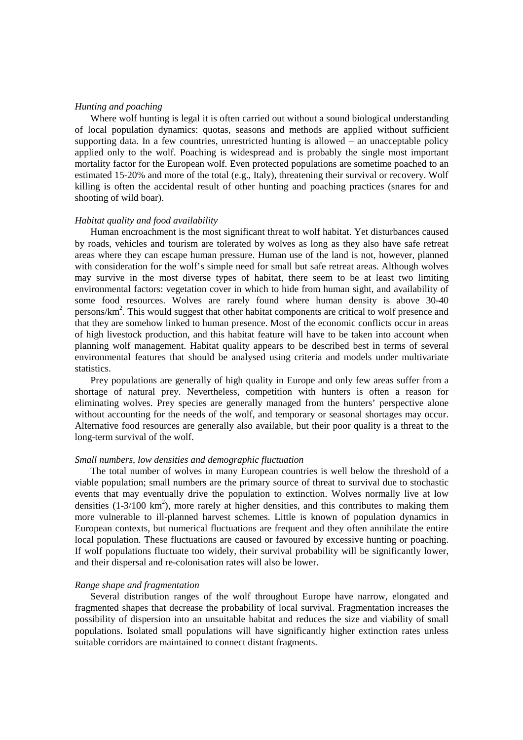*Hunting and poaching*

Where wolf hunting is legal it is often carried out without a sound biological understanding of local population dynamics: quotas, seasons and methods are applied without sufficient supporting data. In a few countries, unrestricted hunting is allowed – an unacceptable policy applied only to the wolf. Poaching is widespread and is probably the single most important mortality factor for the European wolf. Even protected populations are sometime poached to an estimated 15-20% and more of the total (e.g., Italy), threatening their survival or recovery. Wolf killing is often the accidental result of other hunting and poaching practices (snares for and shooting of wild boar).

*Habitat quality and food availability*

Human encroachment is the most significant threat to wolf habitat. Yet disturbances caused by roads, vehicles and tourism are tolerated by wolves as long as they also have safe retreat areas where they can escape human pressure. Human use of the land is not, however, planned with consideration for the wolf's simple need for small but safe retreat areas. Although wolves may survive in the most diverse types of habitat, there seem to be at least two limiting environmental factors: vegetation cover in which to hide from human sight, and availability of some food resources. Wolves are rarely found where human density is above 30-40 persons/km$^2$. This would suggest that other habitat components are critical to wolf presence and that they are somehow linked to human presence. Most of the economic conflicts occur in areas of high livestock production, and this habitat feature will have to be taken into account when planning wolf management. Habitat quality appears to be described best in terms of several environmental features that should be analysed using criteria and models under multivariate statistics.

Prey populations are generally of high quality in Europe and only few areas suffer from a shortage of natural prey. Nevertheless, competition with hunters is often a reason for eliminating wolves. Prey species are generally managed from the hunters' perspective alone without accounting for the needs of the wolf, and temporary or seasonal shortages may occur. Alternative food resources are generally also available, but their poor quality is a threat to the long-term survival of the wolf.

*Small numbers, low densities and demographic fluctuation*

The total number of wolves in many European countries is well below the threshold of a viable population; small numbers are the primary source of threat to survival due to stochastic events that may eventually drive the population to extinction. Wolves normally live at low densities (1-3/100 km$^2$), more rarely at higher densities, and this contributes to making them more vulnerable to ill-planned harvest schemes. Little is known of population dynamics in European contexts, but numerical fluctuations are frequent and they often annihilate the entire local population. These fluctuations are caused or favoured by excessive hunting or poaching. If wolf populations fluctuate too widely, their survival probability will be significantly lower, and their dispersal and re-colonisation rates will also be lower.

*Range shape and fragmentation*

Several distribution ranges of the wolf throughout Europe have narrow, elongated and fragmented shapes that decrease the probability of local survival. Fragmentation increases the possibility of dispersion into an unsuitable habitat and reduces the size and viability of small populations. Isolated small populations will have significantly higher extinction rates unless suitable corridors are maintained to connect distant fragments.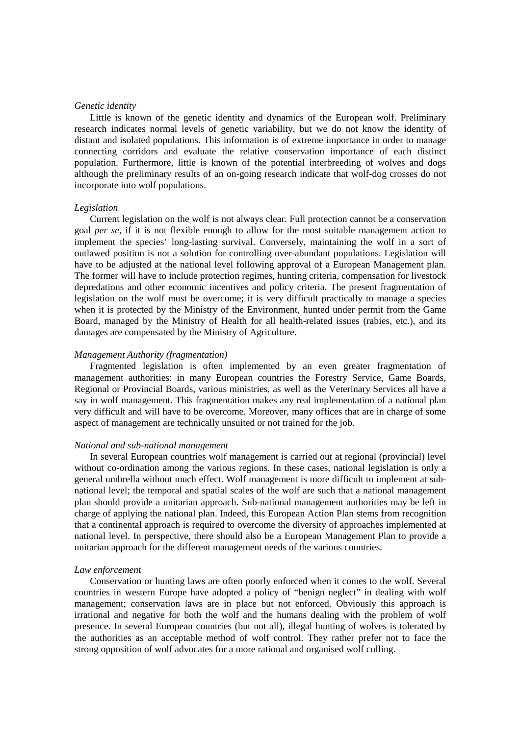*Genetic identity*

Little is known of the genetic identity and dynamics of the European wolf. Preliminary research indicates normal levels of genetic variability, but we do not know the identity of distant and isolated populations. This information is of extreme importance in order to manage connecting corridors and evaluate the relative conservation importance of each distinct population. Furthermore, little is known of the potential interbreeding of wolves and dogs although the preliminary results of an on-going research indicate that wolf-dog crosses do not incorporate into wolf populations.

*Legislation*

Current legislation on the wolf is not always clear. Full protection cannot be a conservation goal *per se*, if it is not flexible enough to allow for the most suitable management action to implement the species' long-lasting survival. Conversely, maintaining the wolf in a sort of outlawed position is not a solution for controlling over-abundant populations. Legislation will have to be adjusted at the national level following approval of a European Management plan. The former will have to include protection regimes, hunting criteria, compensation for livestock depredations and other economic incentives and policy criteria. The present fragmentation of legislation on the wolf must be overcome; it is very difficult practically to manage a species when it is protected by the Ministry of the Environment, hunted under permit from the Game Board, managed by the Ministry of Health for all health-related issues (rabies, etc.), and its damages are compensated by the Ministry of Agriculture.

*Management Authority (fragmentation)*

Fragmented legislation is often implemented by an even greater fragmentation of management authorities: in many European countries the Forestry Service, Game Boards, Regional or Provincial Boards, various ministries, as well as the Veterinary Services all have a say in wolf management. This fragmentation makes any real implementation of a national plan very difficult and will have to be overcome. Moreover, many offices that are in charge of some aspect of management are technically unsuited or not trained for the job.

*National and sub-national management*

In several European countries wolf management is carried out at regional (provincial) level without co-ordination among the various regions. In these cases, national legislation is only a general umbrella without much effect. Wolf management is more difficult to implement at sub-national level; the temporal and spatial scales of the wolf are such that a national management plan should provide a unitarian approach. Sub-national management authorities may be left in charge of applying the national plan. Indeed, this European Action Plan stems from recognition that a continental approach is required to overcome the diversity of approaches implemented at national level. In perspective, there should also be a European Management Plan to provide a unitarian approach for the different management needs of the various countries.

*Law enforcement*

Conservation or hunting laws are often poorly enforced when it comes to the wolf. Several countries in western Europe have adopted a policy of "benign neglect" in dealing with wolf management; conservation laws are in place but not enforced. Obviously this approach is irrational and negative for both the wolf and the humans dealing with the problem of wolf presence. In several European countries (but not all), illegal hunting of wolves is tolerated by the authorities as an acceptable method of wolf control. They rather prefer not to face the strong opposition of wolf advocates for a more rational and organised wolf culling.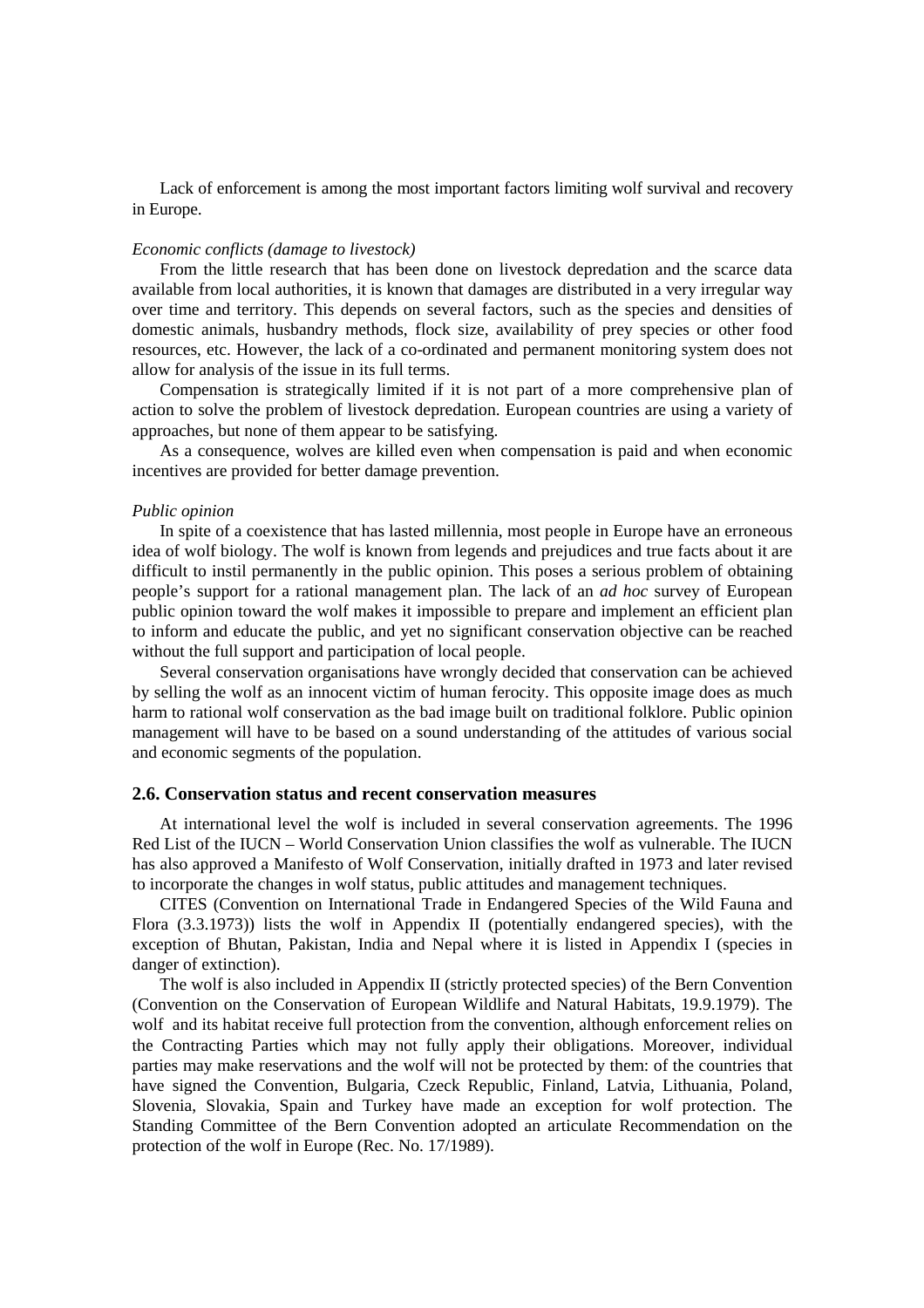Lack of enforcement is among the most important factors limiting wolf survival and recovery in Europe.

*Economic conflicts (damage to livestock)*

From the little research that has been done on livestock depredation and the scarce data available from local authorities, it is known that damages are distributed in a very irregular way over time and territory. This depends on several factors, such as the species and densities of domestic animals, husbandry methods, flock size, availability of prey species or other food resources, etc. However, the lack of a co-ordinated and permanent monitoring system does not allow for analysis of the issue in its full terms.

Compensation is strategically limited if it is not part of a more comprehensive plan of action to solve the problem of livestock depredation. European countries are using a variety of approaches, but none of them appear to be satisfying.

As a consequence, wolves are killed even when compensation is paid and when economic incentives are provided for better damage prevention.

*Public opinion*

In spite of a coexistence that has lasted millennia, most people in Europe have an erroneous idea of wolf biology. The wolf is known from legends and prejudices and true facts about it are difficult to instil permanently in the public opinion. This poses a serious problem of obtaining people's support for a rational management plan. The lack of an *ad hoc* survey of European public opinion toward the wolf makes it impossible to prepare and implement an efficient plan to inform and educate the public, and yet no significant conservation objective can be reached without the full support and participation of local people.

Several conservation organisations have wrongly decided that conservation can be achieved by selling the wolf as an innocent victim of human ferocity. This opposite image does as much harm to rational wolf conservation as the bad image built on traditional folklore. Public opinion management will have to be based on a sound understanding of the attitudes of various social and economic segments of the population.

### 2.6. Conservation status and recent conservation measures

At international level the wolf is included in several conservation agreements. The 1996 Red List of the IUCN – World Conservation Union classifies the wolf as vulnerable. The IUCN has also approved a Manifesto of Wolf Conservation, initially drafted in 1973 and later revised to incorporate the changes in wolf status, public attitudes and management techniques.

CITES (Convention on International Trade in Endangered Species of the Wild Fauna and Flora (3.3.1973)) lists the wolf in Appendix II (potentially endangered species), with the exception of Bhutan, Pakistan, India and Nepal where it is listed in Appendix I (species in danger of extinction).

The wolf is also included in Appendix II (strictly protected species) of the Bern Convention (Convention on the Conservation of European Wildlife and Natural Habitats, 19.9.1979). The wolf and its habitat receive full protection from the convention, although enforcement relies on the Contracting Parties which may not fully apply their obligations. Moreover, individual parties may make reservations and the wolf will not be protected by them: of the countries that have signed the Convention, Bulgaria, Czeck Republic, Finland, Latvia, Lithuania, Poland, Slovenia, Slovakia, Spain and Turkey have made an exception for wolf protection. The Standing Committee of the Bern Convention adopted an articulate Recommendation on the protection of the wolf in Europe (Rec. No. 17/1989).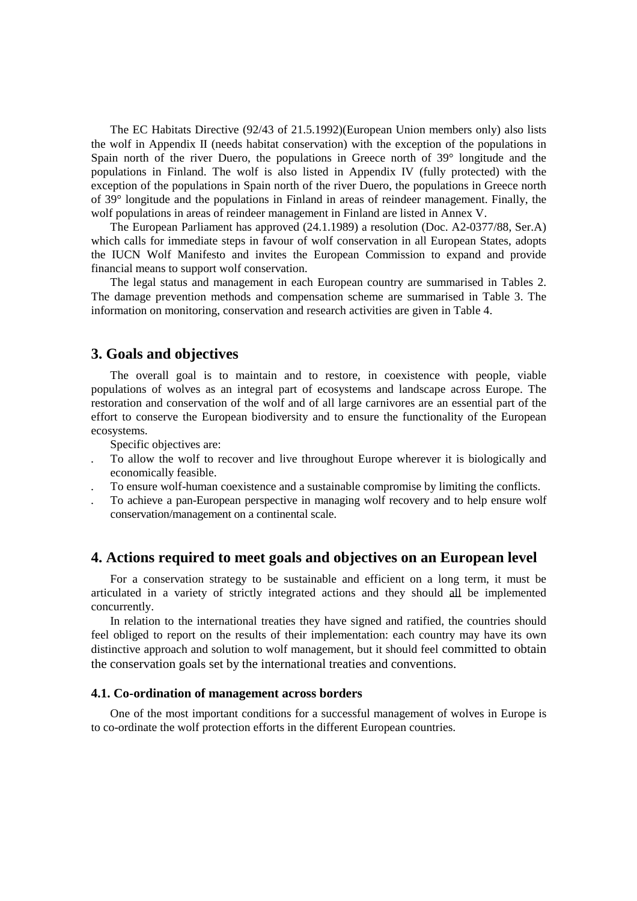The EC Habitats Directive (92/43 of 21.5.1992)(European Union members only) also lists the wolf in Appendix II (needs habitat conservation) with the exception of the populations in Spain north of the river Duero, the populations in Greece north of 39° longitude and the populations in Finland. The wolf is also listed in Appendix IV (fully protected) with the exception of the populations in Spain north of the river Duero, the populations in Greece north of 39° longitude and the populations in Finland in areas of reindeer management. Finally, the wolf populations in areas of reindeer management in Finland are listed in Annex V.

The European Parliament has approved (24.1.1989) a resolution (Doc. A2-0377/88, Ser.A) which calls for immediate steps in favour of wolf conservation in all European States, adopts the IUCN Wolf Manifesto and invites the European Commission to expand and provide financial means to support wolf conservation.

The legal status and management in each European country are summarised in Tables 2. The damage prevention methods and compensation scheme are summarised in Table 3. The information on monitoring, conservation and research activities are given in Table 4.

## 3. Goals and objectives

The overall goal is to maintain and to restore, in coexistence with people, viable populations of wolves as an integral part of ecosystems and landscape across Europe. The restoration and conservation of the wolf and of all large carnivores are an essential part of the effort to conserve the European biodiversity and to ensure the functionality of the European ecosystems.

Specific objectives are:

- To allow the wolf to recover and live throughout Europe wherever it is biologically and economically feasible.
- To ensure wolf-human coexistence and a sustainable compromise by limiting the conflicts.
- To achieve a pan-European perspective in managing wolf recovery and to help ensure wolf conservation/management on a continental scale.

## 4. Actions required to meet goals and objectives on an European level

For a conservation strategy to be sustainable and efficient on a long term, it must be articulated in a variety of strictly integrated actions and they should all be implemented concurrently.

In relation to the international treaties they have signed and ratified, the countries should feel obliged to report on the results of their implementation: each country may have its own distinctive approach and solution to wolf management, but it should feel committed to obtain the conservation goals set by the international treaties and conventions.

### 4.1. Co-ordination of management across borders

One of the most important conditions for a successful management of wolves in Europe is to co-ordinate the wolf protection efforts in the different European countries.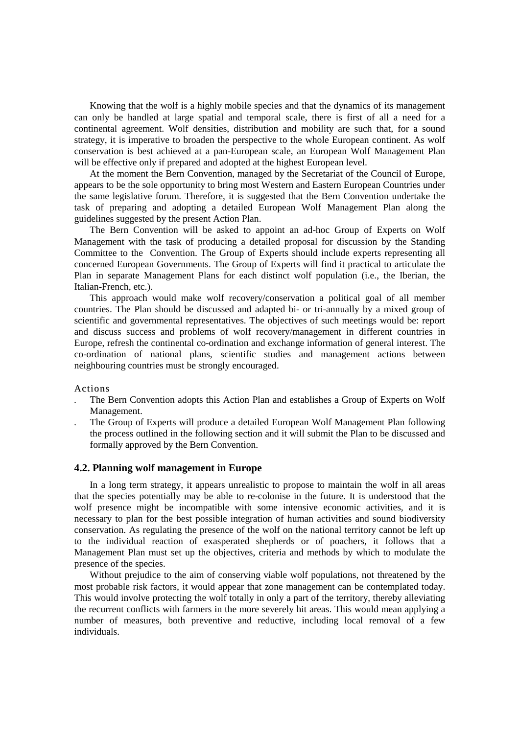Knowing that the wolf is a highly mobile species and that the dynamics of its management can only be handled at large spatial and temporal scale, there is first of all a need for a continental agreement. Wolf densities, distribution and mobility are such that, for a sound strategy, it is imperative to broaden the perspective to the whole European continent. As wolf conservation is best achieved at a pan-European scale, an European Wolf Management Plan will be effective only if prepared and adopted at the highest European level.

At the moment the Bern Convention, managed by the Secretariat of the Council of Europe, appears to be the sole opportunity to bring most Western and Eastern European Countries under the same legislative forum. Therefore, it is suggested that the Bern Convention undertake the task of preparing and adopting a detailed European Wolf Management Plan along the guidelines suggested by the present Action Plan.

The Bern Convention will be asked to appoint an ad-hoc Group of Experts on Wolf Management with the task of producing a detailed proposal for discussion by the Standing Committee to the Convention. The Group of Experts should include experts representing all concerned European Governments. The Group of Experts will find it practical to articulate the Plan in separate Management Plans for each distinct wolf population (i.e., the Iberian, the Italian-French, etc.).

This approach would make wolf recovery/conservation a political goal of all member countries. The Plan should be discussed and adapted bi- or tri-annually by a mixed group of scientific and governmental representatives. The objectives of such meetings would be: report and discuss success and problems of wolf recovery/management in different countries in Europe, refresh the continental co-ordination and exchange information of general interest. The co-ordination of national plans, scientific studies and management actions between neighbouring countries must be strongly encouraged.

Actions

- The Bern Convention adopts this Action Plan and establishes a Group of Experts on Wolf Management.
- The Group of Experts will produce a detailed European Wolf Management Plan following the process outlined in the following section and it will submit the Plan to be discussed and formally approved by the Bern Convention.

### 4.2. Planning wolf management in Europe

In a long term strategy, it appears unrealistic to propose to maintain the wolf in all areas that the species potentially may be able to re-colonise in the future. It is understood that the wolf presence might be incompatible with some intensive economic activities, and it is necessary to plan for the best possible integration of human activities and sound biodiversity conservation. As regulating the presence of the wolf on the national territory cannot be left up to the individual reaction of exasperated shepherds or of poachers, it follows that a Management Plan must set up the objectives, criteria and methods by which to modulate the presence of the species.

Without prejudice to the aim of conserving viable wolf populations, not threatened by the most probable risk factors, it would appear that zone management can be contemplated today. This would involve protecting the wolf totally in only a part of the territory, thereby alleviating the recurrent conflicts with farmers in the more severely hit areas. This would mean applying a number of measures, both preventive and reductive, including local removal of a few individuals.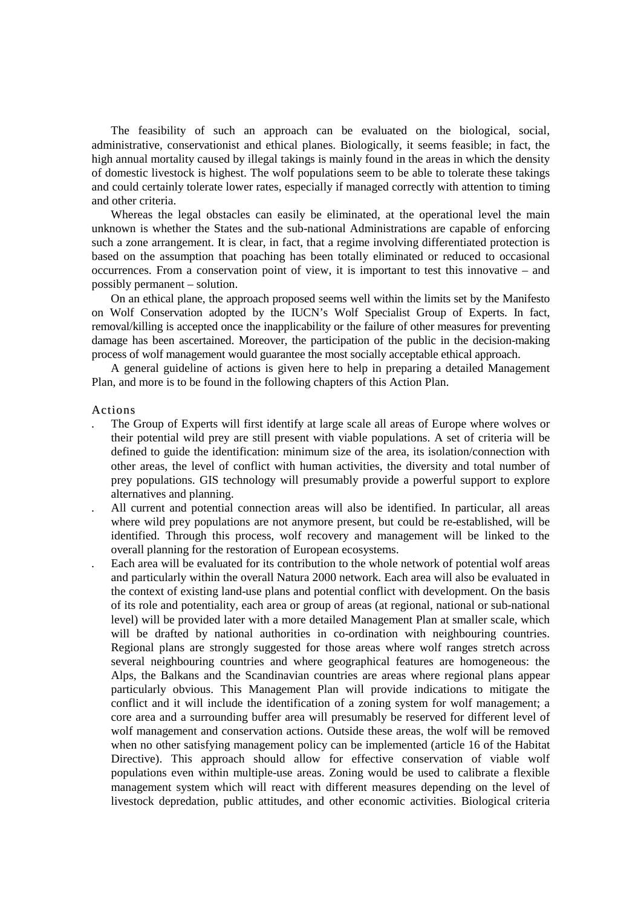The feasibility of such an approach can be evaluated on the biological, social, administrative, conservationist and ethical planes. Biologically, it seems feasible; in fact, the high annual mortality caused by illegal takings is mainly found in the areas in which the density of domestic livestock is highest. The wolf populations seem to be able to tolerate these takings and could certainly tolerate lower rates, especially if managed correctly with attention to timing and other criteria.

Whereas the legal obstacles can easily be eliminated, at the operational level the main unknown is whether the States and the sub-national Administrations are capable of enforcing such a zone arrangement. It is clear, in fact, that a regime involving differentiated protection is based on the assumption that poaching has been totally eliminated or reduced to occasional occurrences. From a conservation point of view, it is important to test this innovative – and possibly permanent – solution.

On an ethical plane, the approach proposed seems well within the limits set by the Manifesto on Wolf Conservation adopted by the IUCN's Wolf Specialist Group of Experts. In fact, removal/killing is accepted once the inapplicability or the failure of other measures for preventing damage has been ascertained. Moreover, the participation of the public in the decision-making process of wolf management would guarantee the most socially acceptable ethical approach.

A general guideline of actions is given here to help in preparing a detailed Management Plan, and more is to be found in the following chapters of this Action Plan.

### Actions

- The Group of Experts will first identify at large scale all areas of Europe where wolves or their potential wild prey are still present with viable populations. A set of criteria will be defined to guide the identification: minimum size of the area, its isolation/connection with other areas, the level of conflict with human activities, the diversity and total number of prey populations. GIS technology will presumably provide a powerful support to explore alternatives and planning.
- All current and potential connection areas will also be identified. In particular, all areas where wild prey populations are not anymore present, but could be re-established, will be identified. Through this process, wolf recovery and management will be linked to the overall planning for the restoration of European ecosystems.
- Each area will be evaluated for its contribution to the whole network of potential wolf areas and particularly within the overall Natura 2000 network. Each area will also be evaluated in the context of existing land-use plans and potential conflict with development. On the basis of its role and potentiality, each area or group of areas (at regional, national or sub-national level) will be provided later with a more detailed Management Plan at smaller scale, which will be drafted by national authorities in co-ordination with neighbouring countries. Regional plans are strongly suggested for those areas where wolf ranges stretch across several neighbouring countries and where geographical features are homogeneous: the Alps, the Balkans and the Scandinavian countries are areas where regional plans appear particularly obvious. This Management Plan will provide indications to mitigate the conflict and it will include the identification of a zoning system for wolf management; a core area and a surrounding buffer area will presumably be reserved for different level of wolf management and conservation actions. Outside these areas, the wolf will be removed when no other satisfying management policy can be implemented (article 16 of the Habitat Directive). This approach should allow for effective conservation of viable wolf populations even within multiple-use areas. Zoning would be used to calibrate a flexible management system which will react with different measures depending on the level of livestock depredation, public attitudes, and other economic activities. Biological criteria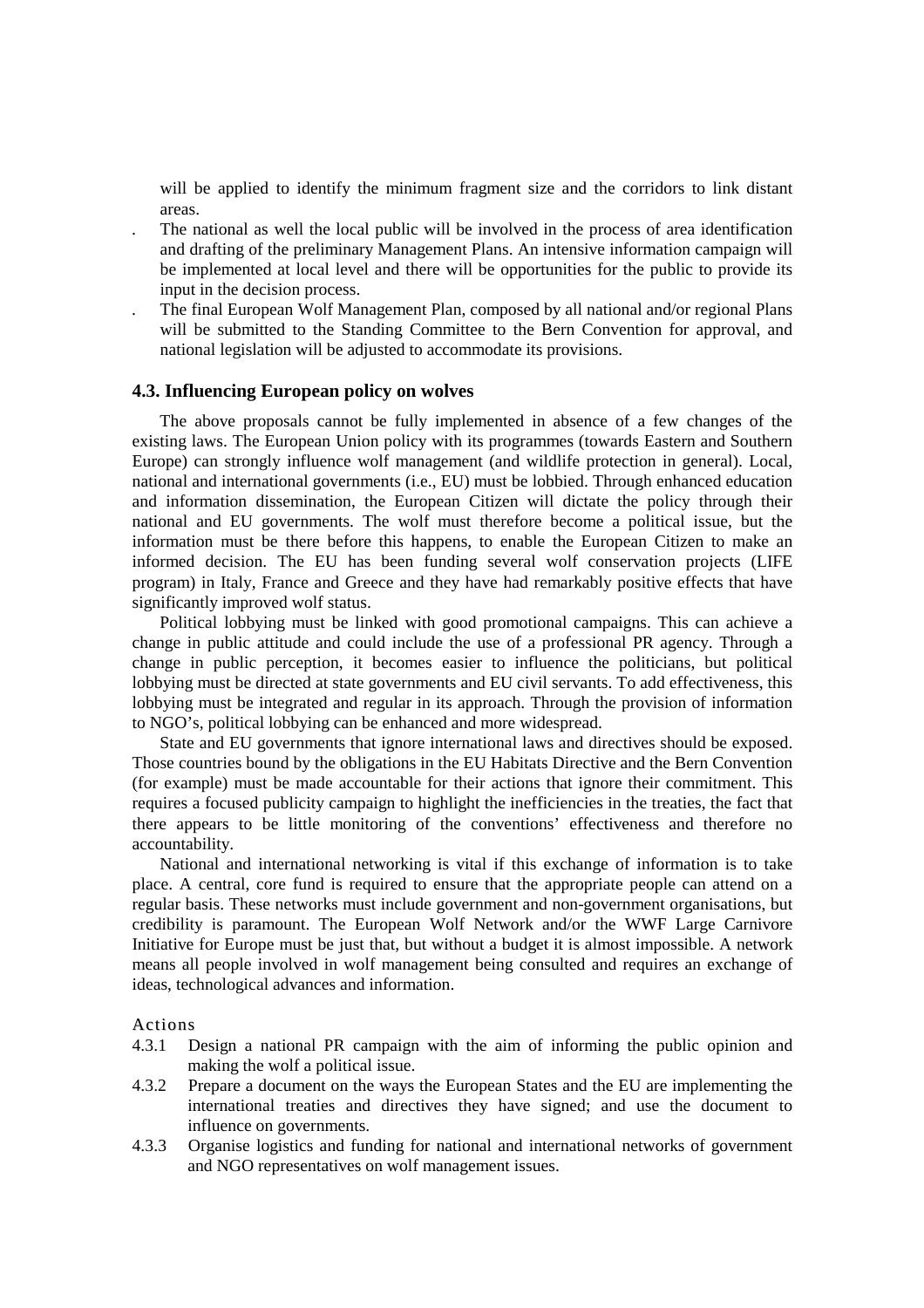will be applied to identify the minimum fragment size and the corridors to link distant areas.

- The national as well the local public will be involved in the process of area identification and drafting of the preliminary Management Plans. An intensive information campaign will be implemented at local level and there will be opportunities for the public to provide its input in the decision process.
- The final European Wolf Management Plan, composed by all national and/or regional Plans will be submitted to the Standing Committee to the Bern Convention for approval, and national legislation will be adjusted to accommodate its provisions.

### 4.3. Influencing European policy on wolves

The above proposals cannot be fully implemented in absence of a few changes of the existing laws. The European Union policy with its programmes (towards Eastern and Southern Europe) can strongly influence wolf management (and wildlife protection in general). Local, national and international governments (i.e., EU) must be lobbied. Through enhanced education and information dissemination, the European Citizen will dictate the policy through their national and EU governments. The wolf must therefore become a political issue, but the information must be there before this happens, to enable the European Citizen to make an informed decision. The EU has been funding several wolf conservation projects (LIFE program) in Italy, France and Greece and they have had remarkably positive effects that have significantly improved wolf status.

Political lobbying must be linked with good promotional campaigns. This can achieve a change in public attitude and could include the use of a professional PR agency. Through a change in public perception, it becomes easier to influence the politicians, but political lobbying must be directed at state governments and EU civil servants. To add effectiveness, this lobbying must be integrated and regular in its approach. Through the provision of information to NGO's, political lobbying can be enhanced and more widespread.

State and EU governments that ignore international laws and directives should be exposed. Those countries bound by the obligations in the EU Habitats Directive and the Bern Convention (for example) must be made accountable for their actions that ignore their commitment. This requires a focused publicity campaign to highlight the inefficiencies in the treaties, the fact that there appears to be little monitoring of the conventions' effectiveness and therefore no accountability.

National and international networking is vital if this exchange of information is to take place. A central, core fund is required to ensure that the appropriate people can attend on a regular basis. These networks must include government and non-government organisations, but credibility is paramount. The European Wolf Network and/or the WWF Large Carnivore Initiative for Europe must be just that, but without a budget it is almost impossible. A network means all people involved in wolf management being consulted and requires an exchange of ideas, technological advances and information.

Actions

- 4.3.1 Design a national PR campaign with the aim of informing the public opinion and making the wolf a political issue.
- 4.3.2 Prepare a document on the ways the European States and the EU are implementing the international treaties and directives they have signed; and use the document to influence on governments.
- 4.3.3 Organise logistics and funding for national and international networks of government and NGO representatives on wolf management issues.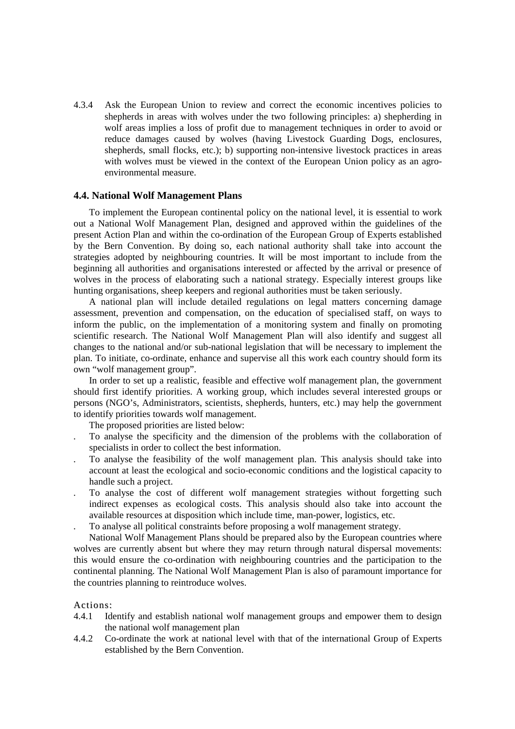4.3.4 Ask the European Union to review and correct the economic incentives policies to shepherds in areas with wolves under the two following principles: a) shepherding in wolf areas implies a loss of profit due to management techniques in order to avoid or reduce damages caused by wolves (having Livestock Guarding Dogs, enclosures, shepherds, small flocks, etc.); b) supporting non-intensive livestock practices in areas with wolves must be viewed in the context of the European Union policy as an agro-environmental measure.

### 4.4. National Wolf Management Plans

To implement the European continental policy on the national level, it is essential to work out a National Wolf Management Plan, designed and approved within the guidelines of the present Action Plan and within the co-ordination of the European Group of Experts established by the Bern Convention. By doing so, each national authority shall take into account the strategies adopted by neighbouring countries. It will be most important to include from the beginning all authorities and organisations interested or affected by the arrival or presence of wolves in the process of elaborating such a national strategy. Especially interest groups like hunting organisations, sheep keepers and regional authorities must be taken seriously.

A national plan will include detailed regulations on legal matters concerning damage assessment, prevention and compensation, on the education of specialised staff, on ways to inform the public, on the implementation of a monitoring system and finally on promoting scientific research. The National Wolf Management Plan will also identify and suggest all changes to the national and/or sub-national legislation that will be necessary to implement the plan. To initiate, co-ordinate, enhance and supervise all this work each country should form its own "wolf management group".

In order to set up a realistic, feasible and effective wolf management plan, the government should first identify priorities. A working group, which includes several interested groups or persons (NGO's, Administrators, scientists, shepherds, hunters, etc.) may help the government to identify priorities towards wolf management.

The proposed priorities are listed below:

- To analyse the specificity and the dimension of the problems with the collaboration of specialists in order to collect the best information.
- To analyse the feasibility of the wolf management plan. This analysis should take into account at least the ecological and socio-economic conditions and the logistical capacity to handle such a project.
- To analyse the cost of different wolf management strategies without forgetting such indirect expenses as ecological costs. This analysis should also take into account the available resources at disposition which include time, man-power, logistics, etc.
- To analyse all political constraints before proposing a wolf management strategy.

National Wolf Management Plans should be prepared also by the European countries where wolves are currently absent but where they may return through natural dispersal movements: this would ensure the co-ordination with neighbouring countries and the participation to the continental planning. The National Wolf Management Plan is also of paramount importance for the countries planning to reintroduce wolves.

Actions:

4.4.1 Identify and establish national wolf management groups and empower them to design the national wolf management plan

4.4.2 Co-ordinate the work at national level with that of the international Group of Experts established by the Bern Convention.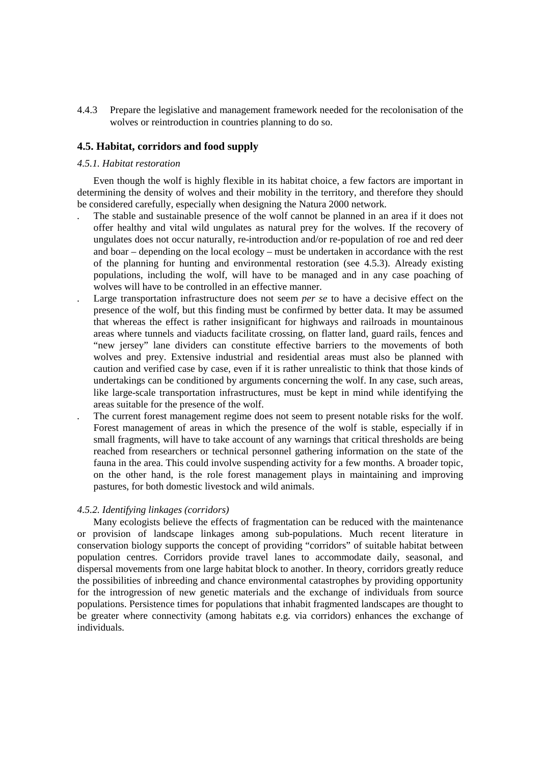4.4.3 Prepare the legislative and management framework needed for the recolonisation of the wolves or reintroduction in countries planning to do so.

## 4.5. Habitat, corridors and food supply

### *4.5.1. Habitat restoration*

Even though the wolf is highly flexible in its habitat choice, a few factors are important in determining the density of wolves and their mobility in the territory, and therefore they should be considered carefully, especially when designing the Natura 2000 network.

- The stable and sustainable presence of the wolf cannot be planned in an area if it does not offer healthy and vital wild ungulates as natural prey for the wolves. If the recovery of ungulates does not occur naturally, re-introduction and/or re-population of roe and red deer and boar – depending on the local ecology – must be undertaken in accordance with the rest of the planning for hunting and environmental restoration (see 4.5.3). Already existing populations, including the wolf, will have to be managed and in any case poaching of wolves will have to be controlled in an effective manner.
- Large transportation infrastructure does not seem *per se* to have a decisive effect on the presence of the wolf, but this finding must be confirmed by better data. It may be assumed that whereas the effect is rather insignificant for highways and railroads in mountainous areas where tunnels and viaducts facilitate crossing, on flatter land, guard rails, fences and "new jersey" lane dividers can constitute effective barriers to the movements of both wolves and prey. Extensive industrial and residential areas must also be planned with caution and verified case by case, even if it is rather unrealistic to think that those kinds of undertakings can be conditioned by arguments concerning the wolf. In any case, such areas, like large-scale transportation infrastructures, must be kept in mind while identifying the areas suitable for the presence of the wolf.
- The current forest management regime does not seem to present notable risks for the wolf. Forest management of areas in which the presence of the wolf is stable, especially if in small fragments, will have to take account of any warnings that critical thresholds are being reached from researchers or technical personnel gathering information on the state of the fauna in the area. This could involve suspending activity for a few months. A broader topic, on the other hand, is the role forest management plays in maintaining and improving pastures, for both domestic livestock and wild animals.

### *4.5.2. Identifying linkages (corridors)*

Many ecologists believe the effects of fragmentation can be reduced with the maintenance or provision of landscape linkages among sub-populations. Much recent literature in conservation biology supports the concept of providing "corridors" of suitable habitat between population centres. Corridors provide travel lanes to accommodate daily, seasonal, and dispersal movements from one large habitat block to another. In theory, corridors greatly reduce the possibilities of inbreeding and chance environmental catastrophes by providing opportunity for the introgression of new genetic materials and the exchange of individuals from source populations. Persistence times for populations that inhabit fragmented landscapes are thought to be greater where connectivity (among habitats e.g. via corridors) enhances the exchange of individuals.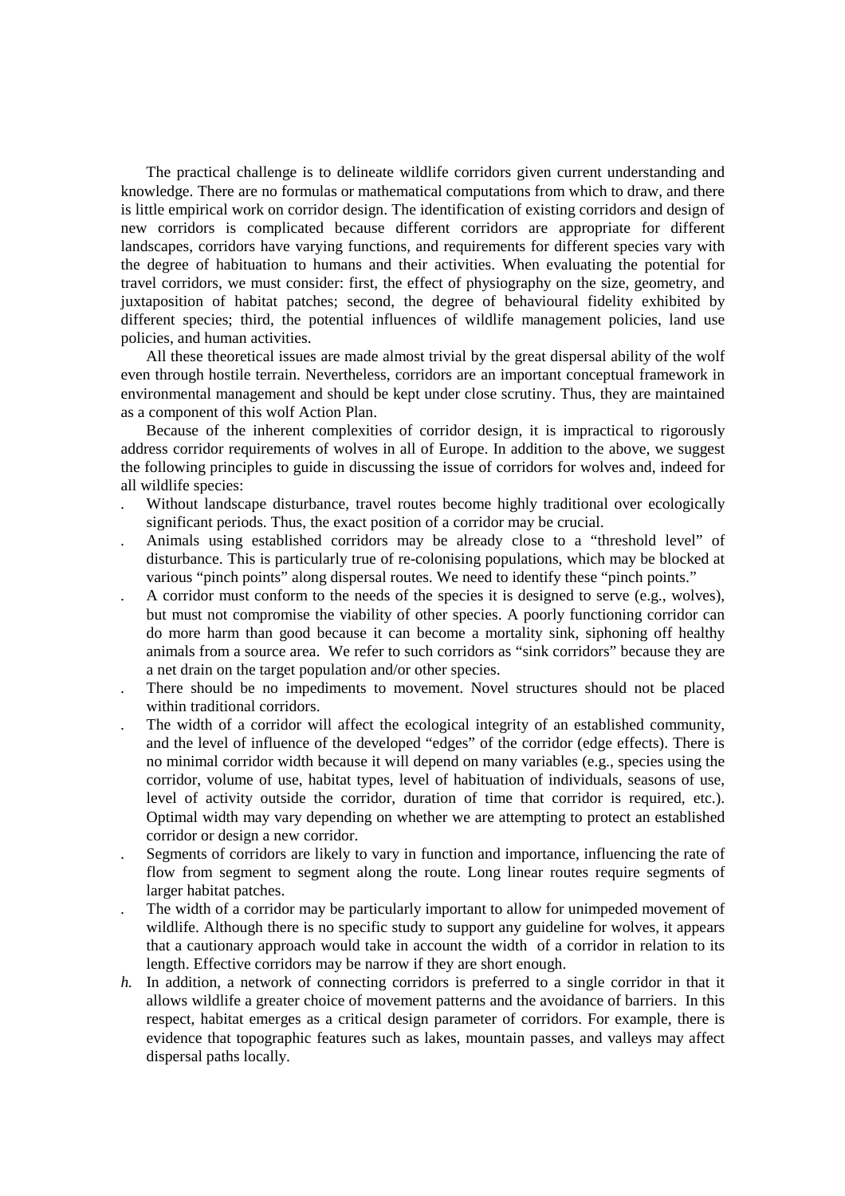The practical challenge is to delineate wildlife corridors given current understanding and knowledge. There are no formulas or mathematical computations from which to draw, and there is little empirical work on corridor design. The identification of existing corridors and design of new corridors is complicated because different corridors are appropriate for different landscapes, corridors have varying functions, and requirements for different species vary with the degree of habituation to humans and their activities. When evaluating the potential for travel corridors, we must consider: first, the effect of physiography on the size, geometry, and juxtaposition of habitat patches; second, the degree of behavioural fidelity exhibited by different species; third, the potential influences of wildlife management policies, land use policies, and human activities.

All these theoretical issues are made almost trivial by the great dispersal ability of the wolf even through hostile terrain. Nevertheless, corridors are an important conceptual framework in environmental management and should be kept under close scrutiny. Thus, they are maintained as a component of this wolf Action Plan.

Because of the inherent complexities of corridor design, it is impractical to rigorously address corridor requirements of wolves in all of Europe. In addition to the above, we suggest the following principles to guide in discussing the issue of corridors for wolves and, indeed for all wildlife species:

. Without landscape disturbance, travel routes become highly traditional over ecologically significant periods. Thus, the exact position of a corridor may be crucial.

. Animals using established corridors may be already close to a "threshold level" of disturbance. This is particularly true of re-colonising populations, which may be blocked at various "pinch points" along dispersal routes. We need to identify these "pinch points."

. A corridor must conform to the needs of the species it is designed to serve (e.g., wolves), but must not compromise the viability of other species. A poorly functioning corridor can do more harm than good because it can become a mortality sink, siphoning off healthy animals from a source area. We refer to such corridors as "sink corridors" because they are a net drain on the target population and/or other species.

. There should be no impediments to movement. Novel structures should not be placed within traditional corridors.

. The width of a corridor will affect the ecological integrity of an established community, and the level of influence of the developed "edges" of the corridor (edge effects). There is no minimal corridor width because it will depend on many variables (e.g., species using the corridor, volume of use, habitat types, level of habituation of individuals, seasons of use, level of activity outside the corridor, duration of time that corridor is required, etc.). Optimal width may vary depending on whether we are attempting to protect an established corridor or design a new corridor.

. Segments of corridors are likely to vary in function and importance, influencing the rate of flow from segment to segment along the route. Long linear routes require segments of larger habitat patches.

. The width of a corridor may be particularly important to allow for unimpeded movement of wildlife. Although there is no specific study to support any guideline for wolves, it appears that a cautionary approach would take in account the width of a corridor in relation to its length. Effective corridors may be narrow if they are short enough.

*h.* In addition, a network of connecting corridors is preferred to a single corridor in that it allows wildlife a greater choice of movement patterns and the avoidance of barriers. In this respect, habitat emerges as a critical design parameter of corridors. For example, there is evidence that topographic features such as lakes, mountain passes, and valleys may affect dispersal paths locally.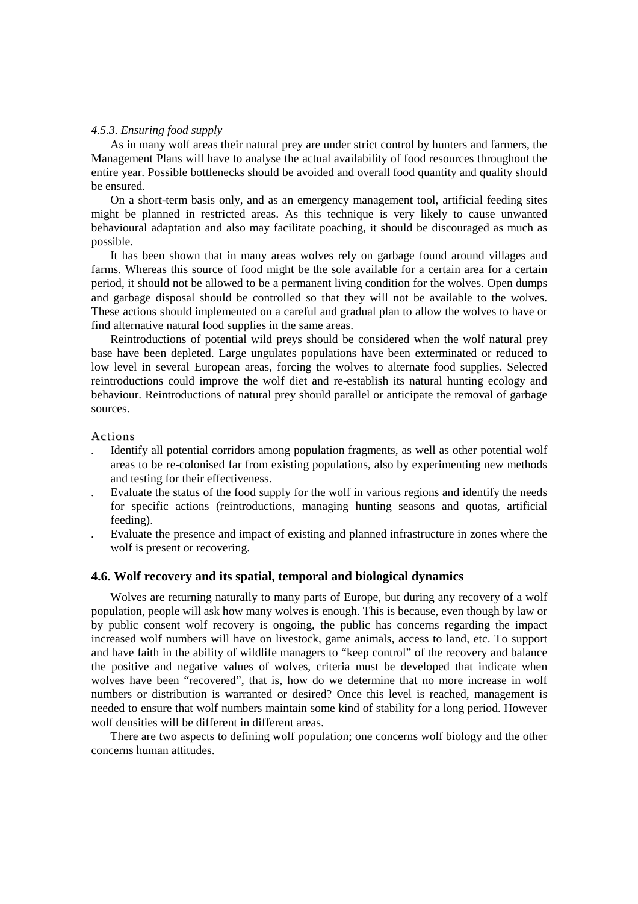*4.5.3. Ensuring food supply*

As in many wolf areas their natural prey are under strict control by hunters and farmers, the Management Plans will have to analyse the actual availability of food resources throughout the entire year. Possible bottlenecks should be avoided and overall food quantity and quality should be ensured.

On a short-term basis only, and as an emergency management tool, artificial feeding sites might be planned in restricted areas. As this technique is very likely to cause unwanted behavioural adaptation and also may facilitate poaching, it should be discouraged as much as possible.

It has been shown that in many areas wolves rely on garbage found around villages and farms. Whereas this source of food might be the sole available for a certain area for a certain period, it should not be allowed to be a permanent living condition for the wolves. Open dumps and garbage disposal should be controlled so that they will not be available to the wolves. These actions should implemented on a careful and gradual plan to allow the wolves to have or find alternative natural food supplies in the same areas.

Reintroductions of potential wild preys should be considered when the wolf natural prey base have been depleted. Large ungulates populations have been exterminated or reduced to low level in several European areas, forcing the wolves to alternate food supplies. Selected reintroductions could improve the wolf diet and re-establish its natural hunting ecology and behaviour. Reintroductions of natural prey should parallel or anticipate the removal of garbage sources.

Actions

- Identify all potential corridors among population fragments, as well as other potential wolf areas to be re-colonised far from existing populations, also by experimenting new methods and testing for their effectiveness.
- Evaluate the status of the food supply for the wolf in various regions and identify the needs for specific actions (reintroductions, managing hunting seasons and quotas, artificial feeding).
- Evaluate the presence and impact of existing and planned infrastructure in zones where the wolf is present or recovering.

## 4.6. Wolf recovery and its spatial, temporal and biological dynamics

Wolves are returning naturally to many parts of Europe, but during any recovery of a wolf population, people will ask how many wolves is enough. This is because, even though by law or by public consent wolf recovery is ongoing, the public has concerns regarding the impact increased wolf numbers will have on livestock, game animals, access to land, etc. To support and have faith in the ability of wildlife managers to "keep control" of the recovery and balance the positive and negative values of wolves, criteria must be developed that indicate when wolves have been "recovered", that is, how do we determine that no more increase in wolf numbers or distribution is warranted or desired? Once this level is reached, management is needed to ensure that wolf numbers maintain some kind of stability for a long period. However wolf densities will be different in different areas.

There are two aspects to defining wolf population; one concerns wolf biology and the other concerns human attitudes.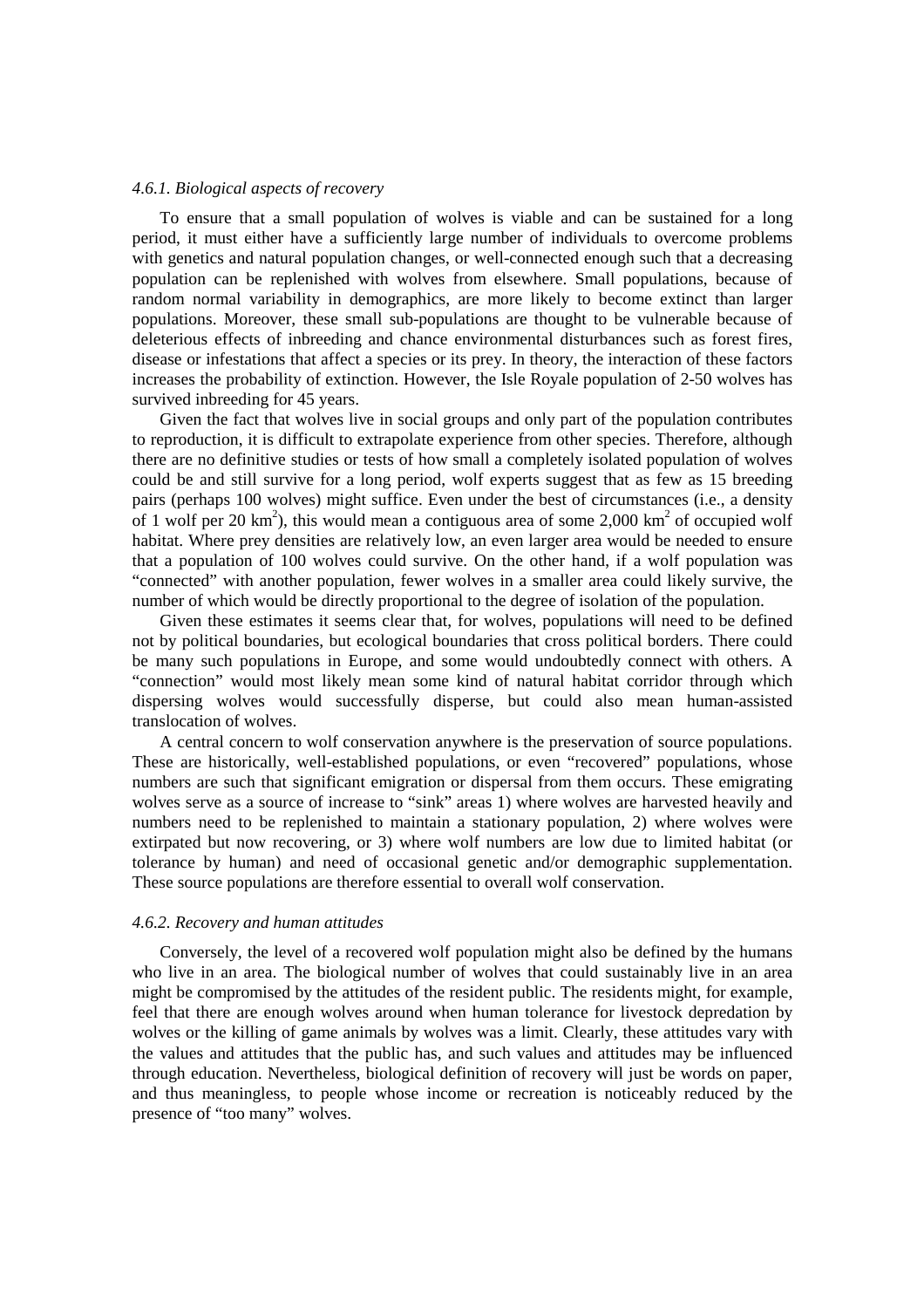#### *4.6.1. Biological aspects of recovery*

To ensure that a small population of wolves is viable and can be sustained for a long period, it must either have a sufficiently large number of individuals to overcome problems with genetics and natural population changes, or well-connected enough such that a decreasing population can be replenished with wolves from elsewhere. Small populations, because of random normal variability in demographics, are more likely to become extinct than larger populations. Moreover, these small sub-populations are thought to be vulnerable because of deleterious effects of inbreeding and chance environmental disturbances such as forest fires, disease or infestations that affect a species or its prey. In theory, the interaction of these factors increases the probability of extinction. However, the Isle Royale population of 2-50 wolves has survived inbreeding for 45 years.

Given the fact that wolves live in social groups and only part of the population contributes to reproduction, it is difficult to extrapolate experience from other species. Therefore, although there are no definitive studies or tests of how small a completely isolated population of wolves could be and still survive for a long period, wolf experts suggest that as few as 15 breeding pairs (perhaps 100 wolves) might suffice. Even under the best of circumstances (i.e., a density of 1 wolf per 20 $km^2$), this would mean a contiguous area of some 2,000 $km^2$ of occupied wolf habitat. Where prey densities are relatively low, an even larger area would be needed to ensure that a population of 100 wolves could survive. On the other hand, if a wolf population was "connected" with another population, fewer wolves in a smaller area could likely survive, the number of which would be directly proportional to the degree of isolation of the population.

Given these estimates it seems clear that, for wolves, populations will need to be defined not by political boundaries, but ecological boundaries that cross political borders. There could be many such populations in Europe, and some would undoubtedly connect with others. A "connection" would most likely mean some kind of natural habitat corridor through which dispersing wolves would successfully disperse, but could also mean human-assisted translocation of wolves.

A central concern to wolf conservation anywhere is the preservation of source populations. These are historically, well-established populations, or even "recovered" populations, whose numbers are such that significant emigration or dispersal from them occurs. These emigrating wolves serve as a source of increase to "sink" areas 1) where wolves are harvested heavily and numbers need to be replenished to maintain a stationary population, 2) where wolves were extirpated but now recovering, or 3) where wolf numbers are low due to limited habitat (or tolerance by human) and need of occasional genetic and/or demographic supplementation. These source populations are therefore essential to overall wolf conservation.

#### *4.6.2. Recovery and human attitudes*

Conversely, the level of a recovered wolf population might also be defined by the humans who live in an area. The biological number of wolves that could sustainably live in an area might be compromised by the attitudes of the resident public. The residents might, for example, feel that there are enough wolves around when human tolerance for livestock depredation by wolves or the killing of game animals by wolves was a limit. Clearly, these attitudes vary with the values and attitudes that the public has, and such values and attitudes may be influenced through education. Nevertheless, biological definition of recovery will just be words on paper, and thus meaningless, to people whose income or recreation is noticeably reduced by the presence of "too many" wolves.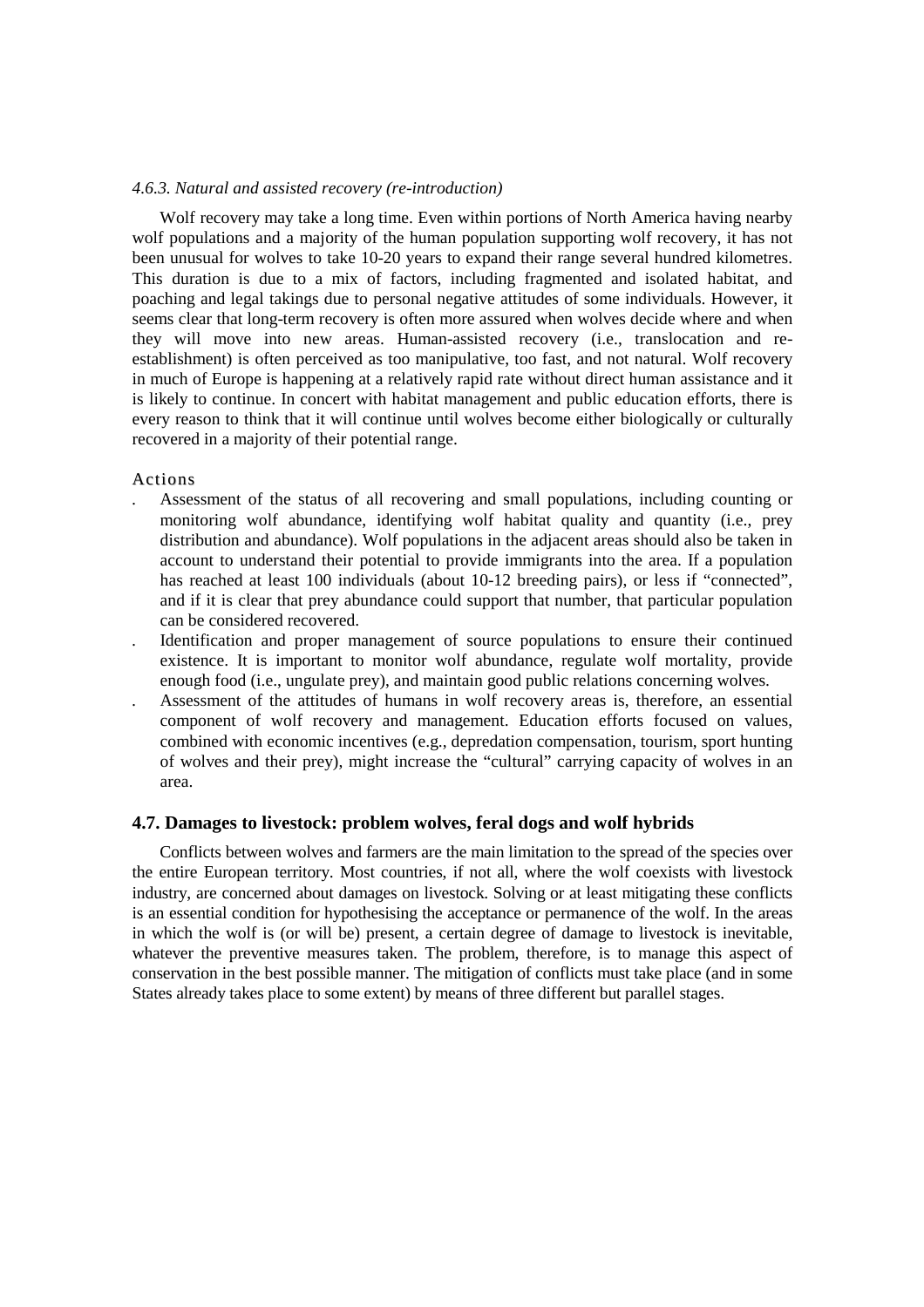*4.6.3. Natural and assisted recovery (re-introduction)*

Wolf recovery may take a long time. Even within portions of North America having nearby wolf populations and a majority of the human population supporting wolf recovery, it has not been unusual for wolves to take 10-20 years to expand their range several hundred kilometres. This duration is due to a mix of factors, including fragmented and isolated habitat, and poaching and legal takings due to personal negative attitudes of some individuals. However, it seems clear that long-term recovery is often more assured when wolves decide where and when they will move into new areas. Human-assisted recovery (i.e., translocation and re-establishment) is often perceived as too manipulative, too fast, and not natural. Wolf recovery in much of Europe is happening at a relatively rapid rate without direct human assistance and it is likely to continue. In concert with habitat management and public education efforts, there is every reason to think that it will continue until wolves become either biologically or culturally recovered in a majority of their potential range.

Actions

- Assessment of the status of all recovering and small populations, including counting or monitoring wolf abundance, identifying wolf habitat quality and quantity (i.e., prey distribution and abundance). Wolf populations in the adjacent areas should also be taken in account to understand their potential to provide immigrants into the area. If a population has reached at least 100 individuals (about 10-12 breeding pairs), or less if "connected", and if it is clear that prey abundance could support that number, that particular population can be considered recovered.
- Identification and proper management of source populations to ensure their continued existence. It is important to monitor wolf abundance, regulate wolf mortality, provide enough food (i.e., ungulate prey), and maintain good public relations concerning wolves.
- Assessment of the attitudes of humans in wolf recovery areas is, therefore, an essential component of wolf recovery and management. Education efforts focused on values, combined with economic incentives (e.g., depredation compensation, tourism, sport hunting of wolves and their prey), might increase the "cultural" carrying capacity of wolves in an area.

## 4.7. Damages to livestock: problem wolves, feral dogs and wolf hybrids

Conflicts between wolves and farmers are the main limitation to the spread of the species over the entire European territory. Most countries, if not all, where the wolf coexists with livestock industry, are concerned about damages on livestock. Solving or at least mitigating these conflicts is an essential condition for hypothesising the acceptance or permanence of the wolf. In the areas in which the wolf is (or will be) present, a certain degree of damage to livestock is inevitable, whatever the preventive measures taken. The problem, therefore, is to manage this aspect of conservation in the best possible manner. The mitigation of conflicts must take place (and in some States already takes place to some extent) by means of three different but parallel stages.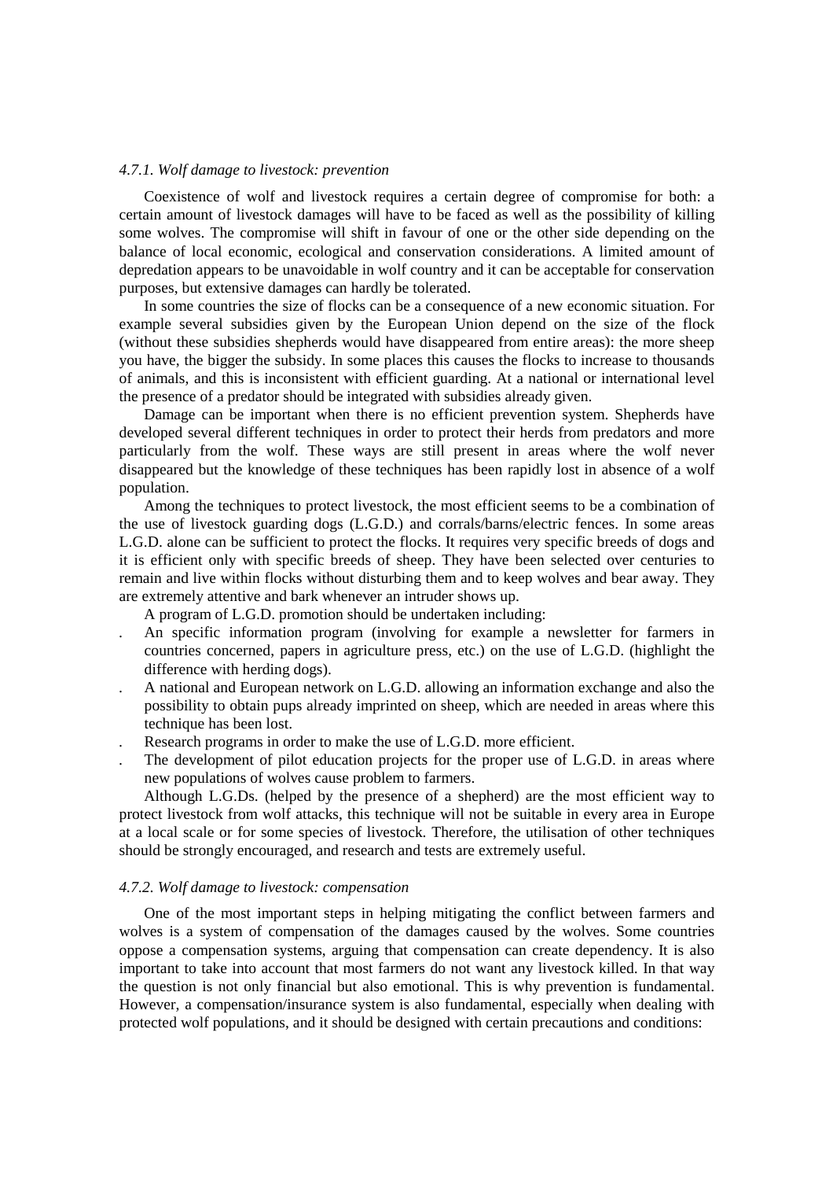*4.7.1. Wolf damage to livestock: prevention*

Coexistence of wolf and livestock requires a certain degree of compromise for both: a certain amount of livestock damages will have to be faced as well as the possibility of killing some wolves. The compromise will shift in favour of one or the other side depending on the balance of local economic, ecological and conservation considerations. A limited amount of depredation appears to be unavoidable in wolf country and it can be acceptable for conservation purposes, but extensive damages can hardly be tolerated.

In some countries the size of flocks can be a consequence of a new economic situation. For example several subsidies given by the European Union depend on the size of the flock (without these subsidies shepherds would have disappeared from entire areas): the more sheep you have, the bigger the subsidy. In some places this causes the flocks to increase to thousands of animals, and this is inconsistent with efficient guarding. At a national or international level the presence of a predator should be integrated with subsidies already given.

Damage can be important when there is no efficient prevention system. Shepherds have developed several different techniques in order to protect their herds from predators and more particularly from the wolf. These ways are still present in areas where the wolf never disappeared but the knowledge of these techniques has been rapidly lost in absence of a wolf population.

Among the techniques to protect livestock, the most efficient seems to be a combination of the use of livestock guarding dogs (L.G.D.) and corrals/barns/electric fences. In some areas L.G.D. alone can be sufficient to protect the flocks. It requires very specific breeds of dogs and it is efficient only with specific breeds of sheep. They have been selected over centuries to remain and live within flocks without disturbing them and to keep wolves and bear away. They are extremely attentive and bark whenever an intruder shows up.

A program of L.G.D. promotion should be undertaken including:

- An specific information program (involving for example a newsletter for farmers in countries concerned, papers in agriculture press, etc.) on the use of L.G.D. (highlight the difference with herding dogs).
- A national and European network on L.G.D. allowing an information exchange and also the possibility to obtain pups already imprinted on sheep, which are needed in areas where this technique has been lost.
- Research programs in order to make the use of L.G.D. more efficient.
- The development of pilot education projects for the proper use of L.G.D. in areas where new populations of wolves cause problem to farmers.

Although L.G.Ds. (helped by the presence of a shepherd) are the most efficient way to protect livestock from wolf attacks, this technique will not be suitable in every area in Europe at a local scale or for some species of livestock. Therefore, the utilisation of other techniques should be strongly encouraged, and research and tests are extremely useful.

*4.7.2. Wolf damage to livestock: compensation*

One of the most important steps in helping mitigating the conflict between farmers and wolves is a system of compensation of the damages caused by the wolves. Some countries oppose a compensation systems, arguing that compensation can create dependency. It is also important to take into account that most farmers do not want any livestock killed. In that way the question is not only financial but also emotional. This is why prevention is fundamental. However, a compensation/insurance system is also fundamental, especially when dealing with protected wolf populations, and it should be designed with certain precautions and conditions: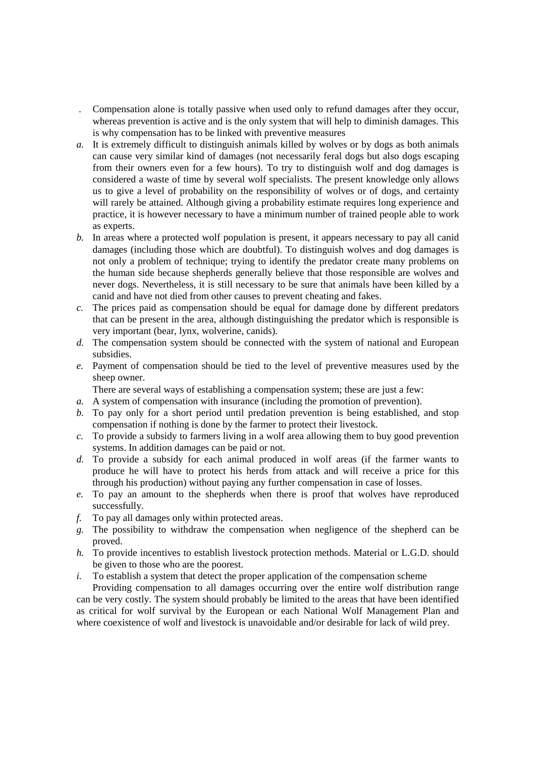. Compensation alone is totally passive when used only to refund damages after they occur, whereas prevention is active and is the only system that will help to diminish damages. This is why compensation has to be linked with preventive measures

*a.* It is extremely difficult to distinguish animals killed by wolves or by dogs as both animals can cause very similar kind of damages (not necessarily feral dogs but also dogs escaping from their owners even for a few hours). To try to distinguish wolf and dog damages is considered a waste of time by several wolf specialists. The present knowledge only allows us to give a level of probability on the responsibility of wolves or of dogs, and certainty will rarely be attained. Although giving a probability estimate requires long experience and practice, it is however necessary to have a minimum number of trained people able to work as experts.

*b.* In areas where a protected wolf population is present, it appears necessary to pay all canid damages (including those which are doubtful). To distinguish wolves and dog damages is not only a problem of technique; trying to identify the predator create many problems on the human side because shepherds generally believe that those responsible are wolves and never dogs. Nevertheless, it is still necessary to be sure that animals have been killed by a canid and have not died from other causes to prevent cheating and fakes.

*c.* The prices paid as compensation should be equal for damage done by different predators that can be present in the area, although distinguishing the predator which is responsible is very important (bear, lynx, wolverine, canids).

*d.* The compensation system should be connected with the system of national and European subsidies.

*e.* Payment of compensation should be tied to the level of preventive measures used by the sheep owner.

There are several ways of establishing a compensation system; these are just a few:

*a.* A system of compensation with insurance (including the promotion of prevention).

*b.* To pay only for a short period until predation prevention is being established, and stop compensation if nothing is done by the farmer to protect their livestock.

*c.* To provide a subsidy to farmers living in a wolf area allowing them to buy good prevention systems. In addition damages can be paid or not.

*d.* To provide a subsidy for each animal produced in wolf areas (if the farmer wants to produce he will have to protect his herds from attack and will receive a price for this through his production) without paying any further compensation in case of losses.

*e.* To pay an amount to the shepherds when there is proof that wolves have reproduced successfully.

*f.* To pay all damages only within protected areas.

*g.* The possibility to withdraw the compensation when negligence of the shepherd can be proved.

*h.* To provide incentives to establish livestock protection methods. Material or L.G.D. should be given to those who are the poorest.

*i.* To establish a system that detect the proper application of the compensation scheme

Providing compensation to all damages occurring over the entire wolf distribution range can be very costly. The system should probably be limited to the areas that have been identified as critical for wolf survival by the European or each National Wolf Management Plan and where coexistence of wolf and livestock is unavoidable and/or desirable for lack of wild prey.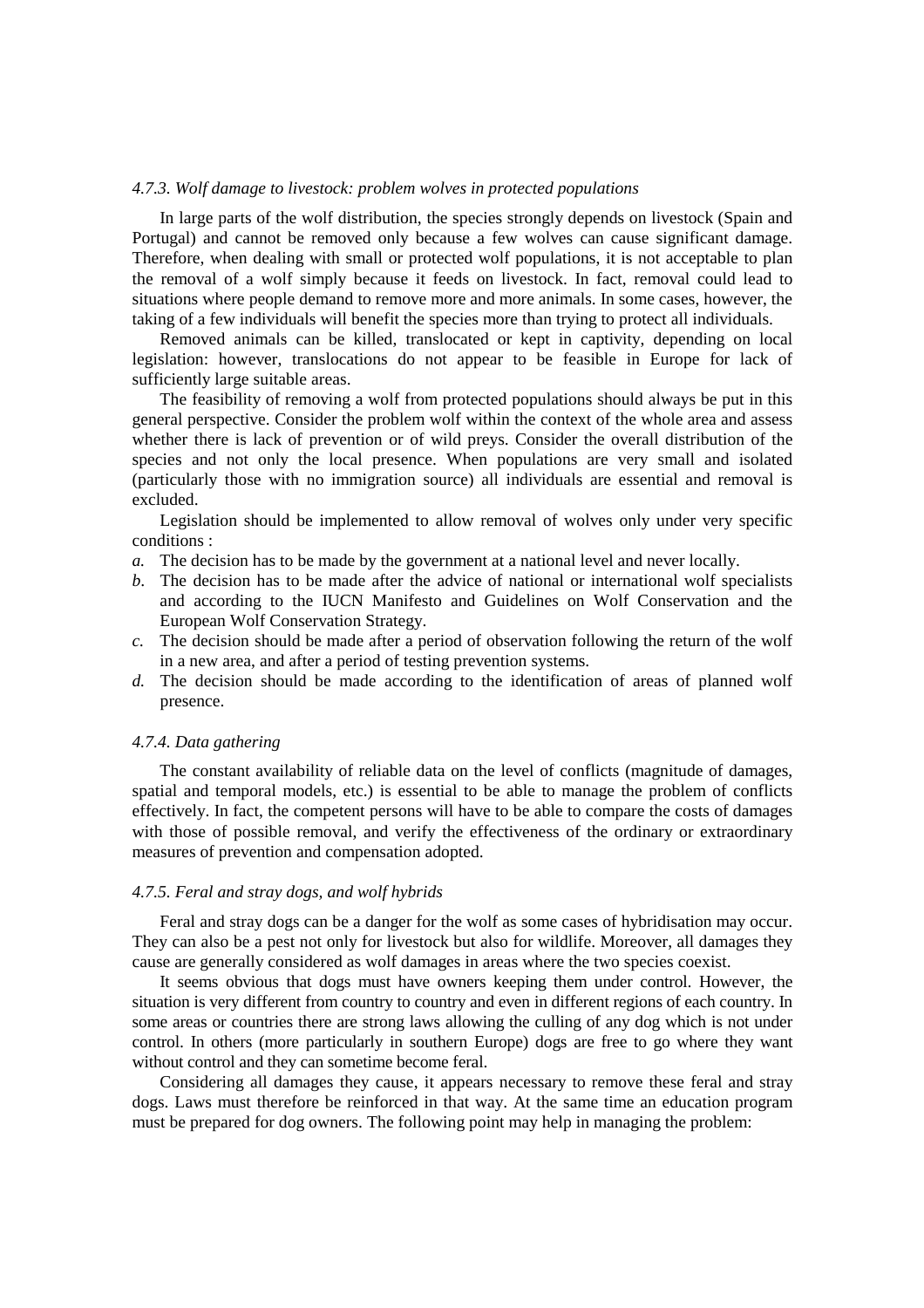#### *4.7.3. Wolf damage to livestock: problem wolves in protected populations*

In large parts of the wolf distribution, the species strongly depends on livestock (Spain and Portugal) and cannot be removed only because a few wolves can cause significant damage. Therefore, when dealing with small or protected wolf populations, it is not acceptable to plan the removal of a wolf simply because it feeds on livestock. In fact, removal could lead to situations where people demand to remove more and more animals. In some cases, however, the taking of a few individuals will benefit the species more than trying to protect all individuals.

Removed animals can be killed, translocated or kept in captivity, depending on local legislation: however, translocations do not appear to be feasible in Europe for lack of sufficiently large suitable areas.

The feasibility of removing a wolf from protected populations should always be put in this general perspective. Consider the problem wolf within the context of the whole area and assess whether there is lack of prevention or of wild preys. Consider the overall distribution of the species and not only the local presence. When populations are very small and isolated (particularly those with no immigration source) all individuals are essential and removal is excluded.

Legislation should be implemented to allow removal of wolves only under very specific conditions :

*a.* The decision has to be made by the government at a national level and never locally.
*b.* The decision has to be made after the advice of national or international wolf specialists and according to the IUCN Manifesto and Guidelines on Wolf Conservation and the European Wolf Conservation Strategy.
*c.* The decision should be made after a period of observation following the return of the wolf in a new area, and after a period of testing prevention systems.
*d.* The decision should be made according to the identification of areas of planned wolf presence.

#### *4.7.4. Data gathering*

The constant availability of reliable data on the level of conflicts (magnitude of damages, spatial and temporal models, etc.) is essential to be able to manage the problem of conflicts effectively. In fact, the competent persons will have to be able to compare the costs of damages with those of possible removal, and verify the effectiveness of the ordinary or extraordinary measures of prevention and compensation adopted.

#### *4.7.5. Feral and stray dogs, and wolf hybrids*

Feral and stray dogs can be a danger for the wolf as some cases of hybridisation may occur. They can also be a pest not only for livestock but also for wildlife. Moreover, all damages they cause are generally considered as wolf damages in areas where the two species coexist.

It seems obvious that dogs must have owners keeping them under control. However, the situation is very different from country to country and even in different regions of each country. In some areas or countries there are strong laws allowing the culling of any dog which is not under control. In others (more particularly in southern Europe) dogs are free to go where they want without control and they can sometime become feral.

Considering all damages they cause, it appears necessary to remove these feral and stray dogs. Laws must therefore be reinforced in that way. At the same time an education program must be prepared for dog owners. The following point may help in managing the problem: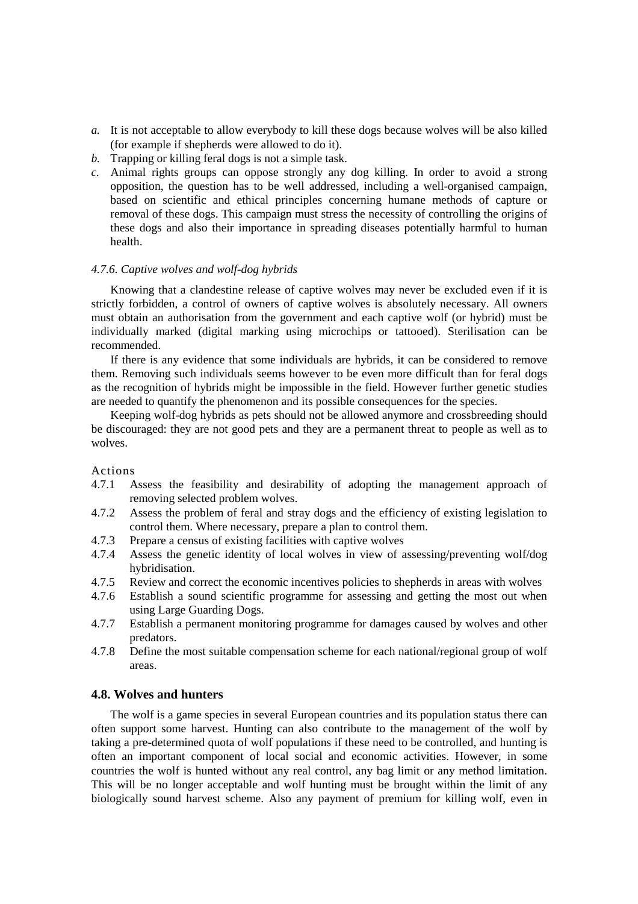*a.* It is not acceptable to allow everybody to kill these dogs because wolves will be also killed (for example if shepherds were allowed to do it).

*b.* Trapping or killing feral dogs is not a simple task.

*c.* Animal rights groups can oppose strongly any dog killing. In order to avoid a strong opposition, the question has to be well addressed, including a well-organised campaign, based on scientific and ethical principles concerning humane methods of capture or removal of these dogs. This campaign must stress the necessity of controlling the origins of these dogs and also their importance in spreading diseases potentially harmful to human health.

*4.7.6. Captive wolves and wolf-dog hybrids*

Knowing that a clandestine release of captive wolves may never be excluded even if it is strictly forbidden, a control of owners of captive wolves is absolutely necessary. All owners must obtain an authorisation from the government and each captive wolf (or hybrid) must be individually marked (digital marking using microchips or tattooed). Sterilisation can be recommended.

If there is any evidence that some individuals are hybrids, it can be considered to remove them. Removing such individuals seems however to be even more difficult than for feral dogs as the recognition of hybrids might be impossible in the field. However further genetic studies are needed to quantify the phenomenon and its possible consequences for the species.

Keeping wolf-dog hybrids as pets should not be allowed anymore and crossbreeding should be discouraged: they are not good pets and they are a permanent threat to people as well as to wolves.

Actions

4.7.1 Assess the feasibility and desirability of adopting the management approach of removing selected problem wolves.

4.7.2 Assess the problem of feral and stray dogs and the efficiency of existing legislation to control them. Where necessary, prepare a plan to control them.

4.7.3 Prepare a census of existing facilities with captive wolves

4.7.4 Assess the genetic identity of local wolves in view of assessing/preventing wolf/dog hybridisation.

4.7.5 Review and correct the economic incentives policies to shepherds in areas with wolves

4.7.6 Establish a sound scientific programme for assessing and getting the most out when using Large Guarding Dogs.

4.7.7 Establish a permanent monitoring programme for damages caused by wolves and other predators.

4.7.8 Define the most suitable compensation scheme for each national/regional group of wolf areas.

### 4.8. Wolves and hunters

The wolf is a game species in several European countries and its population status there can often support some harvest. Hunting can also contribute to the management of the wolf by taking a pre-determined quota of wolf populations if these need to be controlled, and hunting is often an important component of local social and economic activities. However, in some countries the wolf is hunted without any real control, any bag limit or any method limitation. This will be no longer acceptable and wolf hunting must be brought within the limit of any biologically sound harvest scheme. Also any payment of premium for killing wolf, even in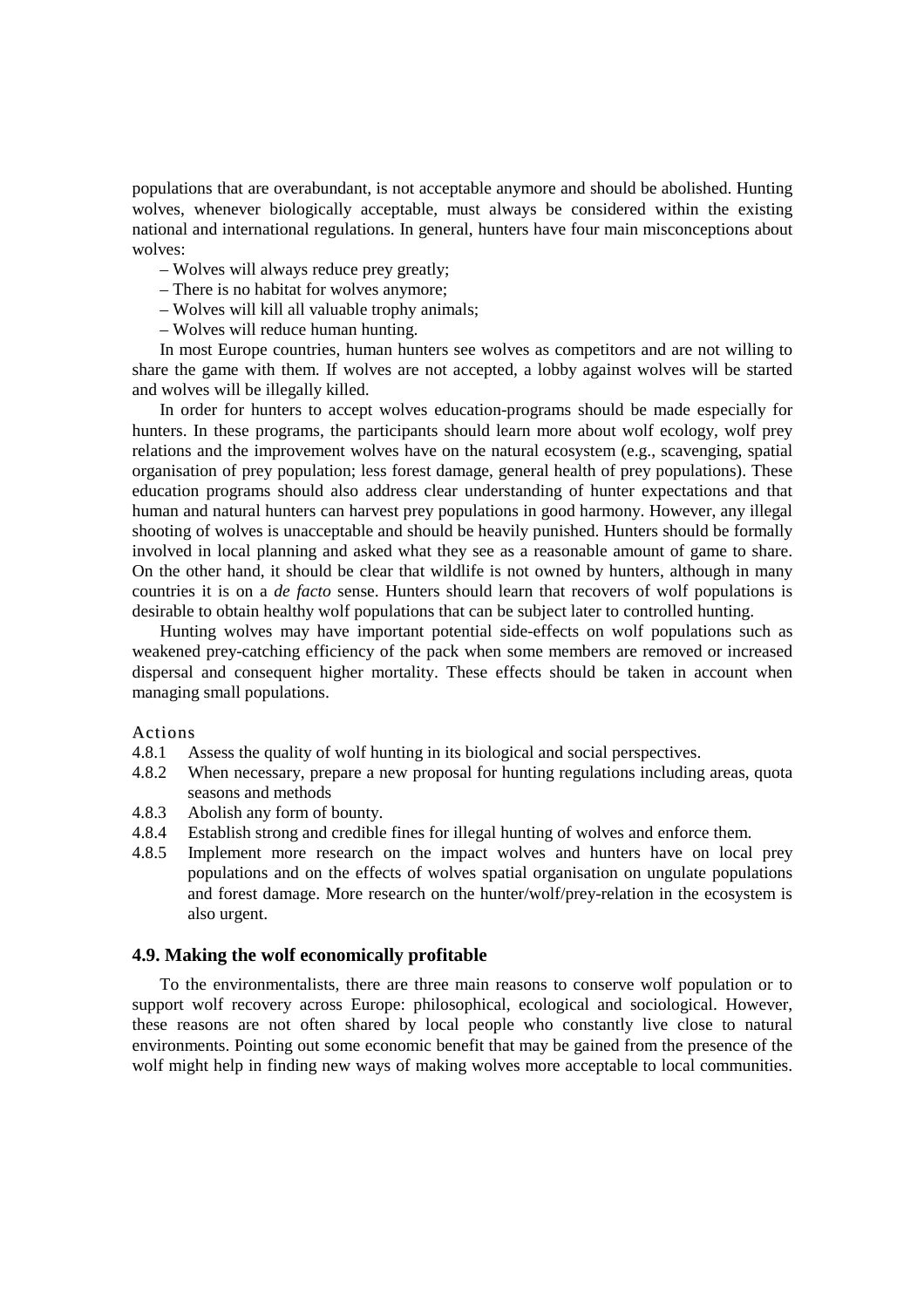populations that are overabundant, is not acceptable anymore and should be abolished. Hunting wolves, whenever biologically acceptable, must always be considered within the existing national and international regulations. In general, hunters have four main misconceptions about wolves:

– Wolves will always reduce prey greatly;

– There is no habitat for wolves anymore;

– Wolves will kill all valuable trophy animals;

– Wolves will reduce human hunting.

In most Europe countries, human hunters see wolves as competitors and are not willing to share the game with them. If wolves are not accepted, a lobby against wolves will be started and wolves will be illegally killed.

In order for hunters to accept wolves education-programs should be made especially for hunters. In these programs, the participants should learn more about wolf ecology, wolf prey relations and the improvement wolves have on the natural ecosystem (e.g., scavenging, spatial organisation of prey population; less forest damage, general health of prey populations). These education programs should also address clear understanding of hunter expectations and that human and natural hunters can harvest prey populations in good harmony. However, any illegal shooting of wolves is unacceptable and should be heavily punished. Hunters should be formally involved in local planning and asked what they see as a reasonable amount of game to share. On the other hand, it should be clear that wildlife is not owned by hunters, although in many countries it is on a *de facto* sense. Hunters should learn that recovers of wolf populations is desirable to obtain healthy wolf populations that can be subject later to controlled hunting.

Hunting wolves may have important potential side-effects on wolf populations such as weakened prey-catching efficiency of the pack when some members are removed or increased dispersal and consequent higher mortality. These effects should be taken in account when managing small populations.

Actions

4.8.1 Assess the quality of wolf hunting in its biological and social perspectives.

4.8.2 When necessary, prepare a new proposal for hunting regulations including areas, quota seasons and methods

4.8.3 Abolish any form of bounty.

4.8.4 Establish strong and credible fines for illegal hunting of wolves and enforce them.

4.8.5 Implement more research on the impact wolves and hunters have on local prey populations and on the effects of wolves spatial organisation on ungulate populations and forest damage. More research on the hunter/wolf/prey-relation in the ecosystem is also urgent.

### 4.9. Making the wolf economically profitable

To the environmentalists, there are three main reasons to conserve wolf population or to support wolf recovery across Europe: philosophical, ecological and sociological. However, these reasons are not often shared by local people who constantly live close to natural environments. Pointing out some economic benefit that may be gained from the presence of the wolf might help in finding new ways of making wolves more acceptable to local communities.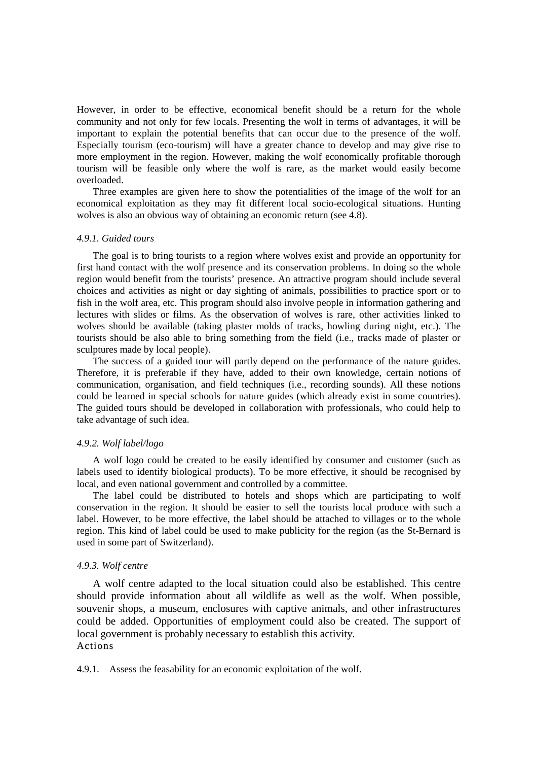However, in order to be effective, economical benefit should be a return for the whole community and not only for few locals. Presenting the wolf in terms of advantages, it will be important to explain the potential benefits that can occur due to the presence of the wolf. Especially tourism (eco-tourism) will have a greater chance to develop and may give rise to more employment in the region. However, making the wolf economically profitable thorough tourism will be feasible only where the wolf is rare, as the market would easily become overloaded.

Three examples are given here to show the potentialities of the image of the wolf for an economical exploitation as they may fit different local socio-ecological situations. Hunting wolves is also an obvious way of obtaining an economic return (see 4.8).

#### *4.9.1. Guided tours*

The goal is to bring tourists to a region where wolves exist and provide an opportunity for first hand contact with the wolf presence and its conservation problems. In doing so the whole region would benefit from the tourists' presence. An attractive program should include several choices and activities as night or day sighting of animals, possibilities to practice sport or to fish in the wolf area, etc. This program should also involve people in information gathering and lectures with slides or films. As the observation of wolves is rare, other activities linked to wolves should be available (taking plaster molds of tracks, howling during night, etc.). The tourists should be also able to bring something from the field (i.e., tracks made of plaster or sculptures made by local people).

The success of a guided tour will partly depend on the performance of the nature guides. Therefore, it is preferable if they have, added to their own knowledge, certain notions of communication, organisation, and field techniques (i.e., recording sounds). All these notions could be learned in special schools for nature guides (which already exist in some countries). The guided tours should be developed in collaboration with professionals, who could help to take advantage of such idea.

#### *4.9.2. Wolf label/logo*

A wolf logo could be created to be easily identified by consumer and customer (such as labels used to identify biological products). To be more effective, it should be recognised by local, and even national government and controlled by a committee.

The label could be distributed to hotels and shops which are participating to wolf conservation in the region. It should be easier to sell the tourists local produce with such a label. However, to be more effective, the label should be attached to villages or to the whole region. This kind of label could be used to make publicity for the region (as the St-Bernard is used in some part of Switzerland).

#### *4.9.3. Wolf centre*

A wolf centre adapted to the local situation could also be established. This centre should provide information about all wildlife as well as the wolf. When possible, souvenir shops, a museum, enclosures with captive animals, and other infrastructures could be added. Opportunities of employment could also be created. The support of local government is probably necessary to establish this activity.

Actions

4.9.1. Assess the feasability for an economic exploitation of the wolf.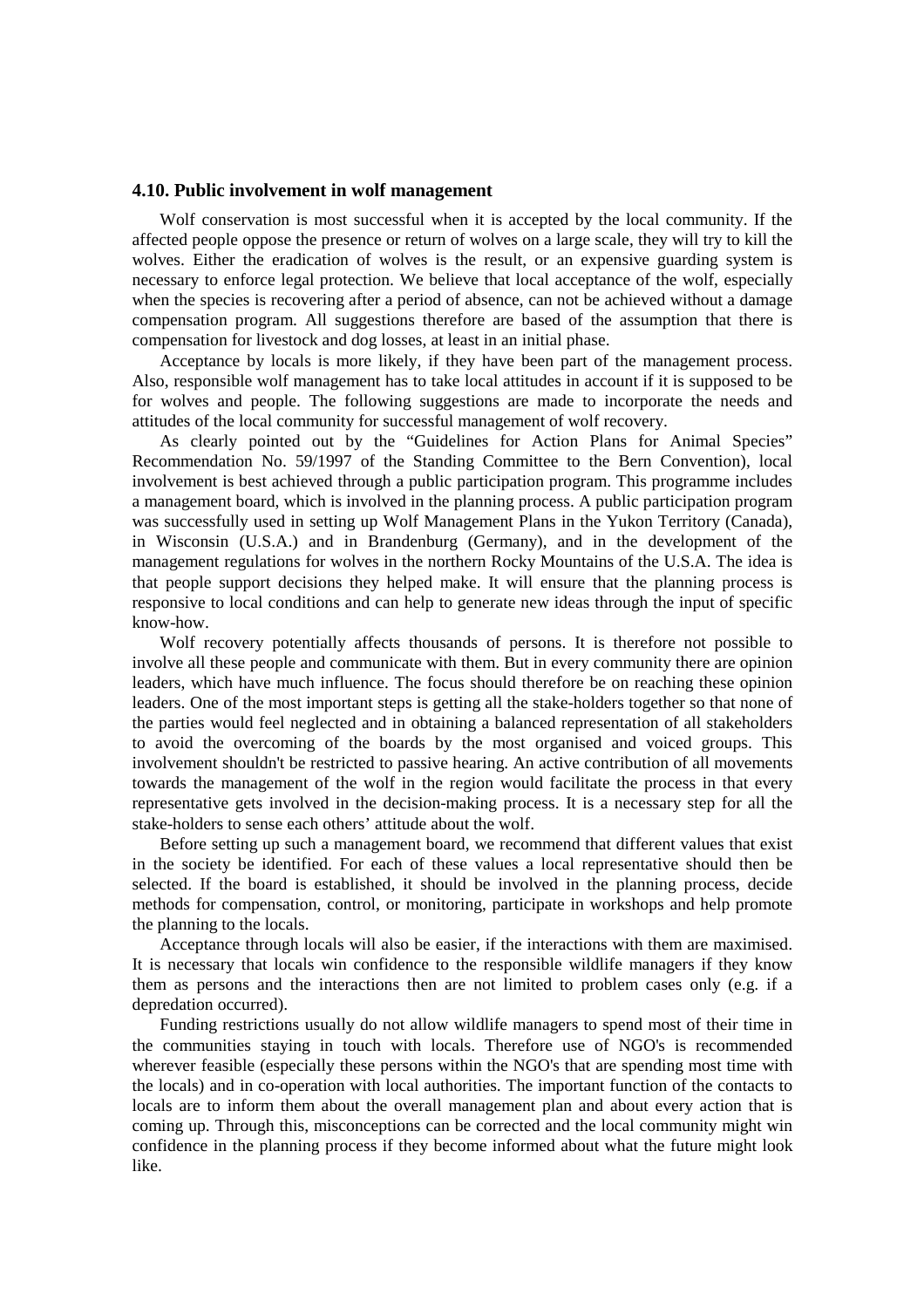### 4.10. Public involvement in wolf management

Wolf conservation is most successful when it is accepted by the local community. If the affected people oppose the presence or return of wolves on a large scale, they will try to kill the wolves. Either the eradication of wolves is the result, or an expensive guarding system is necessary to enforce legal protection. We believe that local acceptance of the wolf, especially when the species is recovering after a period of absence, can not be achieved without a damage compensation program. All suggestions therefore are based of the assumption that there is compensation for livestock and dog losses, at least in an initial phase.

Acceptance by locals is more likely, if they have been part of the management process. Also, responsible wolf management has to take local attitudes in account if it is supposed to be for wolves and people. The following suggestions are made to incorporate the needs and attitudes of the local community for successful management of wolf recovery.

As clearly pointed out by the "Guidelines for Action Plans for Animal Species" Recommendation No. 59/1997 of the Standing Committee to the Bern Convention), local involvement is best achieved through a public participation program. This programme includes a management board, which is involved in the planning process. A public participation program was successfully used in setting up Wolf Management Plans in the Yukon Territory (Canada), in Wisconsin (U.S.A.) and in Brandenburg (Germany), and in the development of the management regulations for wolves in the northern Rocky Mountains of the U.S.A. The idea is that people support decisions they helped make. It will ensure that the planning process is responsive to local conditions and can help to generate new ideas through the input of specific know-how.

Wolf recovery potentially affects thousands of persons. It is therefore not possible to involve all these people and communicate with them. But in every community there are opinion leaders, which have much influence. The focus should therefore be on reaching these opinion leaders. One of the most important steps is getting all the stake-holders together so that none of the parties would feel neglected and in obtaining a balanced representation of all stakeholders to avoid the overcoming of the boards by the most organised and voiced groups. This involvement shouldn't be restricted to passive hearing. An active contribution of all movements towards the management of the wolf in the region would facilitate the process in that every representative gets involved in the decision-making process. It is a necessary step for all the stake-holders to sense each others' attitude about the wolf.

Before setting up such a management board, we recommend that different values that exist in the society be identified. For each of these values a local representative should then be selected. If the board is established, it should be involved in the planning process, decide methods for compensation, control, or monitoring, participate in workshops and help promote the planning to the locals.

Acceptance through locals will also be easier, if the interactions with them are maximised. It is necessary that locals win confidence to the responsible wildlife managers if they know them as persons and the interactions then are not limited to problem cases only (e.g. if a depredation occurred).

Funding restrictions usually do not allow wildlife managers to spend most of their time in the communities staying in touch with locals. Therefore use of NGO's is recommended wherever feasible (especially these persons within the NGO's that are spending most time with the locals) and in co-operation with local authorities. The important function of the contacts to locals are to inform them about the overall management plan and about every action that is coming up. Through this, misconceptions can be corrected and the local community might win confidence in the planning process if they become informed about what the future might look like.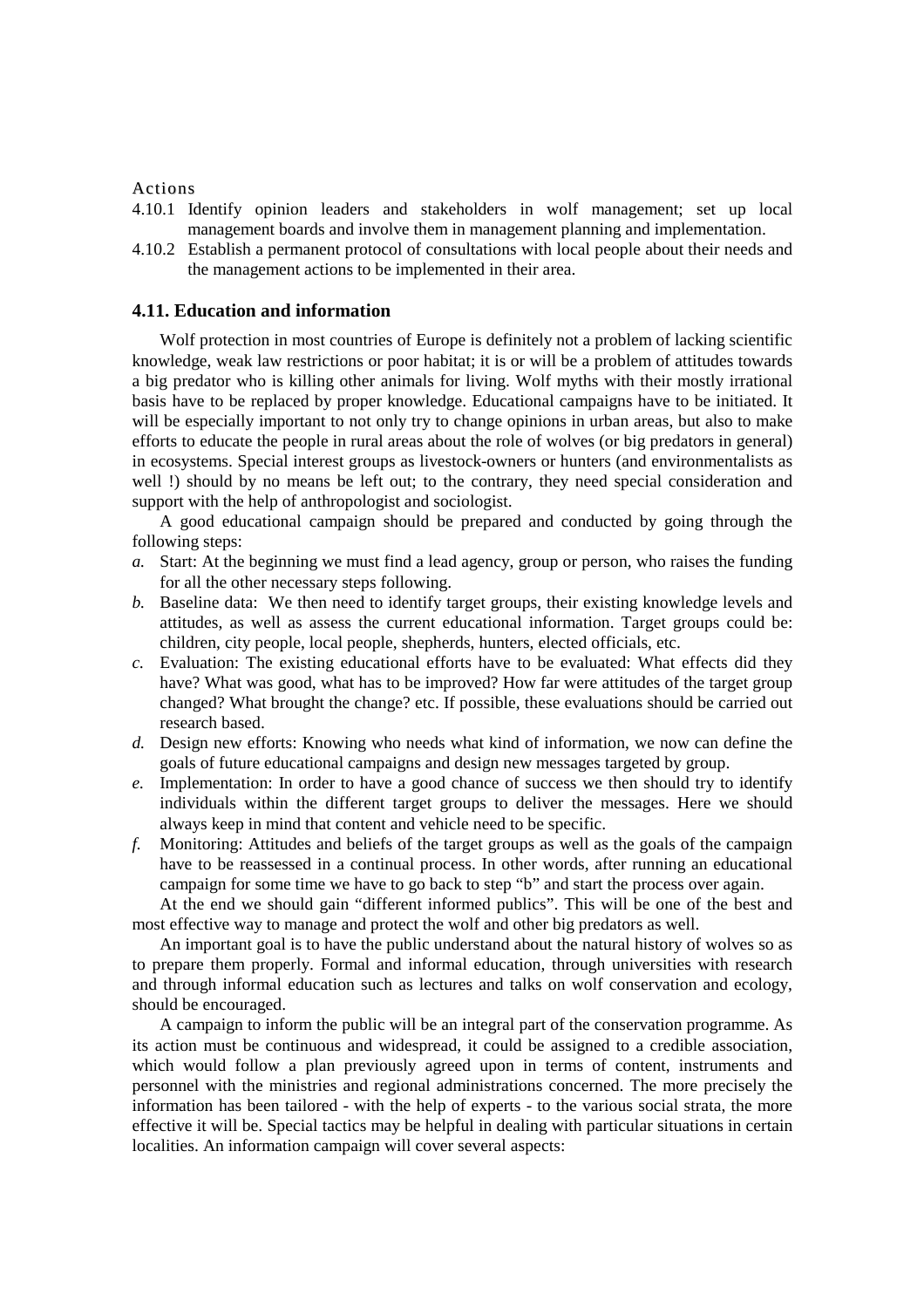Actions

4.10.1 Identify opinion leaders and stakeholders in wolf management; set up local management boards and involve them in management planning and implementation.

4.10.2 Establish a permanent protocol of consultations with local people about their needs and the management actions to be implemented in their area.

### 4.11. Education and information

Wolf protection in most countries of Europe is definitely not a problem of lacking scientific knowledge, weak law restrictions or poor habitat; it is or will be a problem of attitudes towards a big predator who is killing other animals for living. Wolf myths with their mostly irrational basis have to be replaced by proper knowledge. Educational campaigns have to be initiated. It will be especially important to not only try to change opinions in urban areas, but also to make efforts to educate the people in rural areas about the role of wolves (or big predators in general) in ecosystems. Special interest groups as livestock-owners or hunters (and environmentalists as well !) should by no means be left out; to the contrary, they need special consideration and support with the help of anthropologist and sociologist.

A good educational campaign should be prepared and conducted by going through the following steps:

*a.* Start: At the beginning we must find a lead agency, group or person, who raises the funding for all the other necessary steps following.

*b.* Baseline data: We then need to identify target groups, their existing knowledge levels and attitudes, as well as assess the current educational information. Target groups could be: children, city people, local people, shepherds, hunters, elected officials, etc.

*c.* Evaluation: The existing educational efforts have to be evaluated: What effects did they have? What was good, what has to be improved? How far were attitudes of the target group changed? What brought the change? etc. If possible, these evaluations should be carried out research based.

*d.* Design new efforts: Knowing who needs what kind of information, we now can define the goals of future educational campaigns and design new messages targeted by group.

*e.* Implementation: In order to have a good chance of success we then should try to identify individuals within the different target groups to deliver the messages. Here we should always keep in mind that content and vehicle need to be specific.

*f.* Monitoring: Attitudes and beliefs of the target groups as well as the goals of the campaign have to be reassessed in a continual process. In other words, after running an educational campaign for some time we have to go back to step "b" and start the process over again.

At the end we should gain "different informed publics". This will be one of the best and most effective way to manage and protect the wolf and other big predators as well.

An important goal is to have the public understand about the natural history of wolves so as to prepare them properly. Formal and informal education, through universities with research and through informal education such as lectures and talks on wolf conservation and ecology, should be encouraged.

A campaign to inform the public will be an integral part of the conservation programme. As its action must be continuous and widespread, it could be assigned to a credible association, which would follow a plan previously agreed upon in terms of content, instruments and personnel with the ministries and regional administrations concerned. The more precisely the information has been tailored - with the help of experts - to the various social strata, the more effective it will be. Special tactics may be helpful in dealing with particular situations in certain localities. An information campaign will cover several aspects: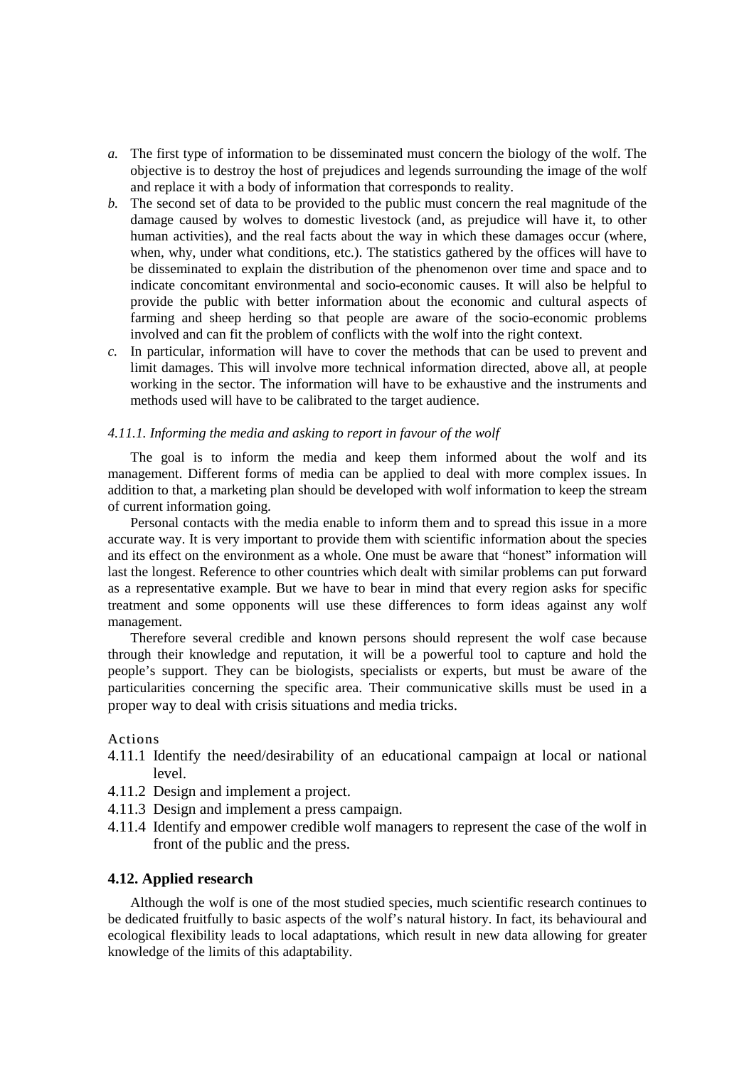*a.* The first type of information to be disseminated must concern the biology of the wolf. The objective is to destroy the host of prejudices and legends surrounding the image of the wolf and replace it with a body of information that corresponds to reality.

*b.* The second set of data to be provided to the public must concern the real magnitude of the damage caused by wolves to domestic livestock (and, as prejudice will have it, to other human activities), and the real facts about the way in which these damages occur (where, when, why, under what conditions, etc.). The statistics gathered by the offices will have to be disseminated to explain the distribution of the phenomenon over time and space and to indicate concomitant environmental and socio-economic causes. It will also be helpful to provide the public with better information about the economic and cultural aspects of farming and sheep herding so that people are aware of the socio-economic problems involved and can fit the problem of conflicts with the wolf into the right context.

*c.* In particular, information will have to cover the methods that can be used to prevent and limit damages. This will involve more technical information directed, above all, at people working in the sector. The information will have to be exhaustive and the instruments and methods used will have to be calibrated to the target audience.

*4.11.1. Informing the media and asking to report in favour of the wolf*

The goal is to inform the media and keep them informed about the wolf and its management. Different forms of media can be applied to deal with more complex issues. In addition to that, a marketing plan should be developed with wolf information to keep the stream of current information going.

Personal contacts with the media enable to inform them and to spread this issue in a more accurate way. It is very important to provide them with scientific information about the species and its effect on the environment as a whole. One must be aware that "honest" information will last the longest. Reference to other countries which dealt with similar problems can put forward as a representative example. But we have to bear in mind that every region asks for specific treatment and some opponents will use these differences to form ideas against any wolf management.

Therefore several credible and known persons should represent the wolf case because through their knowledge and reputation, it will be a powerful tool to capture and hold the people's support. They can be biologists, specialists or experts, but must be aware of the particularities concerning the specific area. Their communicative skills must be used in a proper way to deal with crisis situations and media tricks.

Actions

- 4.11.1 Identify the need/desirability of an educational campaign at local or national level.
- 4.11.2 Design and implement a project.
- 4.11.3 Design and implement a press campaign.
- 4.11.4 Identify and empower credible wolf managers to represent the case of the wolf in front of the public and the press.

### 4.12. Applied research

Although the wolf is one of the most studied species, much scientific research continues to be dedicated fruitfully to basic aspects of the wolf's natural history. In fact, its behavioural and ecological flexibility leads to local adaptations, which result in new data allowing for greater knowledge of the limits of this adaptability.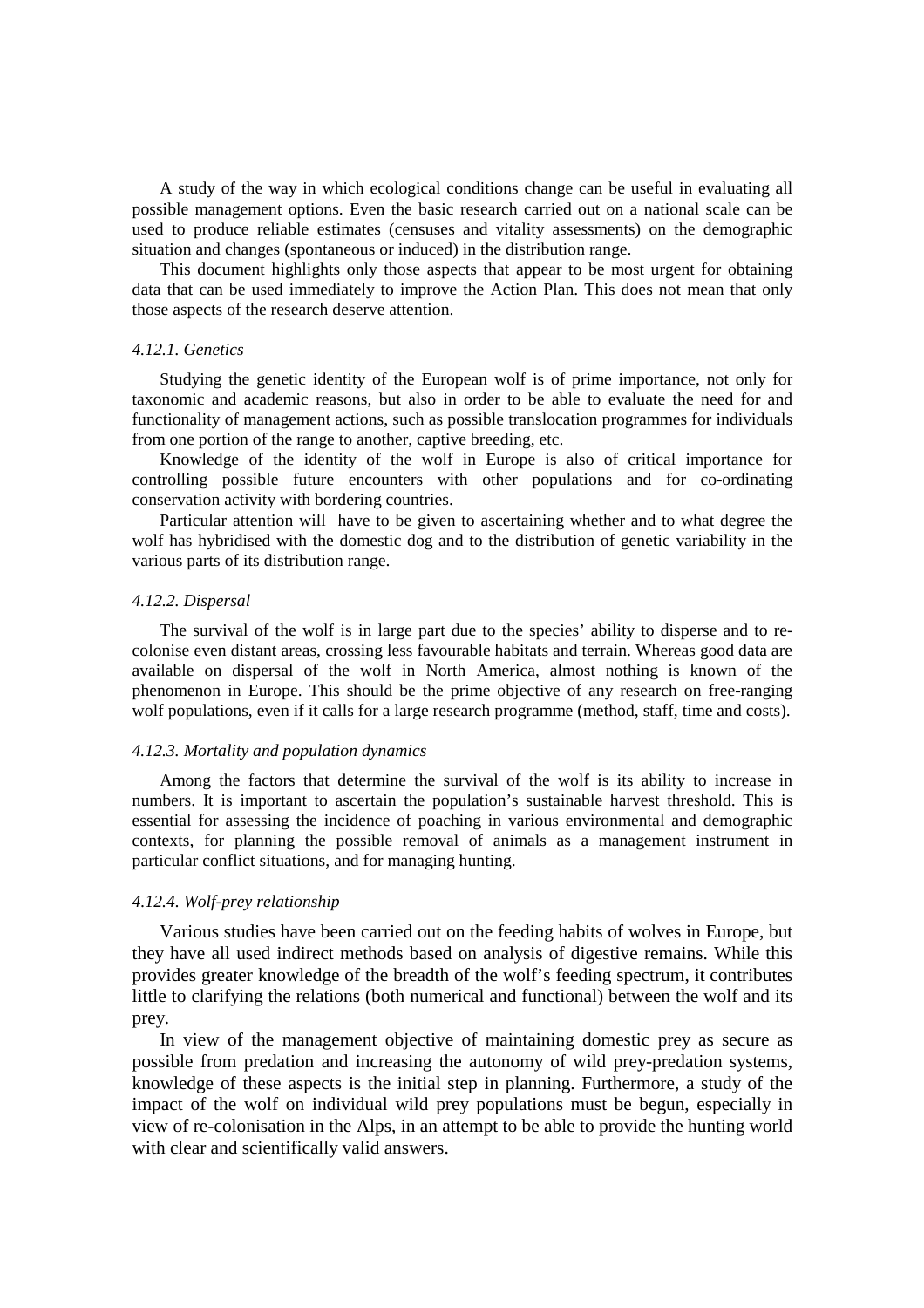A study of the way in which ecological conditions change can be useful in evaluating all possible management options. Even the basic research carried out on a national scale can be used to produce reliable estimates (censuses and vitality assessments) on the demographic situation and changes (spontaneous or induced) in the distribution range.

This document highlights only those aspects that appear to be most urgent for obtaining data that can be used immediately to improve the Action Plan. This does not mean that only those aspects of the research deserve attention.

#### *4.12.1. Genetics*

Studying the genetic identity of the European wolf is of prime importance, not only for taxonomic and academic reasons, but also in order to be able to evaluate the need for and functionality of management actions, such as possible translocation programmes for individuals from one portion of the range to another, captive breeding, etc.

Knowledge of the identity of the wolf in Europe is also of critical importance for controlling possible future encounters with other populations and for co-ordinating conservation activity with bordering countries.

Particular attention will have to be given to ascertaining whether and to what degree the wolf has hybridised with the domestic dog and to the distribution of genetic variability in the various parts of its distribution range.

#### *4.12.2. Dispersal*

The survival of the wolf is in large part due to the species' ability to disperse and to re-colonise even distant areas, crossing less favourable habitats and terrain. Whereas good data are available on dispersal of the wolf in North America, almost nothing is known of the phenomenon in Europe. This should be the prime objective of any research on free-ranging wolf populations, even if it calls for a large research programme (method, staff, time and costs).

#### *4.12.3. Mortality and population dynamics*

Among the factors that determine the survival of the wolf is its ability to increase in numbers. It is important to ascertain the population's sustainable harvest threshold. This is essential for assessing the incidence of poaching in various environmental and demographic contexts, for planning the possible removal of animals as a management instrument in particular conflict situations, and for managing hunting.

#### *4.12.4. Wolf-prey relationship*

Various studies have been carried out on the feeding habits of wolves in Europe, but they have all used indirect methods based on analysis of digestive remains. While this provides greater knowledge of the breadth of the wolf's feeding spectrum, it contributes little to clarifying the relations (both numerical and functional) between the wolf and its prey.

In view of the management objective of maintaining domestic prey as secure as possible from predation and increasing the autonomy of wild prey-predation systems, knowledge of these aspects is the initial step in planning. Furthermore, a study of the impact of the wolf on individual wild prey populations must be begun, especially in view of re-colonisation in the Alps, in an attempt to be able to provide the hunting world with clear and scientifically valid answers.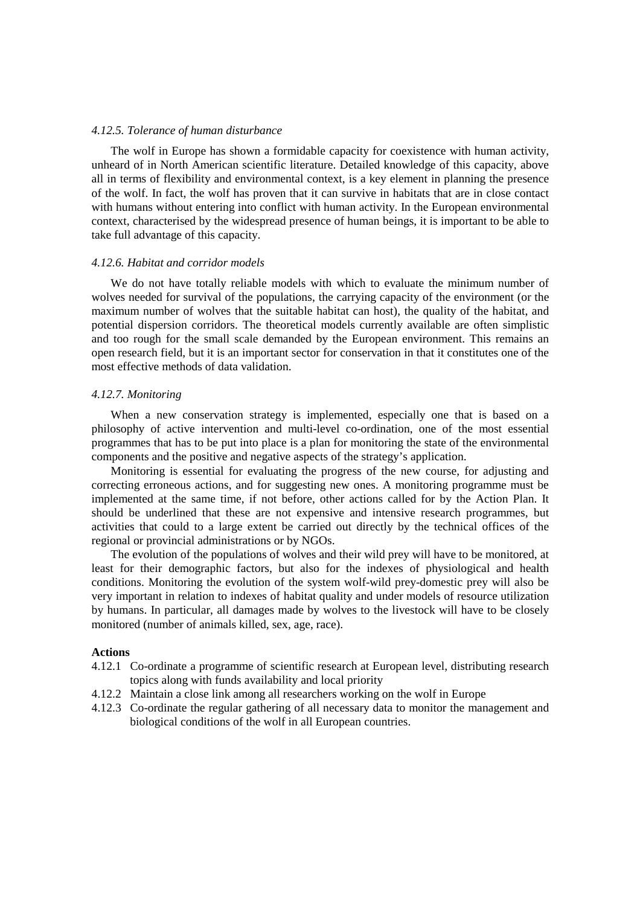#### *4.12.5. Tolerance of human disturbance*

The wolf in Europe has shown a formidable capacity for coexistence with human activity, unheard of in North American scientific literature. Detailed knowledge of this capacity, above all in terms of flexibility and environmental context, is a key element in planning the presence of the wolf. In fact, the wolf has proven that it can survive in habitats that are in close contact with humans without entering into conflict with human activity. In the European environmental context, characterised by the widespread presence of human beings, it is important to be able to take full advantage of this capacity.

#### *4.12.6. Habitat and corridor models*

We do not have totally reliable models with which to evaluate the minimum number of wolves needed for survival of the populations, the carrying capacity of the environment (or the maximum number of wolves that the suitable habitat can host), the quality of the habitat, and potential dispersion corridors. The theoretical models currently available are often simplistic and too rough for the small scale demanded by the European environment. This remains an open research field, but it is an important sector for conservation in that it constitutes one of the most effective methods of data validation.

#### *4.12.7. Monitoring*

When a new conservation strategy is implemented, especially one that is based on a philosophy of active intervention and multi-level co-ordination, one of the most essential programmes that has to be put into place is a plan for monitoring the state of the environmental components and the positive and negative aspects of the strategy's application.

Monitoring is essential for evaluating the progress of the new course, for adjusting and correcting erroneous actions, and for suggesting new ones. A monitoring programme must be implemented at the same time, if not before, other actions called for by the Action Plan. It should be underlined that these are not expensive and intensive research programmes, but activities that could to a large extent be carried out directly by the technical offices of the regional or provincial administrations or by NGOs.

The evolution of the populations of wolves and their wild prey will have to be monitored, at least for their demographic factors, but also for the indexes of physiological and health conditions. Monitoring the evolution of the system wolf-wild prey-domestic prey will also be very important in relation to indexes of habitat quality and under models of resource utilization by humans. In particular, all damages made by wolves to the livestock will have to be closely monitored (number of animals killed, sex, age, race).

**Actions**

- 4.12.1 Co-ordinate a programme of scientific research at European level, distributing research topics along with funds availability and local priority
- 4.12.2 Maintain a close link among all researchers working on the wolf in Europe
- 4.12.3 Co-ordinate the regular gathering of all necessary data to monitor the management and biological conditions of the wolf in all European countries.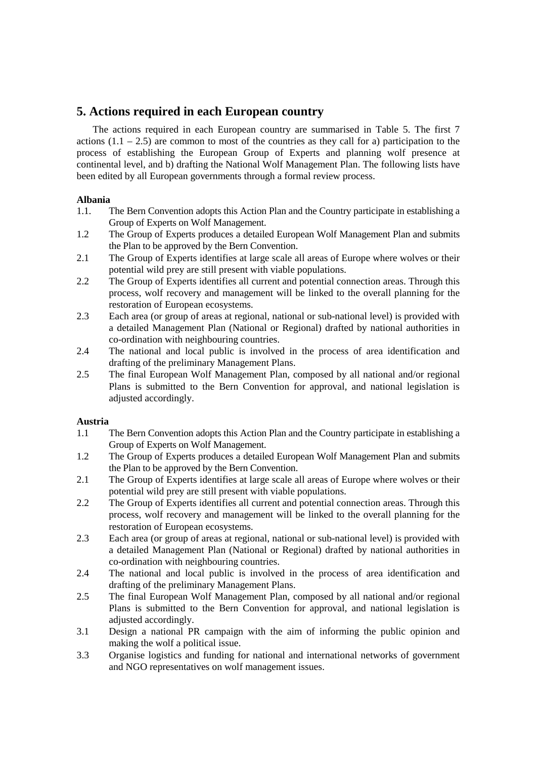## 5. Actions required in each European country

The actions required in each European country are summarised in Table 5. The first 7 actions (1.1 – 2.5) are common to most of the countries as they call for a) participation to the process of establishing the European Group of Experts and planning wolf presence at continental level, and b) drafting the National Wolf Management Plan. The following lists have been edited by all European governments through a formal review process.

**Albania**

- 1.1. The Bern Convention adopts this Action Plan and the Country participate in establishing a Group of Experts on Wolf Management.
- 1.2 The Group of Experts produces a detailed European Wolf Management Plan and submits the Plan to be approved by the Bern Convention.
- 2.1 The Group of Experts identifies at large scale all areas of Europe where wolves or their potential wild prey are still present with viable populations.
- 2.2 The Group of Experts identifies all current and potential connection areas. Through this process, wolf recovery and management will be linked to the overall planning for the restoration of European ecosystems.
- 2.3 Each area (or group of areas at regional, national or sub-national level) is provided with a detailed Management Plan (National or Regional) drafted by national authorities in co-ordination with neighbouring countries.
- 2.4 The national and local public is involved in the process of area identification and drafting of the preliminary Management Plans.
- 2.5 The final European Wolf Management Plan, composed by all national and/or regional Plans is submitted to the Bern Convention for approval, and national legislation is adjusted accordingly.

**Austria**

- 1.1 The Bern Convention adopts this Action Plan and the Country participate in establishing a Group of Experts on Wolf Management.
- 1.2 The Group of Experts produces a detailed European Wolf Management Plan and submits the Plan to be approved by the Bern Convention.
- 2.1 The Group of Experts identifies at large scale all areas of Europe where wolves or their potential wild prey are still present with viable populations.
- 2.2 The Group of Experts identifies all current and potential connection areas. Through this process, wolf recovery and management will be linked to the overall planning for the restoration of European ecosystems.
- 2.3 Each area (or group of areas at regional, national or sub-national level) is provided with a detailed Management Plan (National or Regional) drafted by national authorities in co-ordination with neighbouring countries.
- 2.4 The national and local public is involved in the process of area identification and drafting of the preliminary Management Plans.
- 2.5 The final European Wolf Management Plan, composed by all national and/or regional Plans is submitted to the Bern Convention for approval, and national legislation is adjusted accordingly.
- 3.1 Design a national PR campaign with the aim of informing the public opinion and making the wolf a political issue.
- 3.3 Organise logistics and funding for national and international networks of government and NGO representatives on wolf management issues.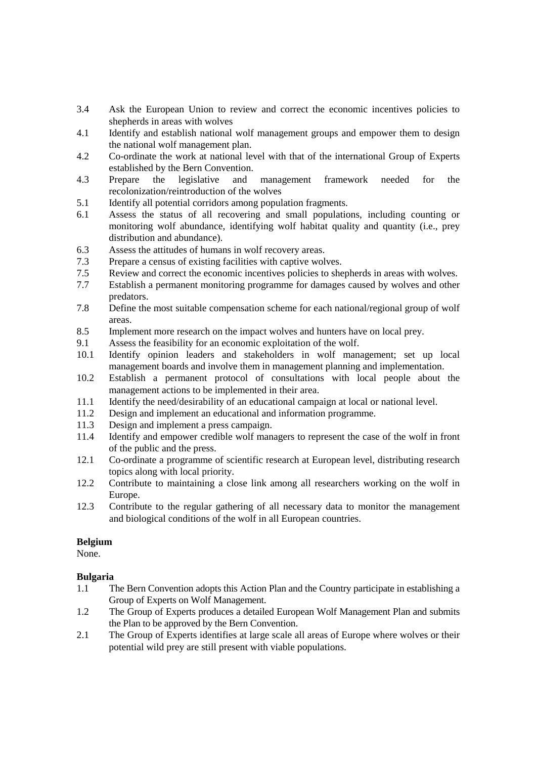3.4 Ask the European Union to review and correct the economic incentives policies to shepherds in areas with wolves

4.1 Identify and establish national wolf management groups and empower them to design the national wolf management plan.

4.2 Co-ordinate the work at national level with that of the international Group of Experts established by the Bern Convention.

4.3 Prepare the legislative and management framework needed for the recolonization/reintroduction of the wolves

5.1 Identify all potential corridors among population fragments.

6.1 Assess the status of all recovering and small populations, including counting or monitoring wolf abundance, identifying wolf habitat quality and quantity (i.e., prey distribution and abundance).

6.3 Assess the attitudes of humans in wolf recovery areas.

7.3 Prepare a census of existing facilities with captive wolves.

7.5 Review and correct the economic incentives policies to shepherds in areas with wolves.

7.7 Establish a permanent monitoring programme for damages caused by wolves and other predators.

7.8 Define the most suitable compensation scheme for each national/regional group of wolf areas.

8.5 Implement more research on the impact wolves and hunters have on local prey.

9.1 Assess the feasibility for an economic exploitation of the wolf.

10.1 Identify opinion leaders and stakeholders in wolf management; set up local management boards and involve them in management planning and implementation.

10.2 Establish a permanent protocol of consultations with local people about the management actions to be implemented in their area.

11.1 Identify the need/desirability of an educational campaign at local or national level.

11.2 Design and implement an educational and information programme.

11.3 Design and implement a press campaign.

11.4 Identify and empower credible wolf managers to represent the case of the wolf in front of the public and the press.

12.1 Co-ordinate a programme of scientific research at European level, distributing research topics along with local priority.

12.2 Contribute to maintaining a close link among all researchers working on the wolf in Europe.

12.3 Contribute to the regular gathering of all necessary data to monitor the management and biological conditions of the wolf in all European countries.

**Belgium**

None.

**Bulgaria**

1.1 The Bern Convention adopts this Action Plan and the Country participate in establishing a Group of Experts on Wolf Management.

1.2 The Group of Experts produces a detailed European Wolf Management Plan and submits the Plan to be approved by the Bern Convention.

2.1 The Group of Experts identifies at large scale all areas of Europe where wolves or their potential wild prey are still present with viable populations.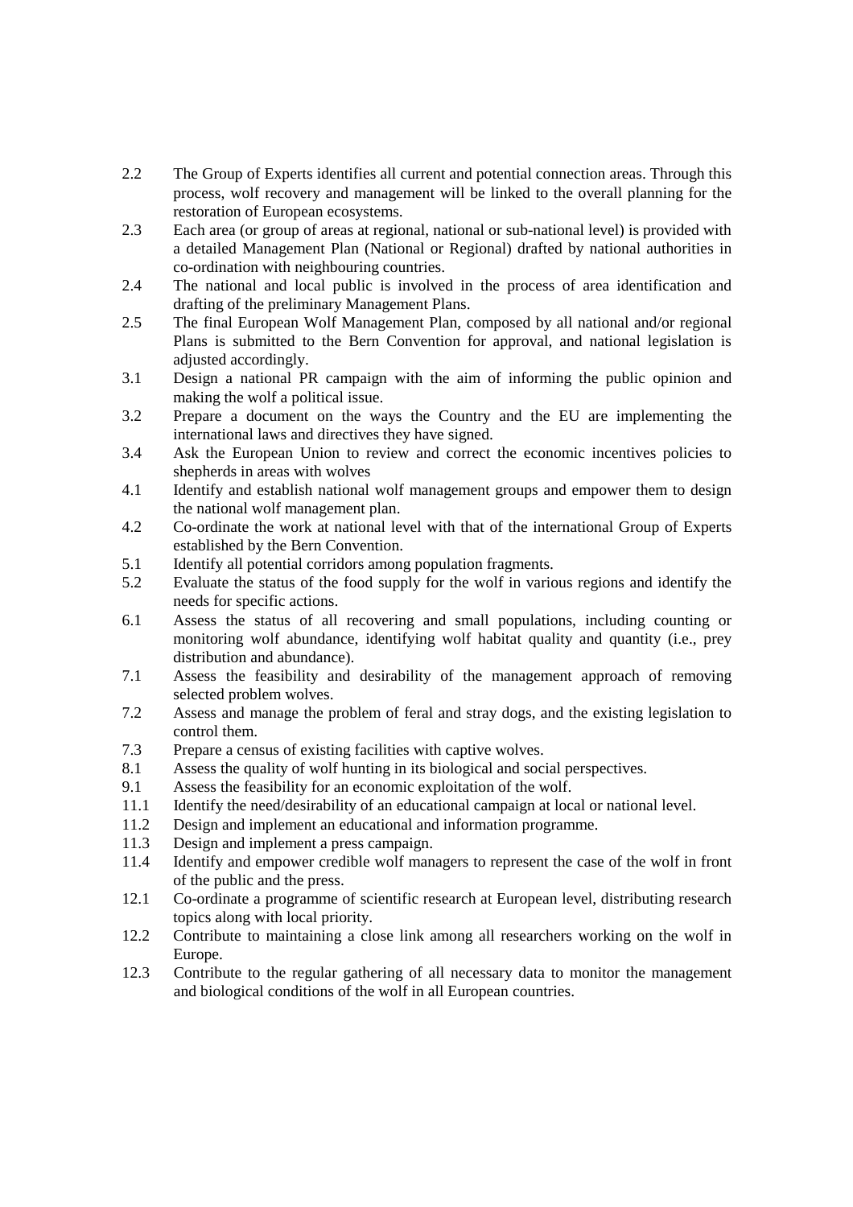2.2 The Group of Experts identifies all current and potential connection areas. Through this process, wolf recovery and management will be linked to the overall planning for the restoration of European ecosystems.

2.3 Each area (or group of areas at regional, national or sub-national level) is provided with a detailed Management Plan (National or Regional) drafted by national authorities in co-ordination with neighbouring countries.

2.4 The national and local public is involved in the process of area identification and drafting of the preliminary Management Plans.

2.5 The final European Wolf Management Plan, composed by all national and/or regional Plans is submitted to the Bern Convention for approval, and national legislation is adjusted accordingly.

3.1 Design a national PR campaign with the aim of informing the public opinion and making the wolf a political issue.

3.2 Prepare a document on the ways the Country and the EU are implementing the international laws and directives they have signed.

3.4 Ask the European Union to review and correct the economic incentives policies to shepherds in areas with wolves

4.1 Identify and establish national wolf management groups and empower them to design the national wolf management plan.

4.2 Co-ordinate the work at national level with that of the international Group of Experts established by the Bern Convention.

5.1 Identify all potential corridors among population fragments.

5.2 Evaluate the status of the food supply for the wolf in various regions and identify the needs for specific actions.

6.1 Assess the status of all recovering and small populations, including counting or monitoring wolf abundance, identifying wolf habitat quality and quantity (i.e., prey distribution and abundance).

7.1 Assess the feasibility and desirability of the management approach of removing selected problem wolves.

7.2 Assess and manage the problem of feral and stray dogs, and the existing legislation to control them.

7.3 Prepare a census of existing facilities with captive wolves.

8.1 Assess the quality of wolf hunting in its biological and social perspectives.

9.1 Assess the feasibility for an economic exploitation of the wolf.

11.1 Identify the need/desirability of an educational campaign at local or national level.

11.2 Design and implement an educational and information programme.

11.3 Design and implement a press campaign.

11.4 Identify and empower credible wolf managers to represent the case of the wolf in front of the public and the press.

12.1 Co-ordinate a programme of scientific research at European level, distributing research topics along with local priority.

12.2 Contribute to maintaining a close link among all researchers working on the wolf in Europe.

12.3 Contribute to the regular gathering of all necessary data to monitor the management and biological conditions of the wolf in all European countries.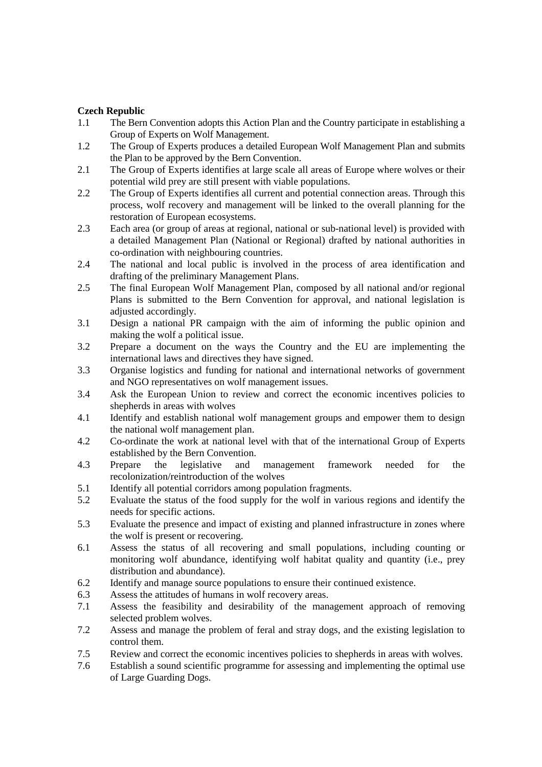**Czech Republic**

1.1 The Bern Convention adopts this Action Plan and the Country participate in establishing a Group of Experts on Wolf Management.

1.2 The Group of Experts produces a detailed European Wolf Management Plan and submits the Plan to be approved by the Bern Convention.

2.1 The Group of Experts identifies at large scale all areas of Europe where wolves or their potential wild prey are still present with viable populations.

2.2 The Group of Experts identifies all current and potential connection areas. Through this process, wolf recovery and management will be linked to the overall planning for the restoration of European ecosystems.

2.3 Each area (or group of areas at regional, national or sub-national level) is provided with a detailed Management Plan (National or Regional) drafted by national authorities in co-ordination with neighbouring countries.

2.4 The national and local public is involved in the process of area identification and drafting of the preliminary Management Plans.

2.5 The final European Wolf Management Plan, composed by all national and/or regional Plans is submitted to the Bern Convention for approval, and national legislation is adjusted accordingly.

3.1 Design a national PR campaign with the aim of informing the public opinion and making the wolf a political issue.

3.2 Prepare a document on the ways the Country and the EU are implementing the international laws and directives they have signed.

3.3 Organise logistics and funding for national and international networks of government and NGO representatives on wolf management issues.

3.4 Ask the European Union to review and correct the economic incentives policies to shepherds in areas with wolves

4.1 Identify and establish national wolf management groups and empower them to design the national wolf management plan.

4.2 Co-ordinate the work at national level with that of the international Group of Experts established by the Bern Convention.

4.3 Prepare the legislative and management framework needed for the recolonization/reintroduction of the wolves

5.1 Identify all potential corridors among population fragments.

5.2 Evaluate the status of the food supply for the wolf in various regions and identify the needs for specific actions.

5.3 Evaluate the presence and impact of existing and planned infrastructure in zones where the wolf is present or recovering.

6.1 Assess the status of all recovering and small populations, including counting or monitoring wolf abundance, identifying wolf habitat quality and quantity (i.e., prey distribution and abundance).

6.2 Identify and manage source populations to ensure their continued existence.

6.3 Assess the attitudes of humans in wolf recovery areas.

7.1 Assess the feasibility and desirability of the management approach of removing selected problem wolves.

7.2 Assess and manage the problem of feral and stray dogs, and the existing legislation to control them.

7.5 Review and correct the economic incentives policies to shepherds in areas with wolves.

7.6 Establish a sound scientific programme for assessing and implementing the optimal use of Large Guarding Dogs.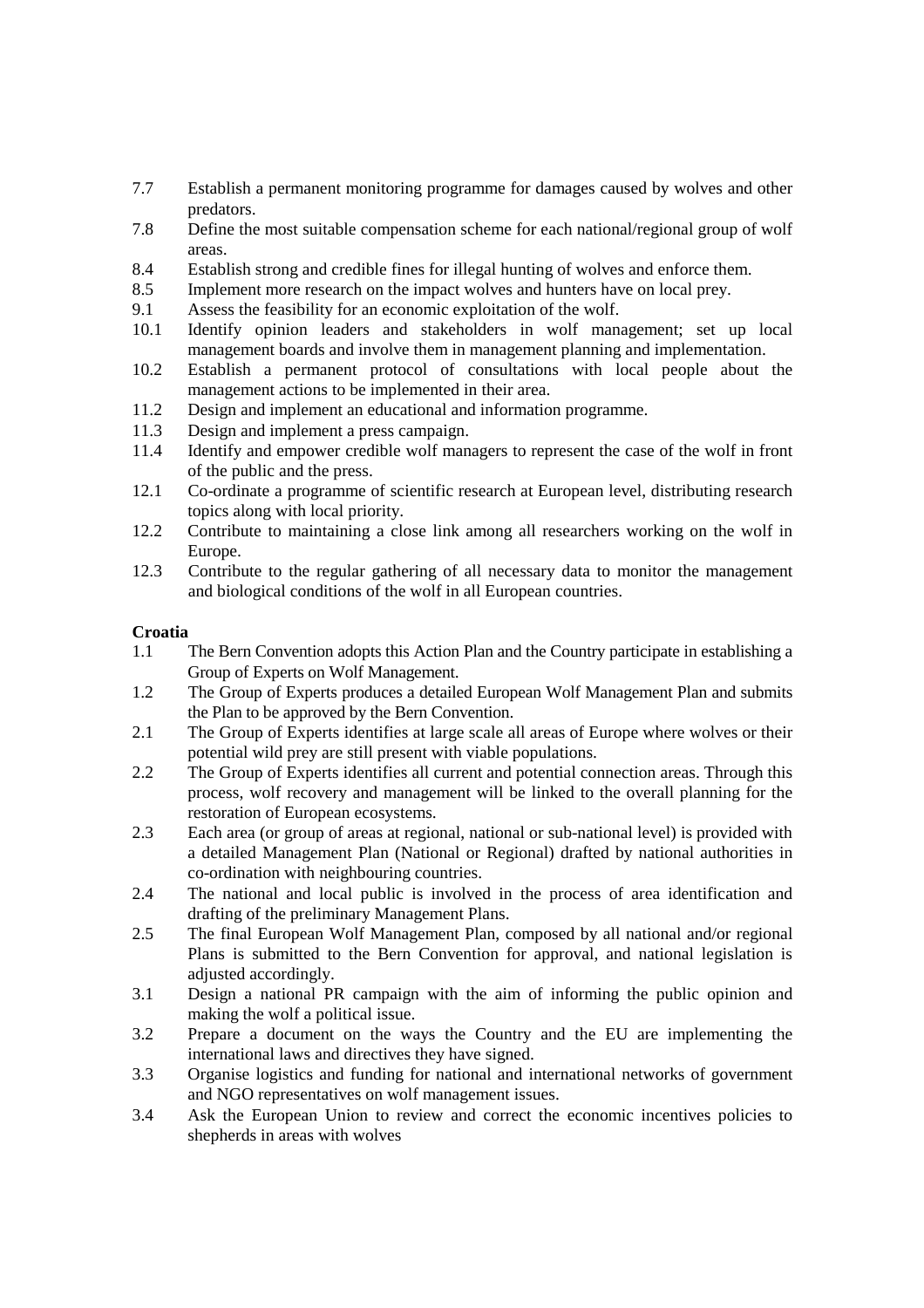7.7 Establish a permanent monitoring programme for damages caused by wolves and other predators.
7.8 Define the most suitable compensation scheme for each national/regional group of wolf areas.
8.4 Establish strong and credible fines for illegal hunting of wolves and enforce them.
8.5 Implement more research on the impact wolves and hunters have on local prey.
9.1 Assess the feasibility for an economic exploitation of the wolf.
10.1 Identify opinion leaders and stakeholders in wolf management; set up local management boards and involve them in management planning and implementation.
10.2 Establish a permanent protocol of consultations with local people about the management actions to be implemented in their area.
11.2 Design and implement an educational and information programme.
11.3 Design and implement a press campaign.
11.4 Identify and empower credible wolf managers to represent the case of the wolf in front of the public and the press.
12.1 Co-ordinate a programme of scientific research at European level, distributing research topics along with local priority.
12.2 Contribute to maintaining a close link among all researchers working on the wolf in Europe.
12.3 Contribute to the regular gathering of all necessary data to monitor the management and biological conditions of the wolf in all European countries.

**Croatia**

1.1 The Bern Convention adopts this Action Plan and the Country participate in establishing a Group of Experts on Wolf Management.
1.2 The Group of Experts produces a detailed European Wolf Management Plan and submits the Plan to be approved by the Bern Convention.
2.1 The Group of Experts identifies at large scale all areas of Europe where wolves or their potential wild prey are still present with viable populations.
2.2 The Group of Experts identifies all current and potential connection areas. Through this process, wolf recovery and management will be linked to the overall planning for the restoration of European ecosystems.
2.3 Each area (or group of areas at regional, national or sub-national level) is provided with a detailed Management Plan (National or Regional) drafted by national authorities in co-ordination with neighbouring countries.
2.4 The national and local public is involved in the process of area identification and drafting of the preliminary Management Plans.
2.5 The final European Wolf Management Plan, composed by all national and/or regional Plans is submitted to the Bern Convention for approval, and national legislation is adjusted accordingly.
3.1 Design a national PR campaign with the aim of informing the public opinion and making the wolf a political issue.
3.2 Prepare a document on the ways the Country and the EU are implementing the international laws and directives they have signed.
3.3 Organise logistics and funding for national and international networks of government and NGO representatives on wolf management issues.
3.4 Ask the European Union to review and correct the economic incentives policies to shepherds in areas with wolves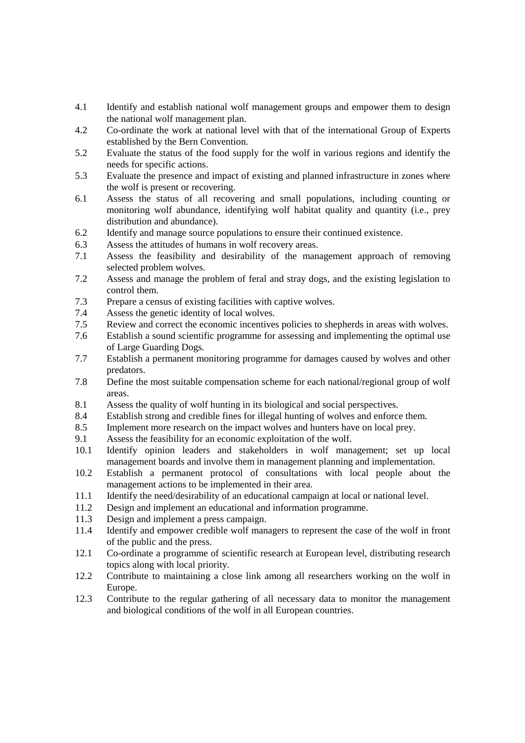4.1 Identify and establish national wolf management groups and empower them to design the national wolf management plan.

4.2 Co-ordinate the work at national level with that of the international Group of Experts established by the Bern Convention.

5.2 Evaluate the status of the food supply for the wolf in various regions and identify the needs for specific actions.

5.3 Evaluate the presence and impact of existing and planned infrastructure in zones where the wolf is present or recovering.

6.1 Assess the status of all recovering and small populations, including counting or monitoring wolf abundance, identifying wolf habitat quality and quantity (i.e., prey distribution and abundance).

6.2 Identify and manage source populations to ensure their continued existence.

6.3 Assess the attitudes of humans in wolf recovery areas.

7.1 Assess the feasibility and desirability of the management approach of removing selected problem wolves.

7.2 Assess and manage the problem of feral and stray dogs, and the existing legislation to control them.

7.3 Prepare a census of existing facilities with captive wolves.

7.4 Assess the genetic identity of local wolves.

7.5 Review and correct the economic incentives policies to shepherds in areas with wolves.

7.6 Establish a sound scientific programme for assessing and implementing the optimal use of Large Guarding Dogs.

7.7 Establish a permanent monitoring programme for damages caused by wolves and other predators.

7.8 Define the most suitable compensation scheme for each national/regional group of wolf areas.

8.1 Assess the quality of wolf hunting in its biological and social perspectives.

8.4 Establish strong and credible fines for illegal hunting of wolves and enforce them.

8.5 Implement more research on the impact wolves and hunters have on local prey.

9.1 Assess the feasibility for an economic exploitation of the wolf.

10.1 Identify opinion leaders and stakeholders in wolf management; set up local management boards and involve them in management planning and implementation.

10.2 Establish a permanent protocol of consultations with local people about the management actions to be implemented in their area.

11.1 Identify the need/desirability of an educational campaign at local or national level.

11.2 Design and implement an educational and information programme.

11.3 Design and implement a press campaign.

11.4 Identify and empower credible wolf managers to represent the case of the wolf in front of the public and the press.

12.1 Co-ordinate a programme of scientific research at European level, distributing research topics along with local priority.

12.2 Contribute to maintaining a close link among all researchers working on the wolf in Europe.

12.3 Contribute to the regular gathering of all necessary data to monitor the management and biological conditions of the wolf in all European countries.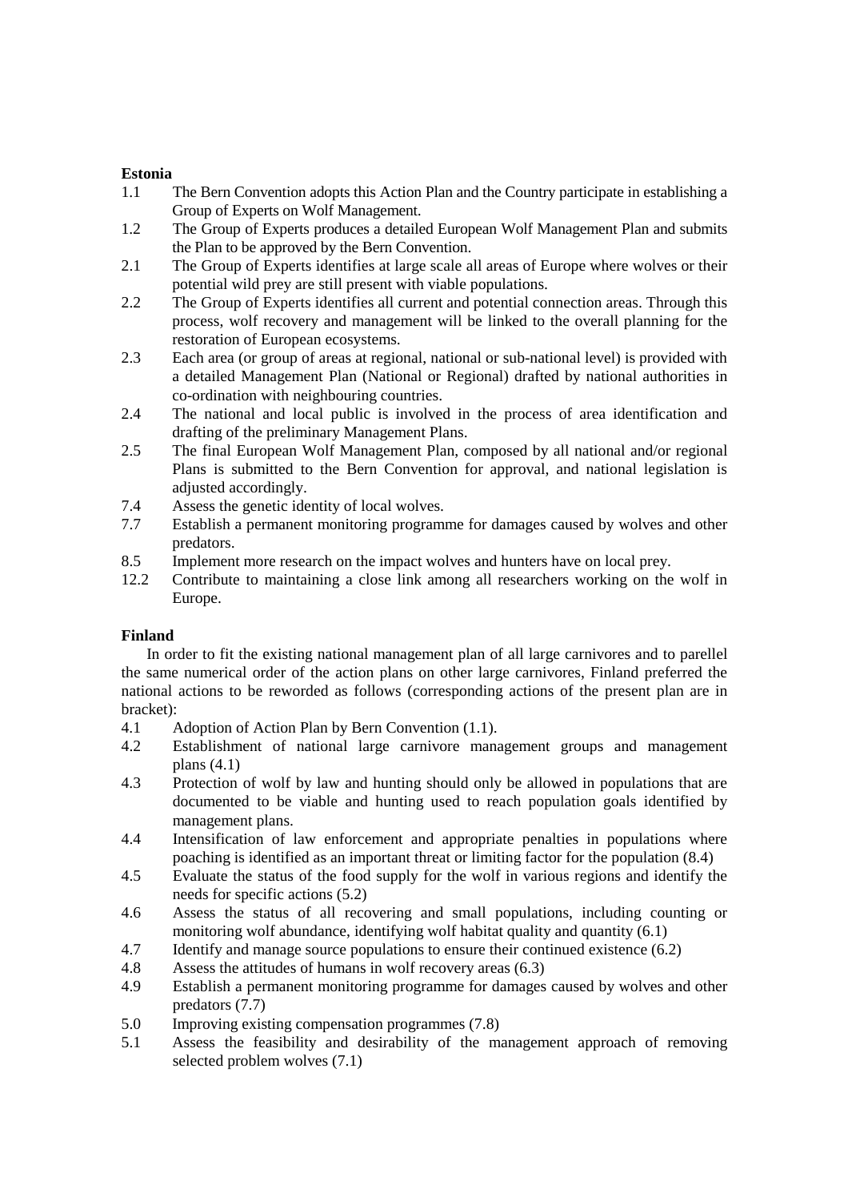**Estonia**

1.1 The Bern Convention adopts this Action Plan and the Country participate in establishing a Group of Experts on Wolf Management.

1.2 The Group of Experts produces a detailed European Wolf Management Plan and submits the Plan to be approved by the Bern Convention.

2.1 The Group of Experts identifies at large scale all areas of Europe where wolves or their potential wild prey are still present with viable populations.

2.2 The Group of Experts identifies all current and potential connection areas. Through this process, wolf recovery and management will be linked to the overall planning for the restoration of European ecosystems.

2.3 Each area (or group of areas at regional, national or sub-national level) is provided with a detailed Management Plan (National or Regional) drafted by national authorities in co-ordination with neighbouring countries.

2.4 The national and local public is involved in the process of area identification and drafting of the preliminary Management Plans.

2.5 The final European Wolf Management Plan, composed by all national and/or regional Plans is submitted to the Bern Convention for approval, and national legislation is adjusted accordingly.

7.4 Assess the genetic identity of local wolves.

7.7 Establish a permanent monitoring programme for damages caused by wolves and other predators.

8.5 Implement more research on the impact wolves and hunters have on local prey.

12.2 Contribute to maintaining a close link among all researchers working on the wolf in Europe.

**Finland**

In order to fit the existing national management plan of all large carnivores and to parellel the same numerical order of the action plans on other large carnivores, Finland preferred the national actions to be reworded as follows (corresponding actions of the present plan are in bracket):

4.1 Adoption of Action Plan by Bern Convention (1.1).

4.2 Establishment of national large carnivore management groups and management plans (4.1)

4.3 Protection of wolf by law and hunting should only be allowed in populations that are documented to be viable and hunting used to reach population goals identified by management plans.

4.4 Intensification of law enforcement and appropriate penalties in populations where poaching is identified as an important threat or limiting factor for the population (8.4)

4.5 Evaluate the status of the food supply for the wolf in various regions and identify the needs for specific actions (5.2)

4.6 Assess the status of all recovering and small populations, including counting or monitoring wolf abundance, identifying wolf habitat quality and quantity (6.1)

4.7 Identify and manage source populations to ensure their continued existence (6.2)

4.8 Assess the attitudes of humans in wolf recovery areas (6.3)

4.9 Establish a permanent monitoring programme for damages caused by wolves and other predators (7.7)

5.0 Improving existing compensation programmes (7.8)

5.1 Assess the feasibility and desirability of the management approach of removing selected problem wolves (7.1)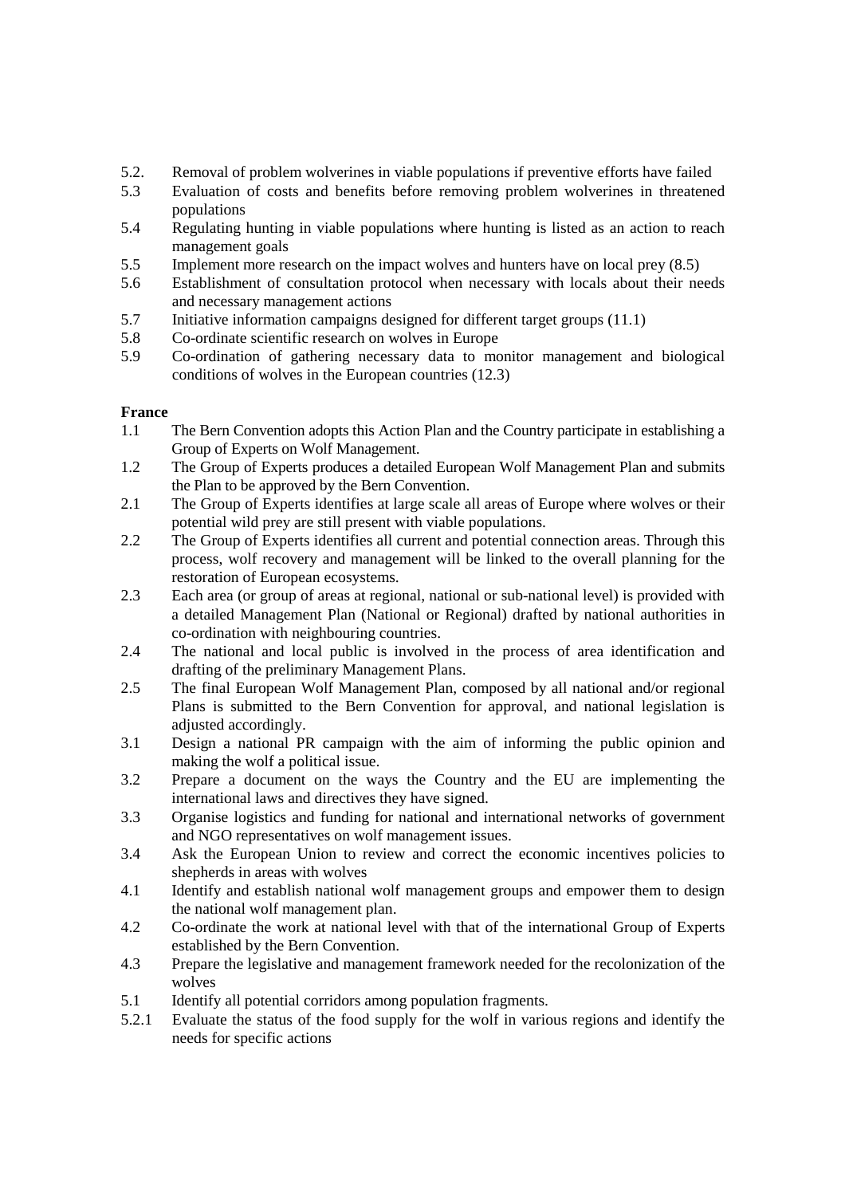5.2. Removal of problem wolverines in viable populations if preventive efforts have failed
5.3 Evaluation of costs and benefits before removing problem wolverines in threatened populations
5.4 Regulating hunting in viable populations where hunting is listed as an action to reach management goals
5.5 Implement more research on the impact wolves and hunters have on local prey (8.5)
5.6 Establishment of consultation protocol when necessary with locals about their needs and necessary management actions
5.7 Initiative information campaigns designed for different target groups (11.1)
5.8 Co-ordinate scientific research on wolves in Europe
5.9 Co-ordination of gathering necessary data to monitor management and biological conditions of wolves in the European countries (12.3)

**France**

1.1 The Bern Convention adopts this Action Plan and the Country participate in establishing a Group of Experts on Wolf Management.
1.2 The Group of Experts produces a detailed European Wolf Management Plan and submits the Plan to be approved by the Bern Convention.
2.1 The Group of Experts identifies at large scale all areas of Europe where wolves or their potential wild prey are still present with viable populations.
2.2 The Group of Experts identifies all current and potential connection areas. Through this process, wolf recovery and management will be linked to the overall planning for the restoration of European ecosystems.
2.3 Each area (or group of areas at regional, national or sub-national level) is provided with a detailed Management Plan (National or Regional) drafted by national authorities in co-ordination with neighbouring countries.
2.4 The national and local public is involved in the process of area identification and drafting of the preliminary Management Plans.
2.5 The final European Wolf Management Plan, composed by all national and/or regional Plans is submitted to the Bern Convention for approval, and national legislation is adjusted accordingly.
3.1 Design a national PR campaign with the aim of informing the public opinion and making the wolf a political issue.
3.2 Prepare a document on the ways the Country and the EU are implementing the international laws and directives they have signed.
3.3 Organise logistics and funding for national and international networks of government and NGO representatives on wolf management issues.
3.4 Ask the European Union to review and correct the economic incentives policies to shepherds in areas with wolves
4.1 Identify and establish national wolf management groups and empower them to design the national wolf management plan.
4.2 Co-ordinate the work at national level with that of the international Group of Experts established by the Bern Convention.
4.3 Prepare the legislative and management framework needed for the recolonization of the wolves
5.1 Identify all potential corridors among population fragments.
5.2.1 Evaluate the status of the food supply for the wolf in various regions and identify the needs for specific actions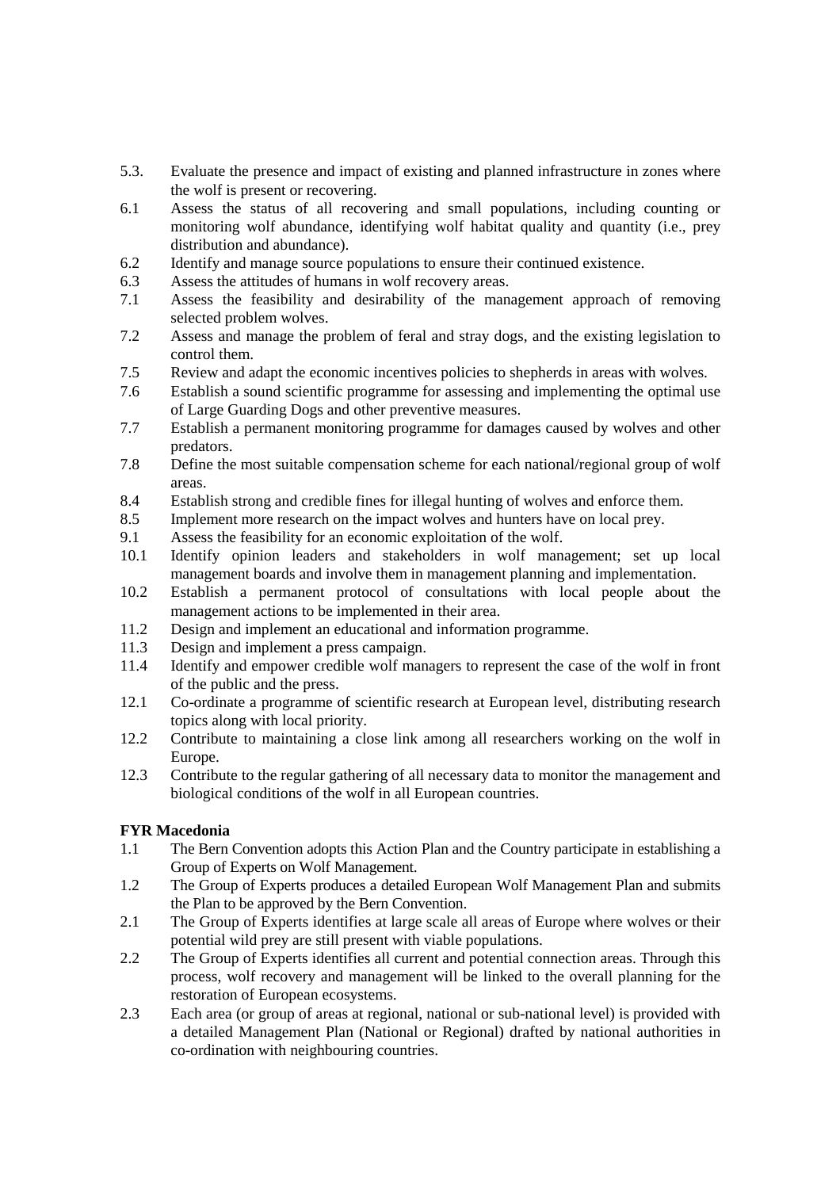5.3. Evaluate the presence and impact of existing and planned infrastructure in zones where the wolf is present or recovering.

6.1 Assess the status of all recovering and small populations, including counting or monitoring wolf abundance, identifying wolf habitat quality and quantity (i.e., prey distribution and abundance).

6.2 Identify and manage source populations to ensure their continued existence.

6.3 Assess the attitudes of humans in wolf recovery areas.

7.1 Assess the feasibility and desirability of the management approach of removing selected problem wolves.

7.2 Assess and manage the problem of feral and stray dogs, and the existing legislation to control them.

7.5 Review and adapt the economic incentives policies to shepherds in areas with wolves.

7.6 Establish a sound scientific programme for assessing and implementing the optimal use of Large Guarding Dogs and other preventive measures.

7.7 Establish a permanent monitoring programme for damages caused by wolves and other predators.

7.8 Define the most suitable compensation scheme for each national/regional group of wolf areas.

8.4 Establish strong and credible fines for illegal hunting of wolves and enforce them.

8.5 Implement more research on the impact wolves and hunters have on local prey.

9.1 Assess the feasibility for an economic exploitation of the wolf.

10.1 Identify opinion leaders and stakeholders in wolf management; set up local management boards and involve them in management planning and implementation.

10.2 Establish a permanent protocol of consultations with local people about the management actions to be implemented in their area.

11.2 Design and implement an educational and information programme.

11.3 Design and implement a press campaign.

11.4 Identify and empower credible wolf managers to represent the case of the wolf in front of the public and the press.

12.1 Co-ordinate a programme of scientific research at European level, distributing research topics along with local priority.

12.2 Contribute to maintaining a close link among all researchers working on the wolf in Europe.

12.3 Contribute to the regular gathering of all necessary data to monitor the management and biological conditions of the wolf in all European countries.

**FYR Macedonia**

1.1 The Bern Convention adopts this Action Plan and the Country participate in establishing a Group of Experts on Wolf Management.

1.2 The Group of Experts produces a detailed European Wolf Management Plan and submits the Plan to be approved by the Bern Convention.

2.1 The Group of Experts identifies at large scale all areas of Europe where wolves or their potential wild prey are still present with viable populations.

2.2 The Group of Experts identifies all current and potential connection areas. Through this process, wolf recovery and management will be linked to the overall planning for the restoration of European ecosystems.

2.3 Each area (or group of areas at regional, national or sub-national level) is provided with a detailed Management Plan (National or Regional) drafted by national authorities in co-ordination with neighbouring countries.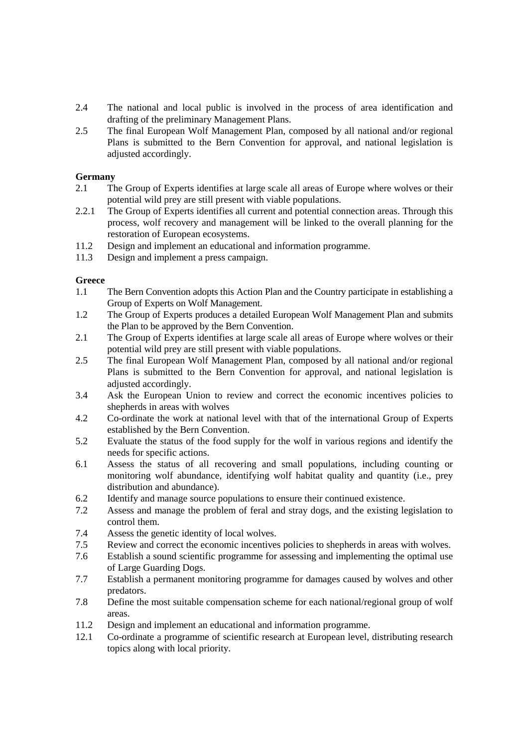2.4 The national and local public is involved in the process of area identification and drafting of the preliminary Management Plans.

2.5 The final European Wolf Management Plan, composed by all national and/or regional Plans is submitted to the Bern Convention for approval, and national legislation is adjusted accordingly.

**Germany**

2.1 The Group of Experts identifies at large scale all areas of Europe where wolves or their potential wild prey are still present with viable populations.

2.2.1 The Group of Experts identifies all current and potential connection areas. Through this process, wolf recovery and management will be linked to the overall planning for the restoration of European ecosystems.

11.2 Design and implement an educational and information programme.

11.3 Design and implement a press campaign.

**Greece**

1.1 The Bern Convention adopts this Action Plan and the Country participate in establishing a Group of Experts on Wolf Management.

1.2 The Group of Experts produces a detailed European Wolf Management Plan and submits the Plan to be approved by the Bern Convention.

2.1 The Group of Experts identifies at large scale all areas of Europe where wolves or their potential wild prey are still present with viable populations.

2.5 The final European Wolf Management Plan, composed by all national and/or regional Plans is submitted to the Bern Convention for approval, and national legislation is adjusted accordingly.

3.4 Ask the European Union to review and correct the economic incentives policies to shepherds in areas with wolves

4.2 Co-ordinate the work at national level with that of the international Group of Experts established by the Bern Convention.

5.2 Evaluate the status of the food supply for the wolf in various regions and identify the needs for specific actions.

6.1 Assess the status of all recovering and small populations, including counting or monitoring wolf abundance, identifying wolf habitat quality and quantity (i.e., prey distribution and abundance).

6.2 Identify and manage source populations to ensure their continued existence.

7.2 Assess and manage the problem of feral and stray dogs, and the existing legislation to control them.

7.4 Assess the genetic identity of local wolves.

7.5 Review and correct the economic incentives policies to shepherds in areas with wolves.

7.6 Establish a sound scientific programme for assessing and implementing the optimal use of Large Guarding Dogs.

7.7 Establish a permanent monitoring programme for damages caused by wolves and other predators.

7.8 Define the most suitable compensation scheme for each national/regional group of wolf areas.

11.2 Design and implement an educational and information programme.

12.1 Co-ordinate a programme of scientific research at European level, distributing research topics along with local priority.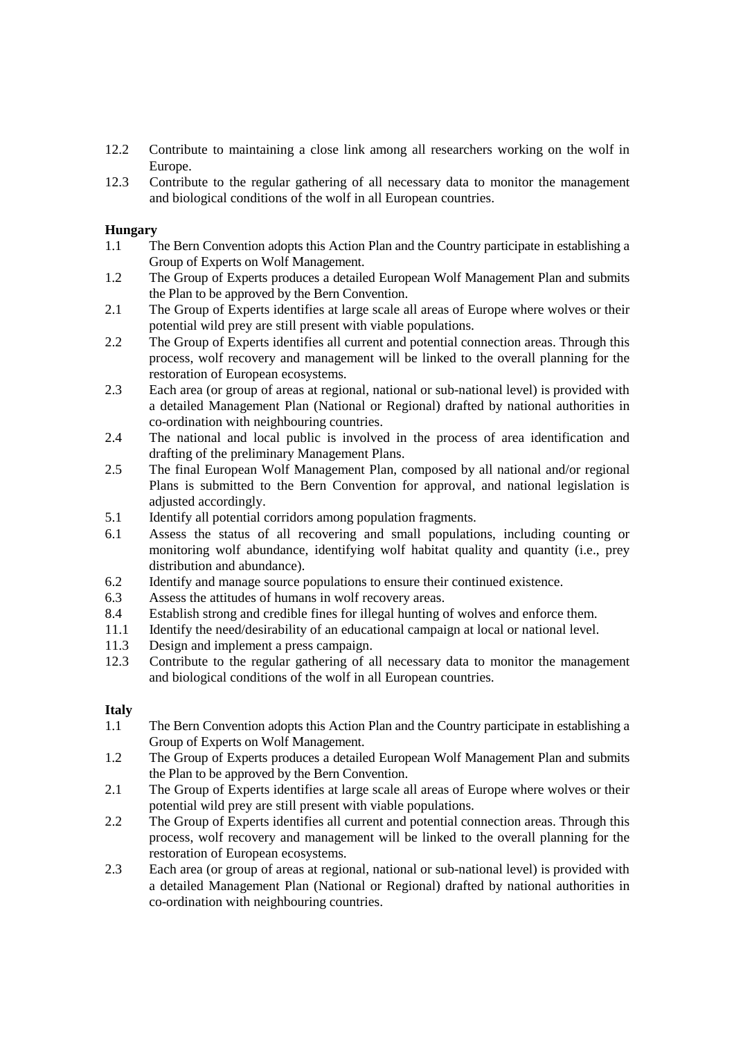12.2 Contribute to maintaining a close link among all researchers working on the wolf in Europe.

12.3 Contribute to the regular gathering of all necessary data to monitor the management and biological conditions of the wolf in all European countries.

**Hungary**

1.1 The Bern Convention adopts this Action Plan and the Country participate in establishing a Group of Experts on Wolf Management.

1.2 The Group of Experts produces a detailed European Wolf Management Plan and submits the Plan to be approved by the Bern Convention.

2.1 The Group of Experts identifies at large scale all areas of Europe where wolves or their potential wild prey are still present with viable populations.

2.2 The Group of Experts identifies all current and potential connection areas. Through this process, wolf recovery and management will be linked to the overall planning for the restoration of European ecosystems.

2.3 Each area (or group of areas at regional, national or sub-national level) is provided with a detailed Management Plan (National or Regional) drafted by national authorities in co-ordination with neighbouring countries.

2.4 The national and local public is involved in the process of area identification and drafting of the preliminary Management Plans.

2.5 The final European Wolf Management Plan, composed by all national and/or regional Plans is submitted to the Bern Convention for approval, and national legislation is adjusted accordingly.

5.1 Identify all potential corridors among population fragments.

6.1 Assess the status of all recovering and small populations, including counting or monitoring wolf abundance, identifying wolf habitat quality and quantity (i.e., prey distribution and abundance).

6.2 Identify and manage source populations to ensure their continued existence.

6.3 Assess the attitudes of humans in wolf recovery areas.

8.4 Establish strong and credible fines for illegal hunting of wolves and enforce them.

11.1 Identify the need/desirability of an educational campaign at local or national level.

11.3 Design and implement a press campaign.

12.3 Contribute to the regular gathering of all necessary data to monitor the management and biological conditions of the wolf in all European countries.

**Italy**

1.1 The Bern Convention adopts this Action Plan and the Country participate in establishing a Group of Experts on Wolf Management.

1.2 The Group of Experts produces a detailed European Wolf Management Plan and submits the Plan to be approved by the Bern Convention.

2.1 The Group of Experts identifies at large scale all areas of Europe where wolves or their potential wild prey are still present with viable populations.

2.2 The Group of Experts identifies all current and potential connection areas. Through this process, wolf recovery and management will be linked to the overall planning for the restoration of European ecosystems.

2.3 Each area (or group of areas at regional, national or sub-national level) is provided with a detailed Management Plan (National or Regional) drafted by national authorities in co-ordination with neighbouring countries.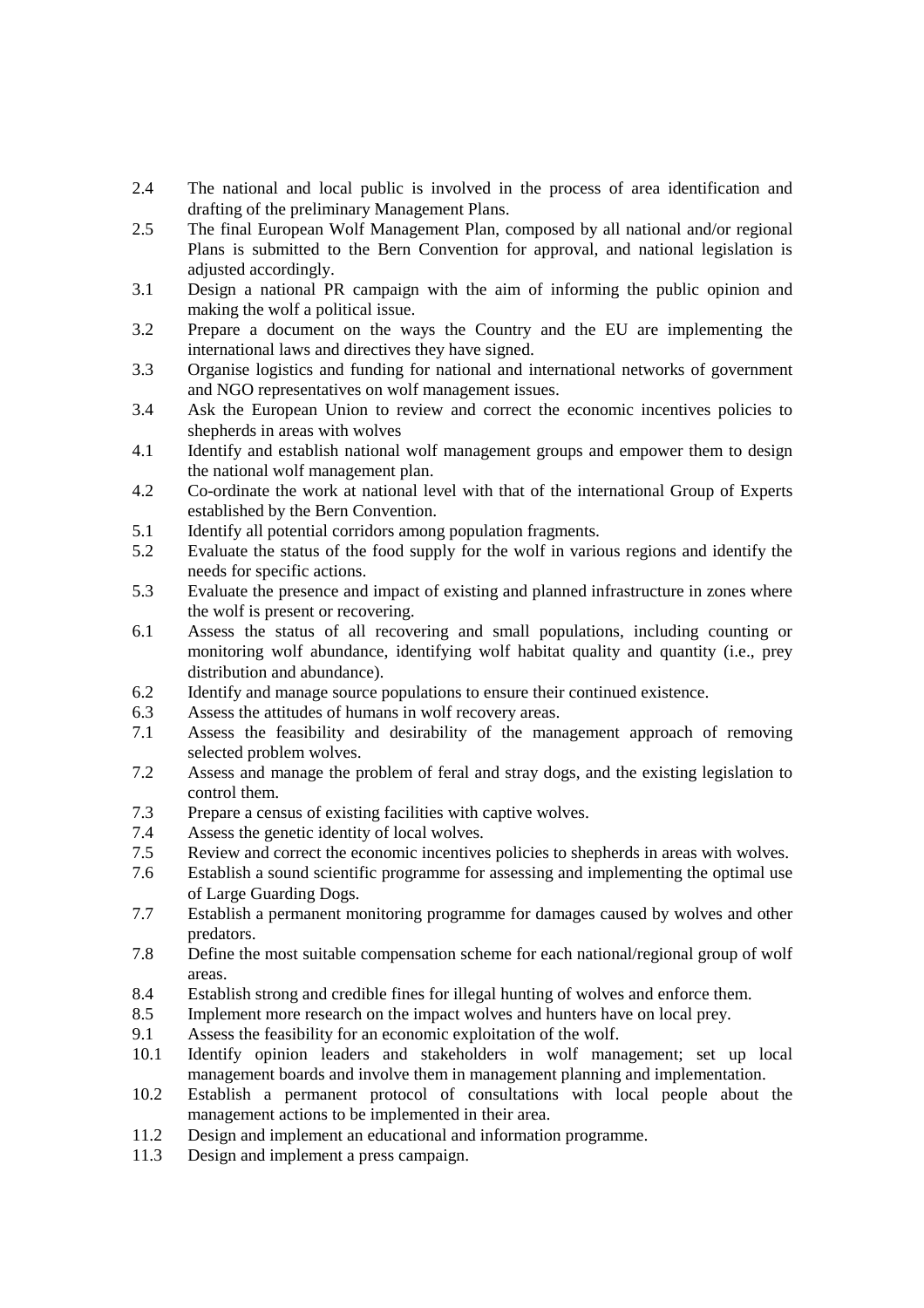2.4 The national and local public is involved in the process of area identification and drafting of the preliminary Management Plans.

2.5 The final European Wolf Management Plan, composed by all national and/or regional Plans is submitted to the Bern Convention for approval, and national legislation is adjusted accordingly.

3.1 Design a national PR campaign with the aim of informing the public opinion and making the wolf a political issue.

3.2 Prepare a document on the ways the Country and the EU are implementing the international laws and directives they have signed.

3.3 Organise logistics and funding for national and international networks of government and NGO representatives on wolf management issues.

3.4 Ask the European Union to review and correct the economic incentives policies to shepherds in areas with wolves

4.1 Identify and establish national wolf management groups and empower them to design the national wolf management plan.

4.2 Co-ordinate the work at national level with that of the international Group of Experts established by the Bern Convention.

5.1 Identify all potential corridors among population fragments.

5.2 Evaluate the status of the food supply for the wolf in various regions and identify the needs for specific actions.

5.3 Evaluate the presence and impact of existing and planned infrastructure in zones where the wolf is present or recovering.

6.1 Assess the status of all recovering and small populations, including counting or monitoring wolf abundance, identifying wolf habitat quality and quantity (i.e., prey distribution and abundance).

6.2 Identify and manage source populations to ensure their continued existence.

6.3 Assess the attitudes of humans in wolf recovery areas.

7.1 Assess the feasibility and desirability of the management approach of removing selected problem wolves.

7.2 Assess and manage the problem of feral and stray dogs, and the existing legislation to control them.

7.3 Prepare a census of existing facilities with captive wolves.

7.4 Assess the genetic identity of local wolves.

7.5 Review and correct the economic incentives policies to shepherds in areas with wolves.

7.6 Establish a sound scientific programme for assessing and implementing the optimal use of Large Guarding Dogs.

7.7 Establish a permanent monitoring programme for damages caused by wolves and other predators.

7.8 Define the most suitable compensation scheme for each national/regional group of wolf areas.

8.4 Establish strong and credible fines for illegal hunting of wolves and enforce them.

8.5 Implement more research on the impact wolves and hunters have on local prey.

9.1 Assess the feasibility for an economic exploitation of the wolf.

10.1 Identify opinion leaders and stakeholders in wolf management; set up local management boards and involve them in management planning and implementation.

10.2 Establish a permanent protocol of consultations with local people about the management actions to be implemented in their area.

11.2 Design and implement an educational and information programme.

11.3 Design and implement a press campaign.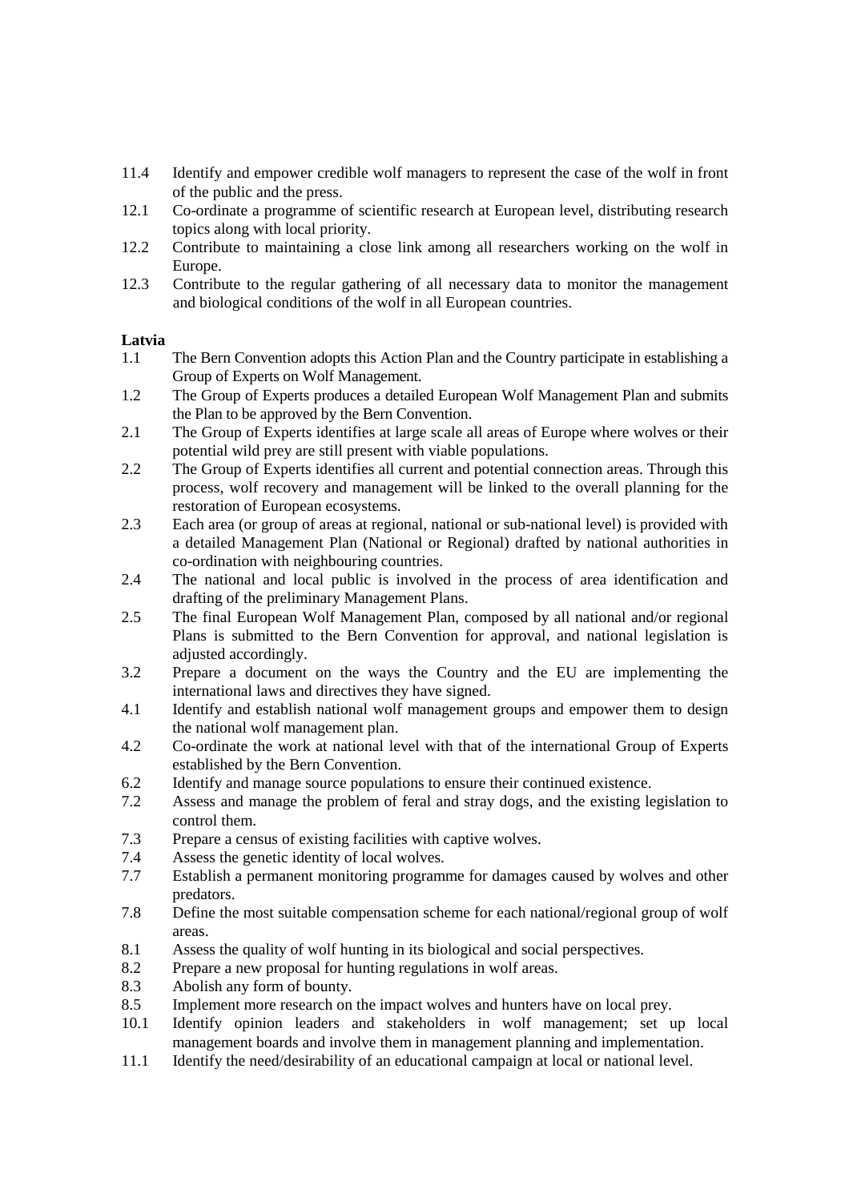11.4 Identify and empower credible wolf managers to represent the case of the wolf in front of the public and the press.

12.1 Co-ordinate a programme of scientific research at European level, distributing research topics along with local priority.

12.2 Contribute to maintaining a close link among all researchers working on the wolf in Europe.

12.3 Contribute to the regular gathering of all necessary data to monitor the management and biological conditions of the wolf in all European countries.

**Latvia**

1.1 The Bern Convention adopts this Action Plan and the Country participate in establishing a Group of Experts on Wolf Management.

1.2 The Group of Experts produces a detailed European Wolf Management Plan and submits the Plan to be approved by the Bern Convention.

2.1 The Group of Experts identifies at large scale all areas of Europe where wolves or their potential wild prey are still present with viable populations.

2.2 The Group of Experts identifies all current and potential connection areas. Through this process, wolf recovery and management will be linked to the overall planning for the restoration of European ecosystems.

2.3 Each area (or group of areas at regional, national or sub-national level) is provided with a detailed Management Plan (National or Regional) drafted by national authorities in co-ordination with neighbouring countries.

2.4 The national and local public is involved in the process of area identification and drafting of the preliminary Management Plans.

2.5 The final European Wolf Management Plan, composed by all national and/or regional Plans is submitted to the Bern Convention for approval, and national legislation is adjusted accordingly.

3.2 Prepare a document on the ways the Country and the EU are implementing the international laws and directives they have signed.

4.1 Identify and establish national wolf management groups and empower them to design the national wolf management plan.

4.2 Co-ordinate the work at national level with that of the international Group of Experts established by the Bern Convention.

6.2 Identify and manage source populations to ensure their continued existence.

7.2 Assess and manage the problem of feral and stray dogs, and the existing legislation to control them.

7.3 Prepare a census of existing facilities with captive wolves.

7.4 Assess the genetic identity of local wolves.

7.7 Establish a permanent monitoring programme for damages caused by wolves and other predators.

7.8 Define the most suitable compensation scheme for each national/regional group of wolf areas.

8.1 Assess the quality of wolf hunting in its biological and social perspectives.

8.2 Prepare a new proposal for hunting regulations in wolf areas.

8.3 Abolish any form of bounty.

8.5 Implement more research on the impact wolves and hunters have on local prey.

10.1 Identify opinion leaders and stakeholders in wolf management; set up local management boards and involve them in management planning and implementation.

11.1 Identify the need/desirability of an educational campaign at local or national level.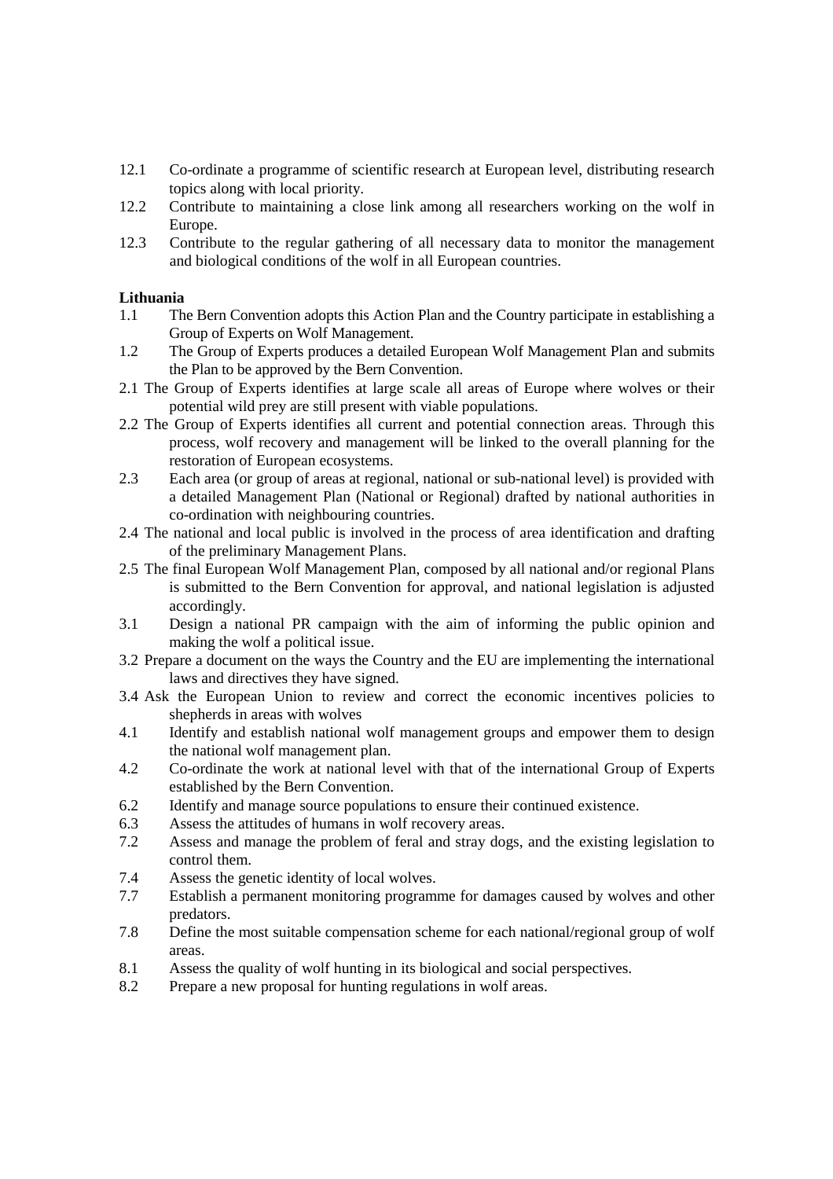12.1 Co-ordinate a programme of scientific research at European level, distributing research topics along with local priority.
12.2 Contribute to maintaining a close link among all researchers working on the wolf in Europe.
12.3 Contribute to the regular gathering of all necessary data to monitor the management and biological conditions of the wolf in all European countries.

**Lithuania**

1.1 The Bern Convention adopts this Action Plan and the Country participate in establishing a Group of Experts on Wolf Management.
1.2 The Group of Experts produces a detailed European Wolf Management Plan and submits the Plan to be approved by the Bern Convention.
2.1 The Group of Experts identifies at large scale all areas of Europe where wolves or their potential wild prey are still present with viable populations.
2.2 The Group of Experts identifies all current and potential connection areas. Through this process, wolf recovery and management will be linked to the overall planning for the restoration of European ecosystems.
2.3 Each area (or group of areas at regional, national or sub-national level) is provided with a detailed Management Plan (National or Regional) drafted by national authorities in co-ordination with neighbouring countries.
2.4 The national and local public is involved in the process of area identification and drafting of the preliminary Management Plans.
2.5 The final European Wolf Management Plan, composed by all national and/or regional Plans is submitted to the Bern Convention for approval, and national legislation is adjusted accordingly.
3.1 Design a national PR campaign with the aim of informing the public opinion and making the wolf a political issue.
3.2 Prepare a document on the ways the Country and the EU are implementing the international laws and directives they have signed.
3.4 Ask the European Union to review and correct the economic incentives policies to shepherds in areas with wolves
4.1 Identify and establish national wolf management groups and empower them to design the national wolf management plan.
4.2 Co-ordinate the work at national level with that of the international Group of Experts established by the Bern Convention.
6.2 Identify and manage source populations to ensure their continued existence.
6.3 Assess the attitudes of humans in wolf recovery areas.
7.2 Assess and manage the problem of feral and stray dogs, and the existing legislation to control them.
7.4 Assess the genetic identity of local wolves.
7.7 Establish a permanent monitoring programme for damages caused by wolves and other predators.
7.8 Define the most suitable compensation scheme for each national/regional group of wolf areas.
8.1 Assess the quality of wolf hunting in its biological and social perspectives.
8.2 Prepare a new proposal for hunting regulations in wolf areas.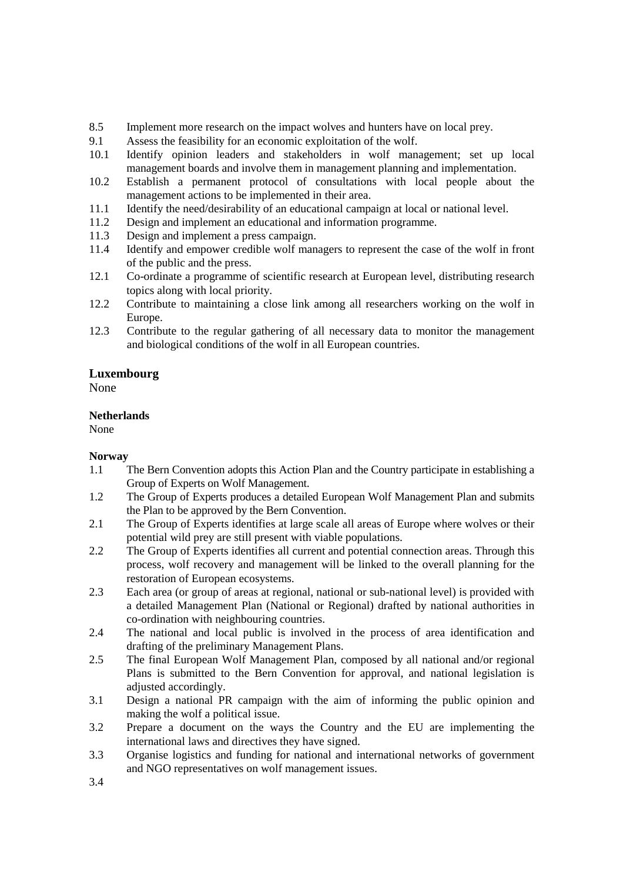8.5 Implement more research on the impact wolves and hunters have on local prey.
9.1 Assess the feasibility for an economic exploitation of the wolf.
10.1 Identify opinion leaders and stakeholders in wolf management; set up local management boards and involve them in management planning and implementation.
10.2 Establish a permanent protocol of consultations with local people about the management actions to be implemented in their area.
11.1 Identify the need/desirability of an educational campaign at local or national level.
11.2 Design and implement an educational and information programme.
11.3 Design and implement a press campaign.
11.4 Identify and empower credible wolf managers to represent the case of the wolf in front of the public and the press.
12.1 Co-ordinate a programme of scientific research at European level, distributing research topics along with local priority.
12.2 Contribute to maintaining a close link among all researchers working on the wolf in Europe.
12.3 Contribute to the regular gathering of all necessary data to monitor the management and biological conditions of the wolf in all European countries.

### Luxembourg

None

**Netherlands**

None

**Norway**

1.1 The Bern Convention adopts this Action Plan and the Country participate in establishing a Group of Experts on Wolf Management.
1.2 The Group of Experts produces a detailed European Wolf Management Plan and submits the Plan to be approved by the Bern Convention.
2.1 The Group of Experts identifies at large scale all areas of Europe where wolves or their potential wild prey are still present with viable populations.
2.2 The Group of Experts identifies all current and potential connection areas. Through this process, wolf recovery and management will be linked to the overall planning for the restoration of European ecosystems.
2.3 Each area (or group of areas at regional, national or sub-national level) is provided with a detailed Management Plan (National or Regional) drafted by national authorities in co-ordination with neighbouring countries.
2.4 The national and local public is involved in the process of area identification and drafting of the preliminary Management Plans.
2.5 The final European Wolf Management Plan, composed by all national and/or regional Plans is submitted to the Bern Convention for approval, and national legislation is adjusted accordingly.
3.1 Design a national PR campaign with the aim of informing the public opinion and making the wolf a political issue.
3.2 Prepare a document on the ways the Country and the EU are implementing the international laws and directives they have signed.
3.3 Organise logistics and funding for national and international networks of government and NGO representatives on wolf management issues.
3.4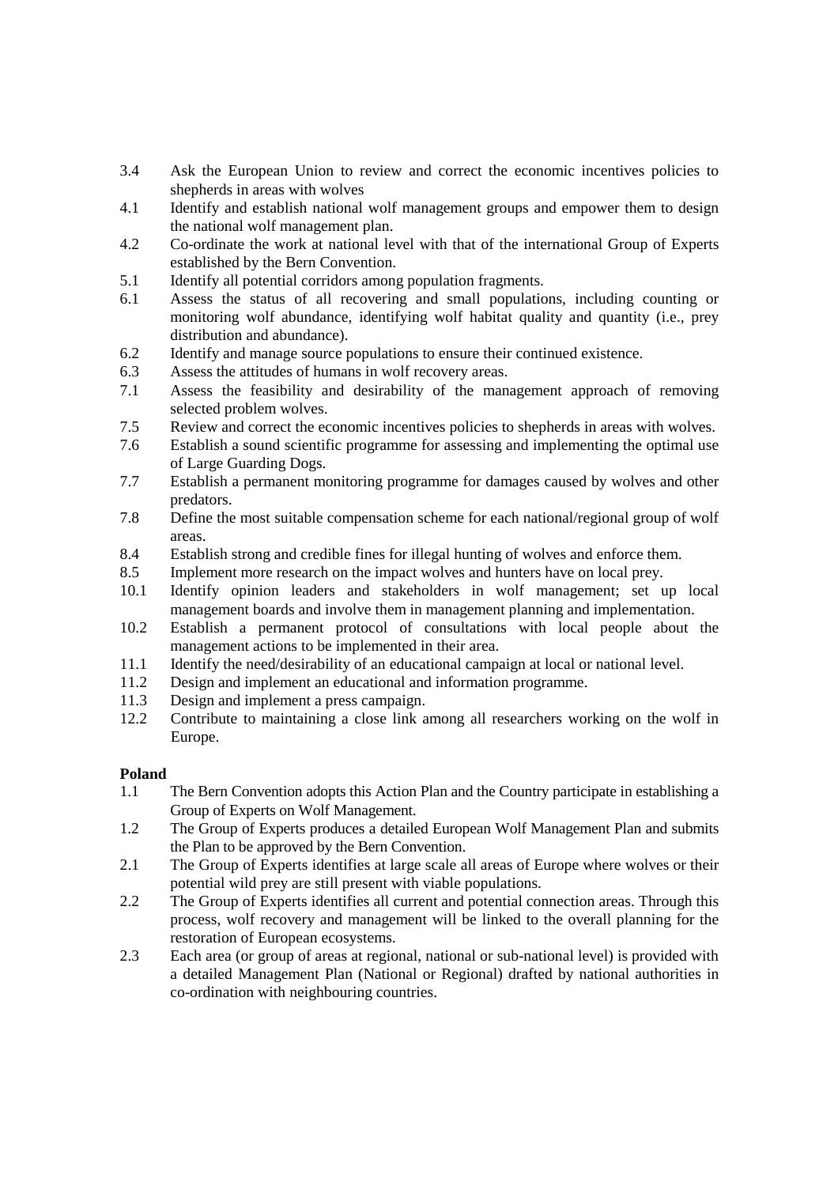3.4 Ask the European Union to review and correct the economic incentives policies to shepherds in areas with wolves

4.1 Identify and establish national wolf management groups and empower them to design the national wolf management plan.

4.2 Co-ordinate the work at national level with that of the international Group of Experts established by the Bern Convention.

5.1 Identify all potential corridors among population fragments.

6.1 Assess the status of all recovering and small populations, including counting or monitoring wolf abundance, identifying wolf habitat quality and quantity (i.e., prey distribution and abundance).

6.2 Identify and manage source populations to ensure their continued existence.

6.3 Assess the attitudes of humans in wolf recovery areas.

7.1 Assess the feasibility and desirability of the management approach of removing selected problem wolves.

7.5 Review and correct the economic incentives policies to shepherds in areas with wolves.

7.6 Establish a sound scientific programme for assessing and implementing the optimal use of Large Guarding Dogs.

7.7 Establish a permanent monitoring programme for damages caused by wolves and other predators.

7.8 Define the most suitable compensation scheme for each national/regional group of wolf areas.

8.4 Establish strong and credible fines for illegal hunting of wolves and enforce them.

8.5 Implement more research on the impact wolves and hunters have on local prey.

10.1 Identify opinion leaders and stakeholders in wolf management; set up local management boards and involve them in management planning and implementation.

10.2 Establish a permanent protocol of consultations with local people about the management actions to be implemented in their area.

11.1 Identify the need/desirability of an educational campaign at local or national level.

11.2 Design and implement an educational and information programme.

11.3 Design and implement a press campaign.

12.2 Contribute to maintaining a close link among all researchers working on the wolf in Europe.

**Poland**

1.1 The Bern Convention adopts this Action Plan and the Country participate in establishing a Group of Experts on Wolf Management.

1.2 The Group of Experts produces a detailed European Wolf Management Plan and submits the Plan to be approved by the Bern Convention.

2.1 The Group of Experts identifies at large scale all areas of Europe where wolves or their potential wild prey are still present with viable populations.

2.2 The Group of Experts identifies all current and potential connection areas. Through this process, wolf recovery and management will be linked to the overall planning for the restoration of European ecosystems.

2.3 Each area (or group of areas at regional, national or sub-national level) is provided with a detailed Management Plan (National or Regional) drafted by national authorities in co-ordination with neighbouring countries.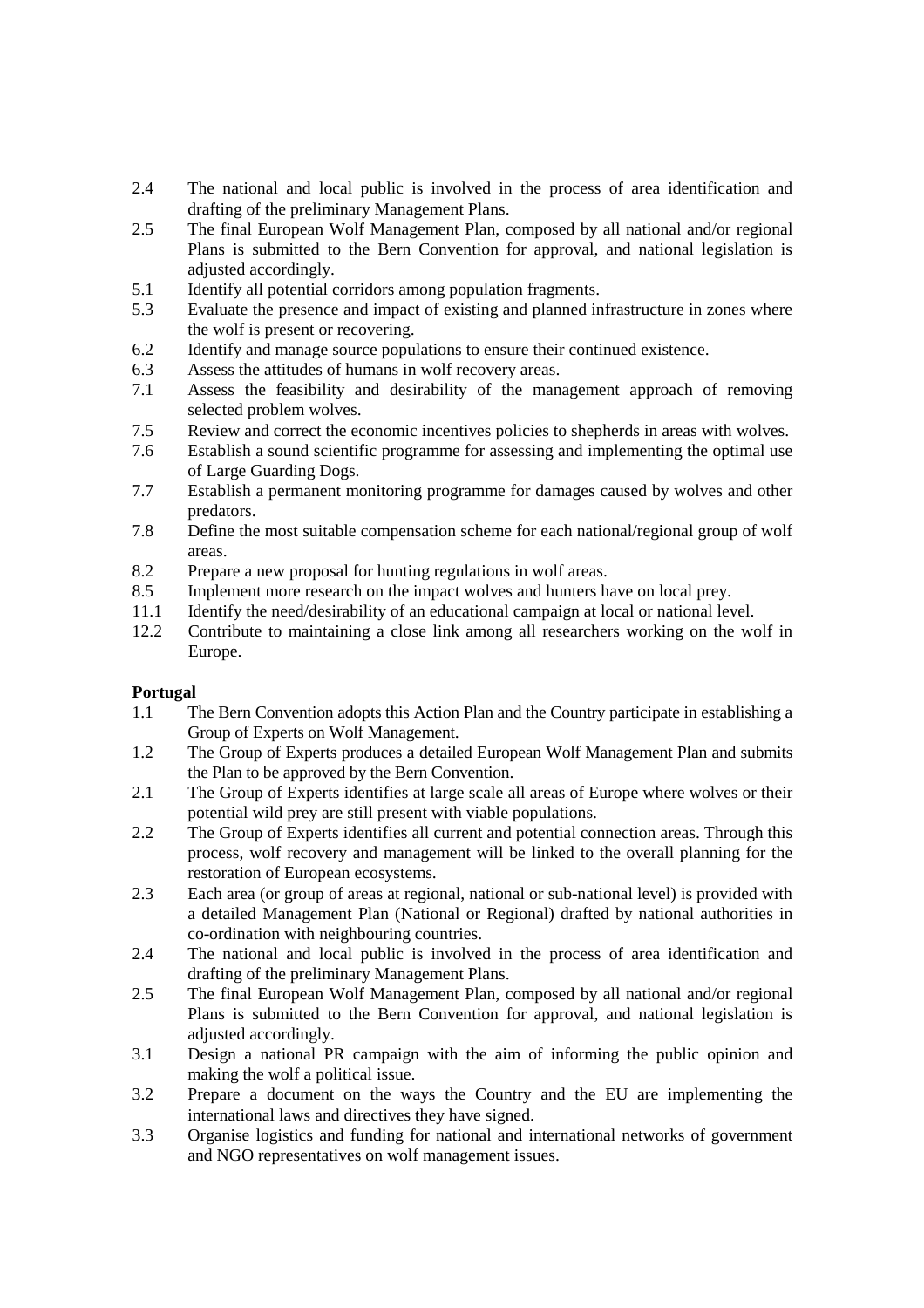2.4 The national and local public is involved in the process of area identification and drafting of the preliminary Management Plans.

2.5 The final European Wolf Management Plan, composed by all national and/or regional Plans is submitted to the Bern Convention for approval, and national legislation is adjusted accordingly.

5.1 Identify all potential corridors among population fragments.

5.3 Evaluate the presence and impact of existing and planned infrastructure in zones where the wolf is present or recovering.

6.2 Identify and manage source populations to ensure their continued existence.

6.3 Assess the attitudes of humans in wolf recovery areas.

7.1 Assess the feasibility and desirability of the management approach of removing selected problem wolves.

7.5 Review and correct the economic incentives policies to shepherds in areas with wolves.

7.6 Establish a sound scientific programme for assessing and implementing the optimal use of Large Guarding Dogs.

7.7 Establish a permanent monitoring programme for damages caused by wolves and other predators.

7.8 Define the most suitable compensation scheme for each national/regional group of wolf areas.

8.2 Prepare a new proposal for hunting regulations in wolf areas.

8.5 Implement more research on the impact wolves and hunters have on local prey.

11.1 Identify the need/desirability of an educational campaign at local or national level.

12.2 Contribute to maintaining a close link among all researchers working on the wolf in Europe.

**Portugal**

1.1 The Bern Convention adopts this Action Plan and the Country participate in establishing a Group of Experts on Wolf Management.

1.2 The Group of Experts produces a detailed European Wolf Management Plan and submits the Plan to be approved by the Bern Convention.

2.1 The Group of Experts identifies at large scale all areas of Europe where wolves or their potential wild prey are still present with viable populations.

2.2 The Group of Experts identifies all current and potential connection areas. Through this process, wolf recovery and management will be linked to the overall planning for the restoration of European ecosystems.

2.3 Each area (or group of areas at regional, national or sub-national level) is provided with a detailed Management Plan (National or Regional) drafted by national authorities in co-ordination with neighbouring countries.

2.4 The national and local public is involved in the process of area identification and drafting of the preliminary Management Plans.

2.5 The final European Wolf Management Plan, composed by all national and/or regional Plans is submitted to the Bern Convention for approval, and national legislation is adjusted accordingly.

3.1 Design a national PR campaign with the aim of informing the public opinion and making the wolf a political issue.

3.2 Prepare a document on the ways the Country and the EU are implementing the international laws and directives they have signed.

3.3 Organise logistics and funding for national and international networks of government and NGO representatives on wolf management issues.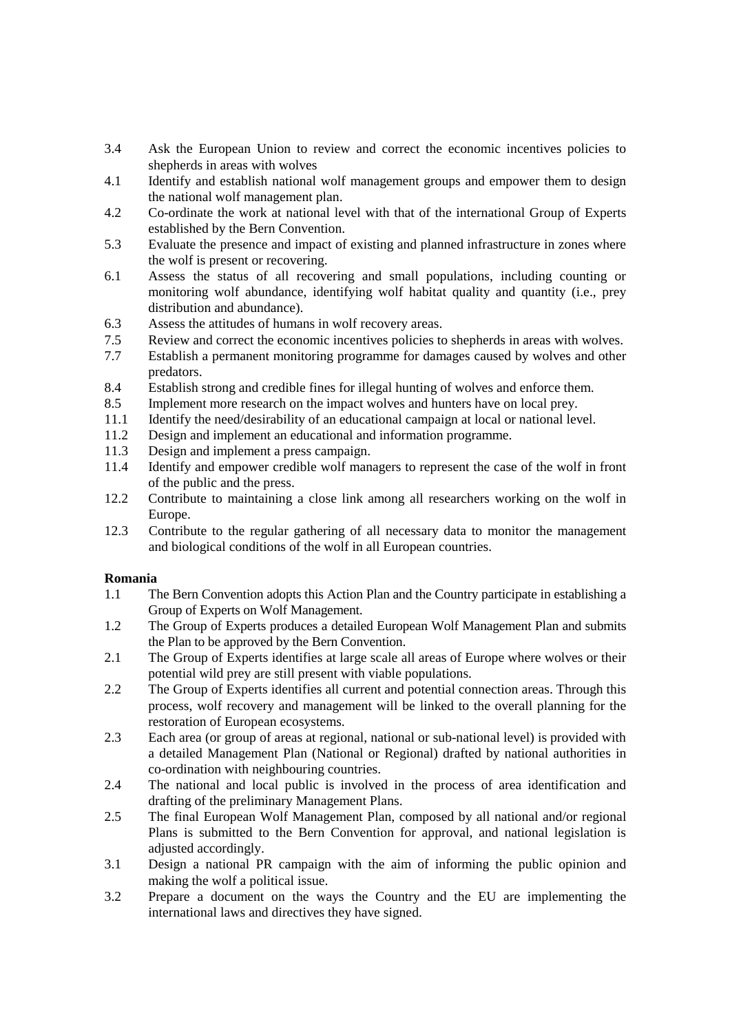3.4 Ask the European Union to review and correct the economic incentives policies to shepherds in areas with wolves

4.1 Identify and establish national wolf management groups and empower them to design the national wolf management plan.

4.2 Co-ordinate the work at national level with that of the international Group of Experts established by the Bern Convention.

5.3 Evaluate the presence and impact of existing and planned infrastructure in zones where the wolf is present or recovering.

6.1 Assess the status of all recovering and small populations, including counting or monitoring wolf abundance, identifying wolf habitat quality and quantity (i.e., prey distribution and abundance).

6.3 Assess the attitudes of humans in wolf recovery areas.

7.5 Review and correct the economic incentives policies to shepherds in areas with wolves.

7.7 Establish a permanent monitoring programme for damages caused by wolves and other predators.

8.4 Establish strong and credible fines for illegal hunting of wolves and enforce them.

8.5 Implement more research on the impact wolves and hunters have on local prey.

11.1 Identify the need/desirability of an educational campaign at local or national level.

11.2 Design and implement an educational and information programme.

11.3 Design and implement a press campaign.

11.4 Identify and empower credible wolf managers to represent the case of the wolf in front of the public and the press.

12.2 Contribute to maintaining a close link among all researchers working on the wolf in Europe.

12.3 Contribute to the regular gathering of all necessary data to monitor the management and biological conditions of the wolf in all European countries.

**Romania**

1.1 The Bern Convention adopts this Action Plan and the Country participate in establishing a Group of Experts on Wolf Management.

1.2 The Group of Experts produces a detailed European Wolf Management Plan and submits the Plan to be approved by the Bern Convention.

2.1 The Group of Experts identifies at large scale all areas of Europe where wolves or their potential wild prey are still present with viable populations.

2.2 The Group of Experts identifies all current and potential connection areas. Through this process, wolf recovery and management will be linked to the overall planning for the restoration of European ecosystems.

2.3 Each area (or group of areas at regional, national or sub-national level) is provided with a detailed Management Plan (National or Regional) drafted by national authorities in co-ordination with neighbouring countries.

2.4 The national and local public is involved in the process of area identification and drafting of the preliminary Management Plans.

2.5 The final European Wolf Management Plan, composed by all national and/or regional Plans is submitted to the Bern Convention for approval, and national legislation is adjusted accordingly.

3.1 Design a national PR campaign with the aim of informing the public opinion and making the wolf a political issue.

3.2 Prepare a document on the ways the Country and the EU are implementing the international laws and directives they have signed.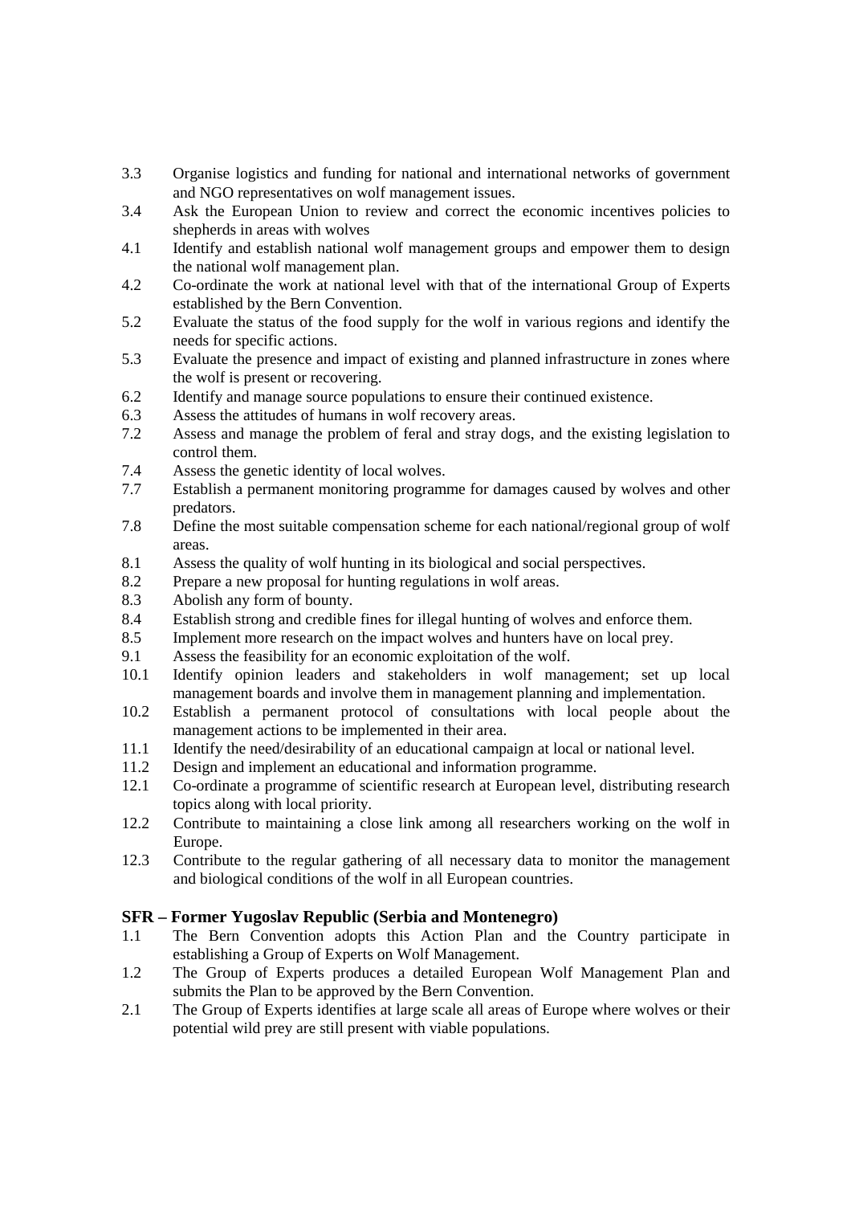3.3 Organise logistics and funding for national and international networks of government and NGO representatives on wolf management issues.
3.4 Ask the European Union to review and correct the economic incentives policies to shepherds in areas with wolves
4.1 Identify and establish national wolf management groups and empower them to design the national wolf management plan.
4.2 Co-ordinate the work at national level with that of the international Group of Experts established by the Bern Convention.
5.2 Evaluate the status of the food supply for the wolf in various regions and identify the needs for specific actions.
5.3 Evaluate the presence and impact of existing and planned infrastructure in zones where the wolf is present or recovering.
6.2 Identify and manage source populations to ensure their continued existence.
6.3 Assess the attitudes of humans in wolf recovery areas.
7.2 Assess and manage the problem of feral and stray dogs, and the existing legislation to control them.
7.4 Assess the genetic identity of local wolves.
7.7 Establish a permanent monitoring programme for damages caused by wolves and other predators.
7.8 Define the most suitable compensation scheme for each national/regional group of wolf areas.
8.1 Assess the quality of wolf hunting in its biological and social perspectives.
8.2 Prepare a new proposal for hunting regulations in wolf areas.
8.3 Abolish any form of bounty.
8.4 Establish strong and credible fines for illegal hunting of wolves and enforce them.
8.5 Implement more research on the impact wolves and hunters have on local prey.
9.1 Assess the feasibility for an economic exploitation of the wolf.
10.1 Identify opinion leaders and stakeholders in wolf management; set up local management boards and involve them in management planning and implementation.
10.2 Establish a permanent protocol of consultations with local people about the management actions to be implemented in their area.
11.1 Identify the need/desirability of an educational campaign at local or national level.
11.2 Design and implement an educational and information programme.
12.1 Co-ordinate a programme of scientific research at European level, distributing research topics along with local priority.
12.2 Contribute to maintaining a close link among all researchers working on the wolf in Europe.
12.3 Contribute to the regular gathering of all necessary data to monitor the management and biological conditions of the wolf in all European countries.

### SFR – Former Yugoslav Republic (Serbia and Montenegro)

1.1 The Bern Convention adopts this Action Plan and the Country participate in establishing a Group of Experts on Wolf Management.
1.2 The Group of Experts produces a detailed European Wolf Management Plan and submits the Plan to be approved by the Bern Convention.
2.1 The Group of Experts identifies at large scale all areas of Europe where wolves or their potential wild prey are still present with viable populations.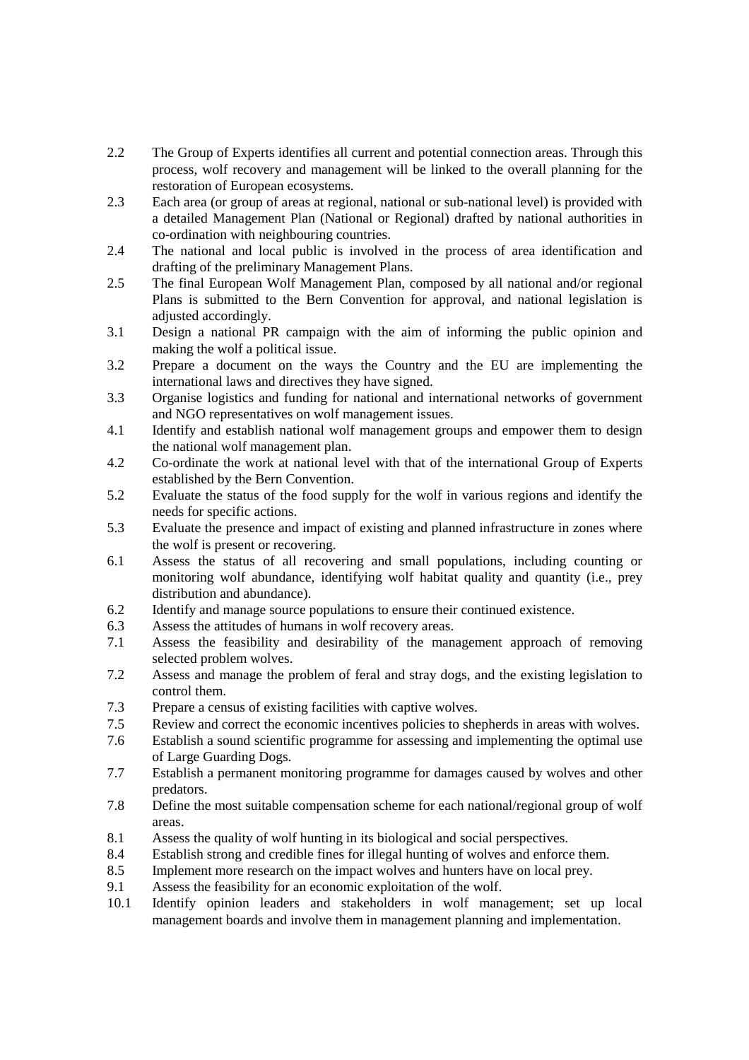2.2 The Group of Experts identifies all current and potential connection areas. Through this process, wolf recovery and management will be linked to the overall planning for the restoration of European ecosystems.

2.3 Each area (or group of areas at regional, national or sub-national level) is provided with a detailed Management Plan (National or Regional) drafted by national authorities in co-ordination with neighbouring countries.

2.4 The national and local public is involved in the process of area identification and drafting of the preliminary Management Plans.

2.5 The final European Wolf Management Plan, composed by all national and/or regional Plans is submitted to the Bern Convention for approval, and national legislation is adjusted accordingly.

3.1 Design a national PR campaign with the aim of informing the public opinion and making the wolf a political issue.

3.2 Prepare a document on the ways the Country and the EU are implementing the international laws and directives they have signed.

3.3 Organise logistics and funding for national and international networks of government and NGO representatives on wolf management issues.

4.1 Identify and establish national wolf management groups and empower them to design the national wolf management plan.

4.2 Co-ordinate the work at national level with that of the international Group of Experts established by the Bern Convention.

5.2 Evaluate the status of the food supply for the wolf in various regions and identify the needs for specific actions.

5.3 Evaluate the presence and impact of existing and planned infrastructure in zones where the wolf is present or recovering.

6.1 Assess the status of all recovering and small populations, including counting or monitoring wolf abundance, identifying wolf habitat quality and quantity (i.e., prey distribution and abundance).

6.2 Identify and manage source populations to ensure their continued existence.

6.3 Assess the attitudes of humans in wolf recovery areas.

7.1 Assess the feasibility and desirability of the management approach of removing selected problem wolves.

7.2 Assess and manage the problem of feral and stray dogs, and the existing legislation to control them.

7.3 Prepare a census of existing facilities with captive wolves.

7.5 Review and correct the economic incentives policies to shepherds in areas with wolves.

7.6 Establish a sound scientific programme for assessing and implementing the optimal use of Large Guarding Dogs.

7.7 Establish a permanent monitoring programme for damages caused by wolves and other predators.

7.8 Define the most suitable compensation scheme for each national/regional group of wolf areas.

8.1 Assess the quality of wolf hunting in its biological and social perspectives.

8.4 Establish strong and credible fines for illegal hunting of wolves and enforce them.

8.5 Implement more research on the impact wolves and hunters have on local prey.

9.1 Assess the feasibility for an economic exploitation of the wolf.

10.1 Identify opinion leaders and stakeholders in wolf management; set up local management boards and involve them in management planning and implementation.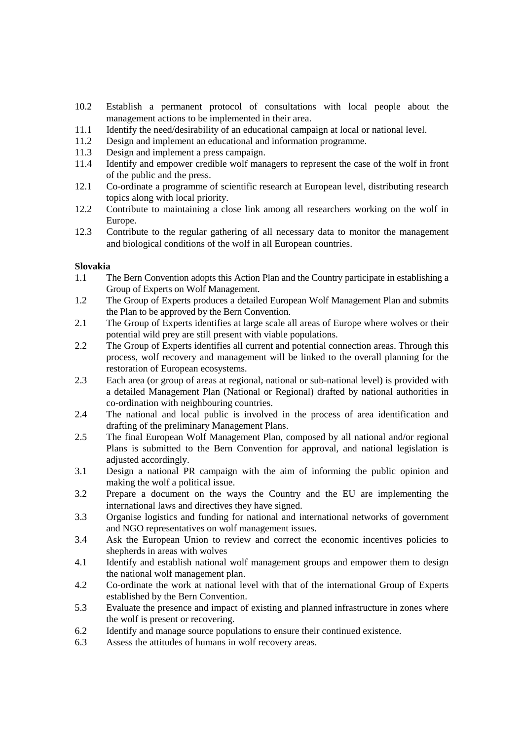10.2 Establish a permanent protocol of consultations with local people about the management actions to be implemented in their area.
11.1 Identify the need/desirability of an educational campaign at local or national level.
11.2 Design and implement an educational and information programme.
11.3 Design and implement a press campaign.
11.4 Identify and empower credible wolf managers to represent the case of the wolf in front of the public and the press.
12.1 Co-ordinate a programme of scientific research at European level, distributing research topics along with local priority.
12.2 Contribute to maintaining a close link among all researchers working on the wolf in Europe.
12.3 Contribute to the regular gathering of all necessary data to monitor the management and biological conditions of the wolf in all European countries.

**Slovakia**

1.1 The Bern Convention adopts this Action Plan and the Country participate in establishing a Group of Experts on Wolf Management.
1.2 The Group of Experts produces a detailed European Wolf Management Plan and submits the Plan to be approved by the Bern Convention.
2.1 The Group of Experts identifies at large scale all areas of Europe where wolves or their potential wild prey are still present with viable populations.
2.2 The Group of Experts identifies all current and potential connection areas. Through this process, wolf recovery and management will be linked to the overall planning for the restoration of European ecosystems.
2.3 Each area (or group of areas at regional, national or sub-national level) is provided with a detailed Management Plan (National or Regional) drafted by national authorities in co-ordination with neighbouring countries.
2.4 The national and local public is involved in the process of area identification and drafting of the preliminary Management Plans.
2.5 The final European Wolf Management Plan, composed by all national and/or regional Plans is submitted to the Bern Convention for approval, and national legislation is adjusted accordingly.
3.1 Design a national PR campaign with the aim of informing the public opinion and making the wolf a political issue.
3.2 Prepare a document on the ways the Country and the EU are implementing the international laws and directives they have signed.
3.3 Organise logistics and funding for national and international networks of government and NGO representatives on wolf management issues.
3.4 Ask the European Union to review and correct the economic incentives policies to shepherds in areas with wolves
4.1 Identify and establish national wolf management groups and empower them to design the national wolf management plan.
4.2 Co-ordinate the work at national level with that of the international Group of Experts established by the Bern Convention.
5.3 Evaluate the presence and impact of existing and planned infrastructure in zones where the wolf is present or recovering.
6.2 Identify and manage source populations to ensure their continued existence.
6.3 Assess the attitudes of humans in wolf recovery areas.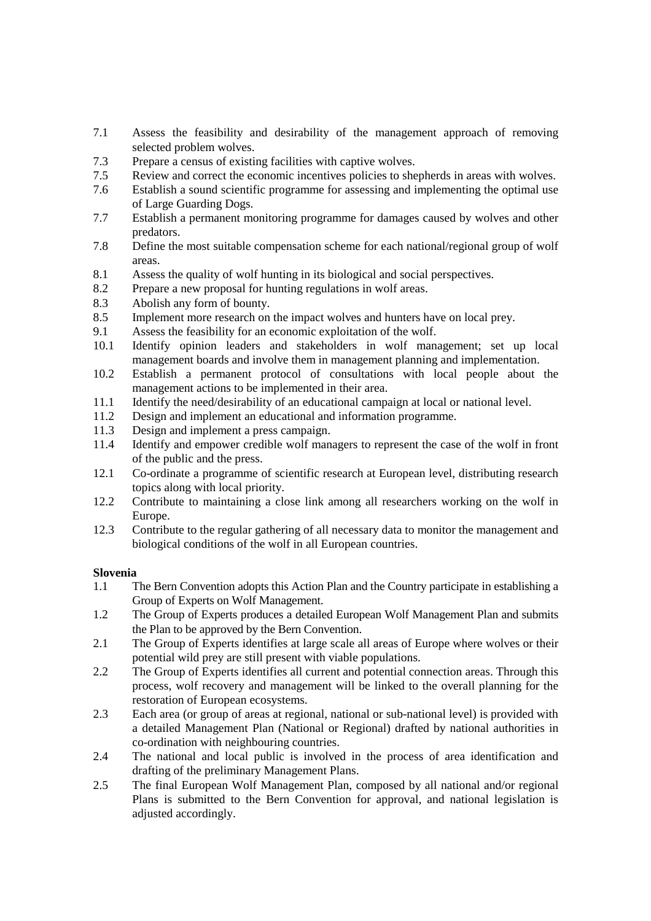7.1 Assess the feasibility and desirability of the management approach of removing selected problem wolves.
7.3 Prepare a census of existing facilities with captive wolves.
7.5 Review and correct the economic incentives policies to shepherds in areas with wolves.
7.6 Establish a sound scientific programme for assessing and implementing the optimal use of Large Guarding Dogs.
7.7 Establish a permanent monitoring programme for damages caused by wolves and other predators.
7.8 Define the most suitable compensation scheme for each national/regional group of wolf areas.
8.1 Assess the quality of wolf hunting in its biological and social perspectives.
8.2 Prepare a new proposal for hunting regulations in wolf areas.
8.3 Abolish any form of bounty.
8.5 Implement more research on the impact wolves and hunters have on local prey.
9.1 Assess the feasibility for an economic exploitation of the wolf.
10.1 Identify opinion leaders and stakeholders in wolf management; set up local management boards and involve them in management planning and implementation.
10.2 Establish a permanent protocol of consultations with local people about the management actions to be implemented in their area.
11.1 Identify the need/desirability of an educational campaign at local or national level.
11.2 Design and implement an educational and information programme.
11.3 Design and implement a press campaign.
11.4 Identify and empower credible wolf managers to represent the case of the wolf in front of the public and the press.
12.1 Co-ordinate a programme of scientific research at European level, distributing research topics along with local priority.
12.2 Contribute to maintaining a close link among all researchers working on the wolf in Europe.
12.3 Contribute to the regular gathering of all necessary data to monitor the management and biological conditions of the wolf in all European countries.

**Slovenia**

1.1 The Bern Convention adopts this Action Plan and the Country participate in establishing a Group of Experts on Wolf Management.
1.2 The Group of Experts produces a detailed European Wolf Management Plan and submits the Plan to be approved by the Bern Convention.
2.1 The Group of Experts identifies at large scale all areas of Europe where wolves or their potential wild prey are still present with viable populations.
2.2 The Group of Experts identifies all current and potential connection areas. Through this process, wolf recovery and management will be linked to the overall planning for the restoration of European ecosystems.
2.3 Each area (or group of areas at regional, national or sub-national level) is provided with a detailed Management Plan (National or Regional) drafted by national authorities in co-ordination with neighbouring countries.
2.4 The national and local public is involved in the process of area identification and drafting of the preliminary Management Plans.
2.5 The final European Wolf Management Plan, composed by all national and/or regional Plans is submitted to the Bern Convention for approval, and national legislation is adjusted accordingly.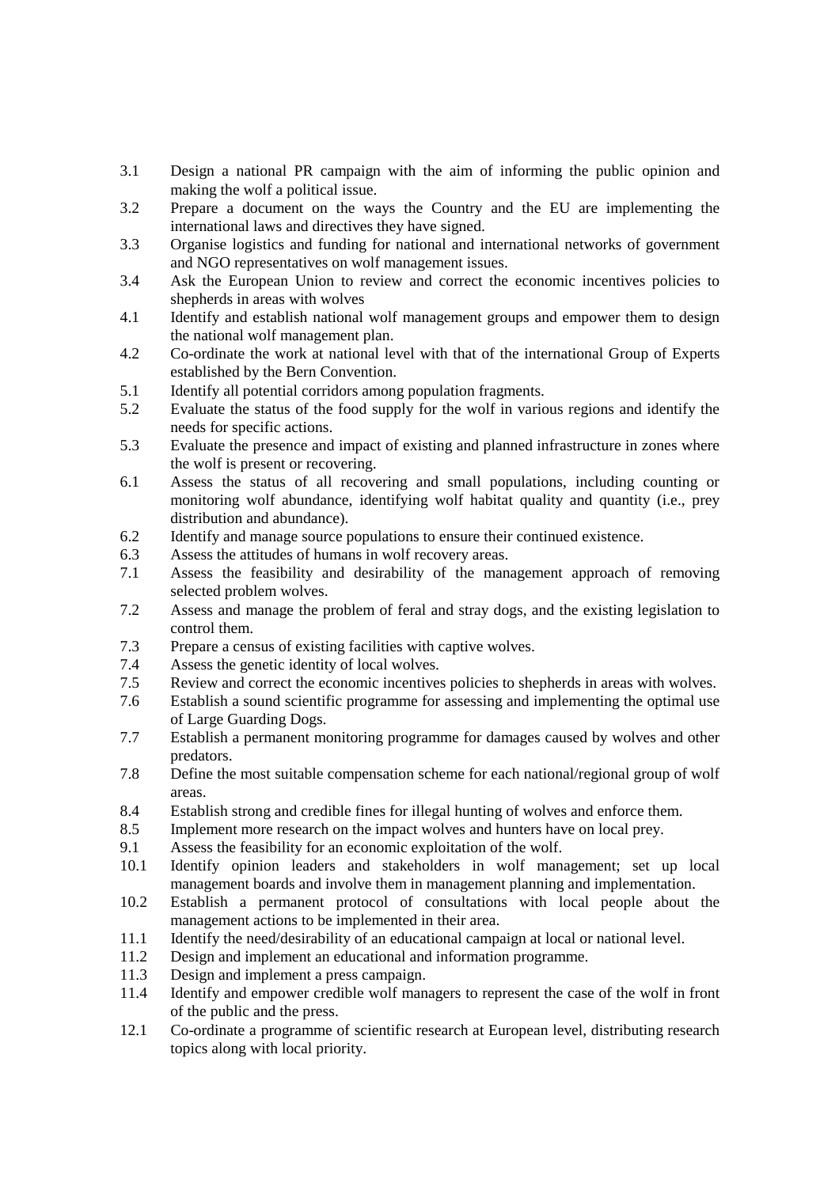3.1 Design a national PR campaign with the aim of informing the public opinion and making the wolf a political issue.
3.2 Prepare a document on the ways the Country and the EU are implementing the international laws and directives they have signed.
3.3 Organise logistics and funding for national and international networks of government and NGO representatives on wolf management issues.
3.4 Ask the European Union to review and correct the economic incentives policies to shepherds in areas with wolves
4.1 Identify and establish national wolf management groups and empower them to design the national wolf management plan.
4.2 Co-ordinate the work at national level with that of the international Group of Experts established by the Bern Convention.
5.1 Identify all potential corridors among population fragments.
5.2 Evaluate the status of the food supply for the wolf in various regions and identify the needs for specific actions.
5.3 Evaluate the presence and impact of existing and planned infrastructure in zones where the wolf is present or recovering.
6.1 Assess the status of all recovering and small populations, including counting or monitoring wolf abundance, identifying wolf habitat quality and quantity (i.e., prey distribution and abundance).
6.2 Identify and manage source populations to ensure their continued existence.
6.3 Assess the attitudes of humans in wolf recovery areas.
7.1 Assess the feasibility and desirability of the management approach of removing selected problem wolves.
7.2 Assess and manage the problem of feral and stray dogs, and the existing legislation to control them.
7.3 Prepare a census of existing facilities with captive wolves.
7.4 Assess the genetic identity of local wolves.
7.5 Review and correct the economic incentives policies to shepherds in areas with wolves.
7.6 Establish a sound scientific programme for assessing and implementing the optimal use of Large Guarding Dogs.
7.7 Establish a permanent monitoring programme for damages caused by wolves and other predators.
7.8 Define the most suitable compensation scheme for each national/regional group of wolf areas.
8.4 Establish strong and credible fines for illegal hunting of wolves and enforce them.
8.5 Implement more research on the impact wolves and hunters have on local prey.
9.1 Assess the feasibility for an economic exploitation of the wolf.
10.1 Identify opinion leaders and stakeholders in wolf management; set up local management boards and involve them in management planning and implementation.
10.2 Establish a permanent protocol of consultations with local people about the management actions to be implemented in their area.
11.1 Identify the need/desirability of an educational campaign at local or national level.
11.2 Design and implement an educational and information programme.
11.3 Design and implement a press campaign.
11.4 Identify and empower credible wolf managers to represent the case of the wolf in front of the public and the press.
12.1 Co-ordinate a programme of scientific research at European level, distributing research topics along with local priority.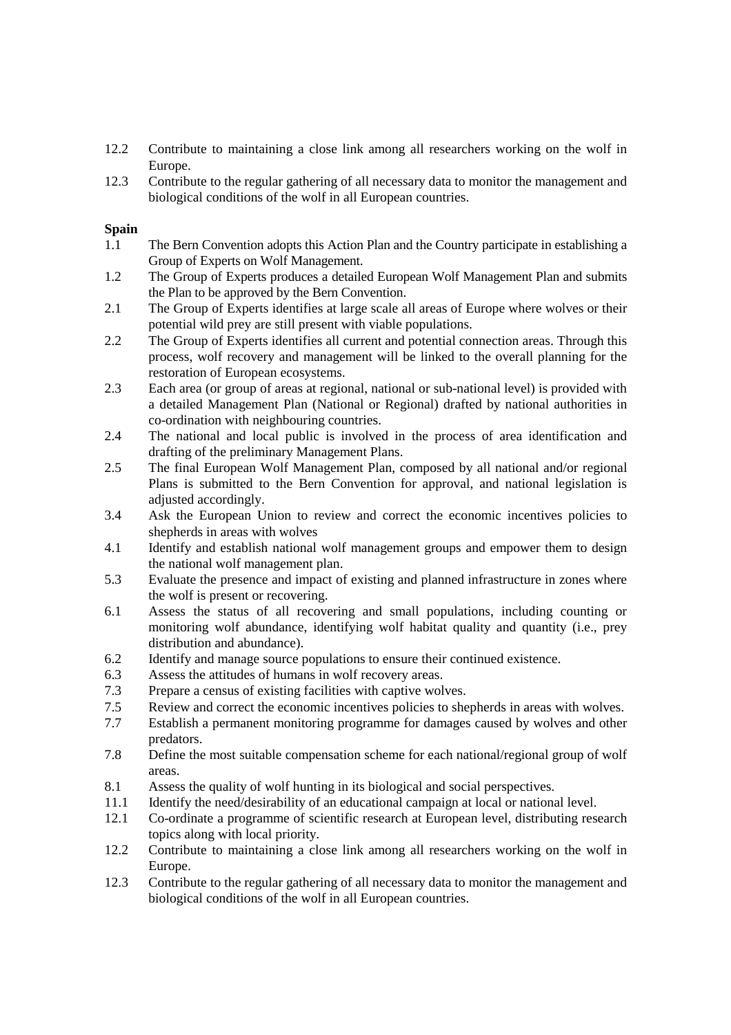12.2 Contribute to maintaining a close link among all researchers working on the wolf in Europe.

12.3 Contribute to the regular gathering of all necessary data to monitor the management and biological conditions of the wolf in all European countries.

**Spain**

1.1 The Bern Convention adopts this Action Plan and the Country participate in establishing a Group of Experts on Wolf Management.

1.2 The Group of Experts produces a detailed European Wolf Management Plan and submits the Plan to be approved by the Bern Convention.

2.1 The Group of Experts identifies at large scale all areas of Europe where wolves or their potential wild prey are still present with viable populations.

2.2 The Group of Experts identifies all current and potential connection areas. Through this process, wolf recovery and management will be linked to the overall planning for the restoration of European ecosystems.

2.3 Each area (or group of areas at regional, national or sub-national level) is provided with a detailed Management Plan (National or Regional) drafted by national authorities in co-ordination with neighbouring countries.

2.4 The national and local public is involved in the process of area identification and drafting of the preliminary Management Plans.

2.5 The final European Wolf Management Plan, composed by all national and/or regional Plans is submitted to the Bern Convention for approval, and national legislation is adjusted accordingly.

3.4 Ask the European Union to review and correct the economic incentives policies to shepherds in areas with wolves

4.1 Identify and establish national wolf management groups and empower them to design the national wolf management plan.

5.3 Evaluate the presence and impact of existing and planned infrastructure in zones where the wolf is present or recovering.

6.1 Assess the status of all recovering and small populations, including counting or monitoring wolf abundance, identifying wolf habitat quality and quantity (i.e., prey distribution and abundance).

6.2 Identify and manage source populations to ensure their continued existence.

6.3 Assess the attitudes of humans in wolf recovery areas.

7.3 Prepare a census of existing facilities with captive wolves.

7.5 Review and correct the economic incentives policies to shepherds in areas with wolves.

7.7 Establish a permanent monitoring programme for damages caused by wolves and other predators.

7.8 Define the most suitable compensation scheme for each national/regional group of wolf areas.

8.1 Assess the quality of wolf hunting in its biological and social perspectives.

11.1 Identify the need/desirability of an educational campaign at local or national level.

12.1 Co-ordinate a programme of scientific research at European level, distributing research topics along with local priority.

12.2 Contribute to maintaining a close link among all researchers working on the wolf in Europe.

12.3 Contribute to the regular gathering of all necessary data to monitor the management and biological conditions of the wolf in all European countries.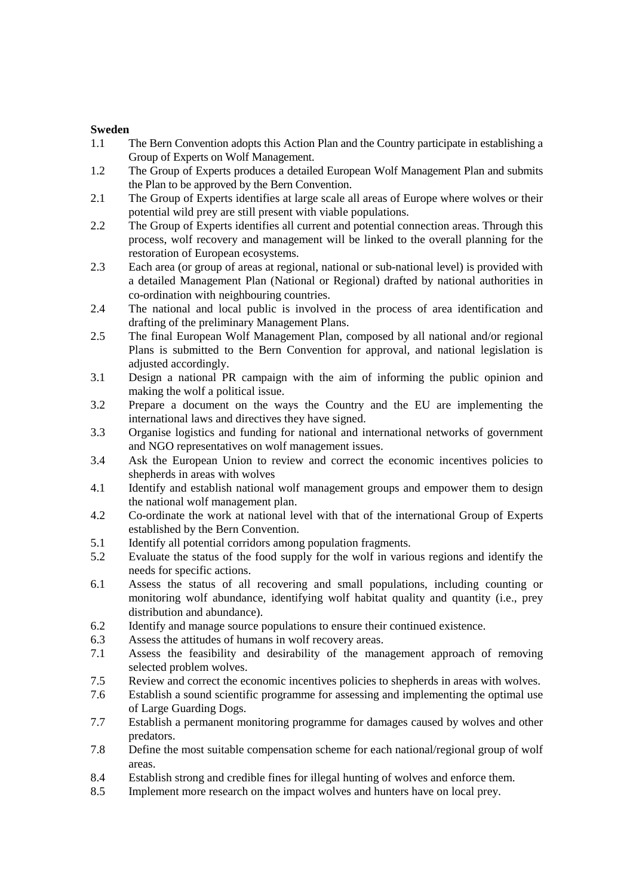**Sweden**

1.1 The Bern Convention adopts this Action Plan and the Country participate in establishing a Group of Experts on Wolf Management.

1.2 The Group of Experts produces a detailed European Wolf Management Plan and submits the Plan to be approved by the Bern Convention.

2.1 The Group of Experts identifies at large scale all areas of Europe where wolves or their potential wild prey are still present with viable populations.

2.2 The Group of Experts identifies all current and potential connection areas. Through this process, wolf recovery and management will be linked to the overall planning for the restoration of European ecosystems.

2.3 Each area (or group of areas at regional, national or sub-national level) is provided with a detailed Management Plan (National or Regional) drafted by national authorities in co-ordination with neighbouring countries.

2.4 The national and local public is involved in the process of area identification and drafting of the preliminary Management Plans.

2.5 The final European Wolf Management Plan, composed by all national and/or regional Plans is submitted to the Bern Convention for approval, and national legislation is adjusted accordingly.

3.1 Design a national PR campaign with the aim of informing the public opinion and making the wolf a political issue.

3.2 Prepare a document on the ways the Country and the EU are implementing the international laws and directives they have signed.

3.3 Organise logistics and funding for national and international networks of government and NGO representatives on wolf management issues.

3.4 Ask the European Union to review and correct the economic incentives policies to shepherds in areas with wolves

4.1 Identify and establish national wolf management groups and empower them to design the national wolf management plan.

4.2 Co-ordinate the work at national level with that of the international Group of Experts established by the Bern Convention.

5.1 Identify all potential corridors among population fragments.

5.2 Evaluate the status of the food supply for the wolf in various regions and identify the needs for specific actions.

6.1 Assess the status of all recovering and small populations, including counting or monitoring wolf abundance, identifying wolf habitat quality and quantity (i.e., prey distribution and abundance).

6.2 Identify and manage source populations to ensure their continued existence.

6.3 Assess the attitudes of humans in wolf recovery areas.

7.1 Assess the feasibility and desirability of the management approach of removing selected problem wolves.

7.5 Review and correct the economic incentives policies to shepherds in areas with wolves.

7.6 Establish a sound scientific programme for assessing and implementing the optimal use of Large Guarding Dogs.

7.7 Establish a permanent monitoring programme for damages caused by wolves and other predators.

7.8 Define the most suitable compensation scheme for each national/regional group of wolf areas.

8.4 Establish strong and credible fines for illegal hunting of wolves and enforce them.

8.5 Implement more research on the impact wolves and hunters have on local prey.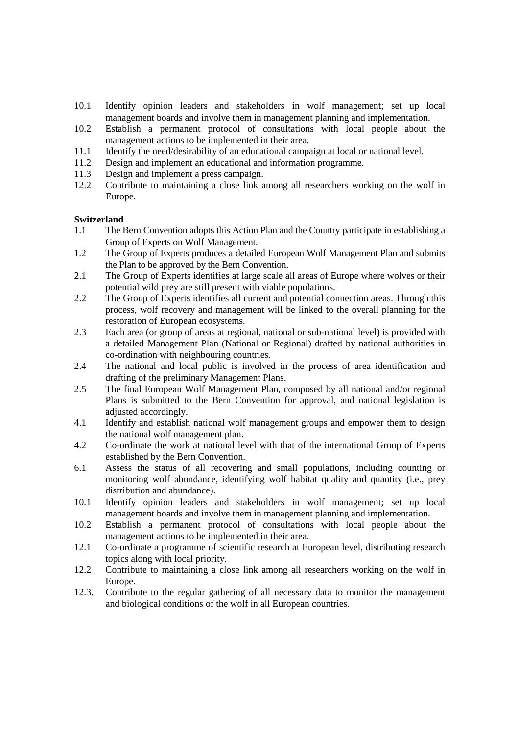10.1 Identify opinion leaders and stakeholders in wolf management; set up local management boards and involve them in management planning and implementation.

10.2 Establish a permanent protocol of consultations with local people about the management actions to be implemented in their area.

11.1 Identify the need/desirability of an educational campaign at local or national level.

11.2 Design and implement an educational and information programme.

11.3 Design and implement a press campaign.

12.2 Contribute to maintaining a close link among all researchers working on the wolf in Europe.

**Switzerland**

1.1 The Bern Convention adopts this Action Plan and the Country participate in establishing a Group of Experts on Wolf Management.

1.2 The Group of Experts produces a detailed European Wolf Management Plan and submits the Plan to be approved by the Bern Convention.

2.1 The Group of Experts identifies at large scale all areas of Europe where wolves or their potential wild prey are still present with viable populations.

2.2 The Group of Experts identifies all current and potential connection areas. Through this process, wolf recovery and management will be linked to the overall planning for the restoration of European ecosystems.

2.3 Each area (or group of areas at regional, national or sub-national level) is provided with a detailed Management Plan (National or Regional) drafted by national authorities in co-ordination with neighbouring countries.

2.4 The national and local public is involved in the process of area identification and drafting of the preliminary Management Plans.

2.5 The final European Wolf Management Plan, composed by all national and/or regional Plans is submitted to the Bern Convention for approval, and national legislation is adjusted accordingly.

4.1 Identify and establish national wolf management groups and empower them to design the national wolf management plan.

4.2 Co-ordinate the work at national level with that of the international Group of Experts established by the Bern Convention.

6.1 Assess the status of all recovering and small populations, including counting or monitoring wolf abundance, identifying wolf habitat quality and quantity (i.e., prey distribution and abundance).

10.1 Identify opinion leaders and stakeholders in wolf management; set up local management boards and involve them in management planning and implementation.

10.2 Establish a permanent protocol of consultations with local people about the management actions to be implemented in their area.

12.1 Co-ordinate a programme of scientific research at European level, distributing research topics along with local priority.

12.2 Contribute to maintaining a close link among all researchers working on the wolf in Europe.

12.3. Contribute to the regular gathering of all necessary data to monitor the management and biological conditions of the wolf in all European countries.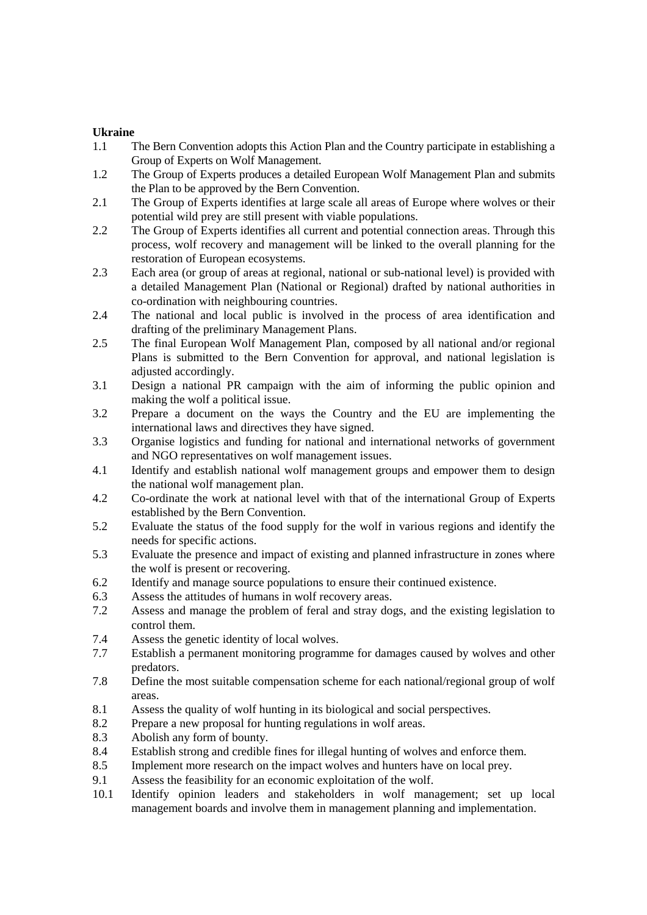**Ukraine**

1.1 The Bern Convention adopts this Action Plan and the Country participate in establishing a Group of Experts on Wolf Management.

1.2 The Group of Experts produces a detailed European Wolf Management Plan and submits the Plan to be approved by the Bern Convention.

2.1 The Group of Experts identifies at large scale all areas of Europe where wolves or their potential wild prey are still present with viable populations.

2.2 The Group of Experts identifies all current and potential connection areas. Through this process, wolf recovery and management will be linked to the overall planning for the restoration of European ecosystems.

2.3 Each area (or group of areas at regional, national or sub-national level) is provided with a detailed Management Plan (National or Regional) drafted by national authorities in co-ordination with neighbouring countries.

2.4 The national and local public is involved in the process of area identification and drafting of the preliminary Management Plans.

2.5 The final European Wolf Management Plan, composed by all national and/or regional Plans is submitted to the Bern Convention for approval, and national legislation is adjusted accordingly.

3.1 Design a national PR campaign with the aim of informing the public opinion and making the wolf a political issue.

3.2 Prepare a document on the ways the Country and the EU are implementing the international laws and directives they have signed.

3.3 Organise logistics and funding for national and international networks of government and NGO representatives on wolf management issues.

4.1 Identify and establish national wolf management groups and empower them to design the national wolf management plan.

4.2 Co-ordinate the work at national level with that of the international Group of Experts established by the Bern Convention.

5.2 Evaluate the status of the food supply for the wolf in various regions and identify the needs for specific actions.

5.3 Evaluate the presence and impact of existing and planned infrastructure in zones where the wolf is present or recovering.

6.2 Identify and manage source populations to ensure their continued existence.

6.3 Assess the attitudes of humans in wolf recovery areas.

7.2 Assess and manage the problem of feral and stray dogs, and the existing legislation to control them.

7.4 Assess the genetic identity of local wolves.

7.7 Establish a permanent monitoring programme for damages caused by wolves and other predators.

7.8 Define the most suitable compensation scheme for each national/regional group of wolf areas.

8.1 Assess the quality of wolf hunting in its biological and social perspectives.

8.2 Prepare a new proposal for hunting regulations in wolf areas.

8.3 Abolish any form of bounty.

8.4 Establish strong and credible fines for illegal hunting of wolves and enforce them.

8.5 Implement more research on the impact wolves and hunters have on local prey.

9.1 Assess the feasibility for an economic exploitation of the wolf.

10.1 Identify opinion leaders and stakeholders in wolf management; set up local management boards and involve them in management planning and implementation.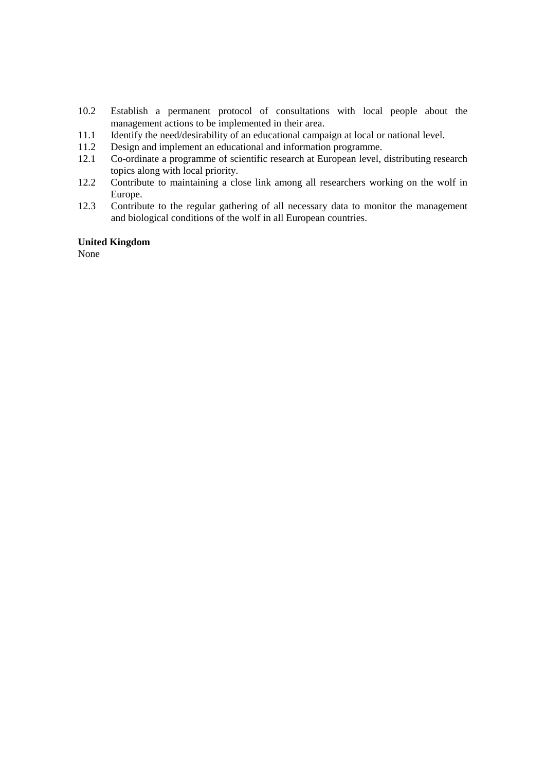10.2 Establish a permanent protocol of consultations with local people about the management actions to be implemented in their area.

11.1 Identify the need/desirability of an educational campaign at local or national level.

11.2 Design and implement an educational and information programme.

12.1 Co-ordinate a programme of scientific research at European level, distributing research topics along with local priority.

12.2 Contribute to maintaining a close link among all researchers working on the wolf in Europe.

12.3 Contribute to the regular gathering of all necessary data to monitor the management and biological conditions of the wolf in all European countries.

**United Kingdom**

None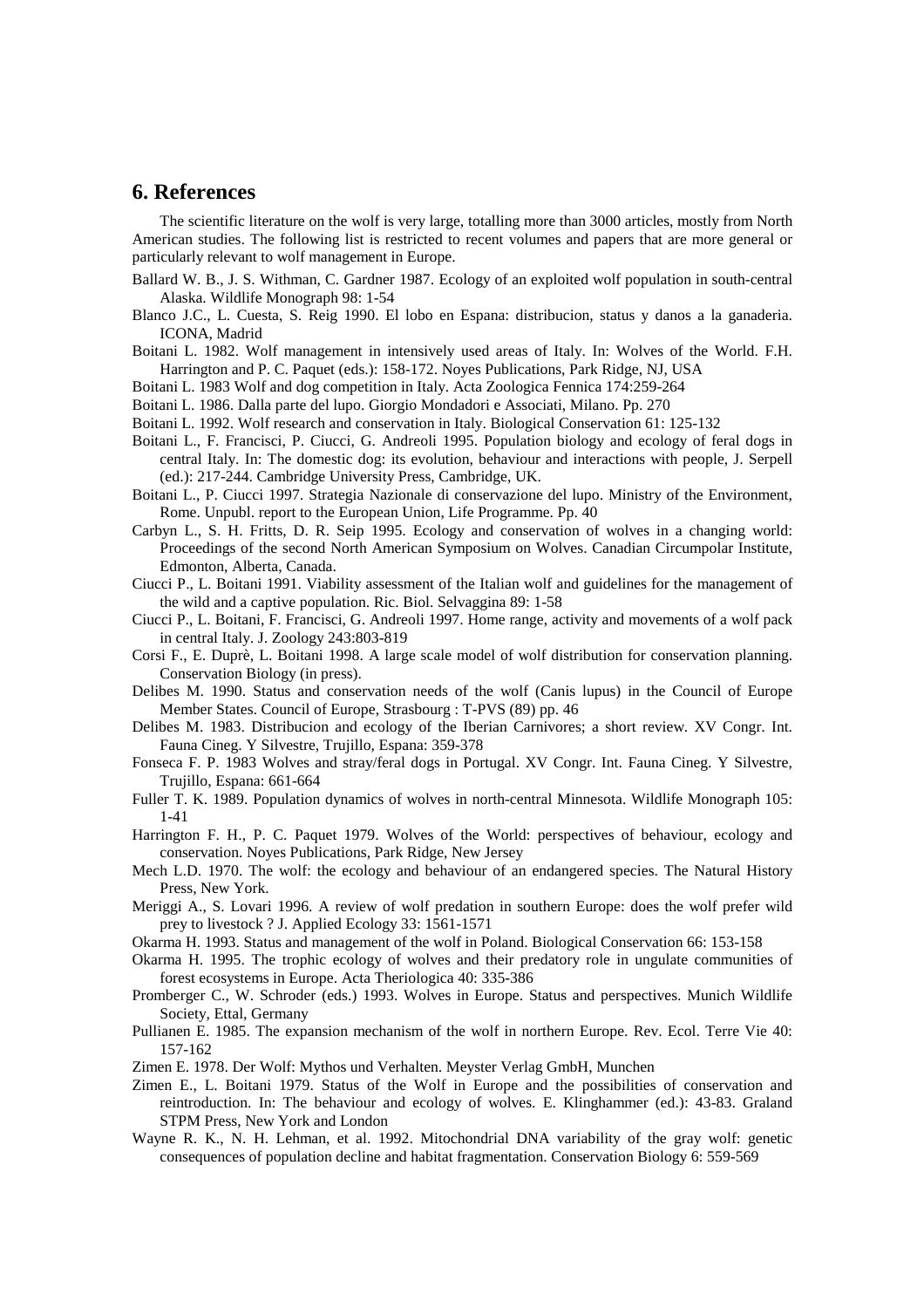## 6. References

The scientific literature on the wolf is very large, totalling more than 3000 articles, mostly from North American studies. The following list is restricted to recent volumes and papers that are more general or particularly relevant to wolf management in Europe.

Ballard W. B., J. S. Withman, C. Gardner 1987. Ecology of an exploited wolf population in south-central Alaska. Wildlife Monograph 98: 1-54

Blanco J.C., L. Cuesta, S. Reig 1990. El lobo en Espana: distribucion, status y danos a la ganaderia. ICONA, Madrid

Boitani L. 1982. Wolf management in intensively used areas of Italy. In: Wolves of the World. F.H. Harrington and P. C. Paquet (eds.): 158-172. Noyes Publications, Park Ridge, NJ, USA

Boitani L. 1983 Wolf and dog competition in Italy. Acta Zoologica Fennica 174:259-264

Boitani L. 1986. Dalla parte del lupo. Giorgio Mondadori e Associati, Milano. Pp. 270

Boitani L. 1992. Wolf research and conservation in Italy. Biological Conservation 61: 125-132

Boitani L., F. Francisci, P. Ciucci, G. Andreoli 1995. Population biology and ecology of feral dogs in central Italy. In: The domestic dog: its evolution, behaviour and interactions with people, J. Serpell (ed.): 217-244. Cambridge University Press, Cambridge, UK.

Boitani L., P. Ciucci 1997. Strategia Nazionale di conservazione del lupo. Ministry of the Environment, Rome. Unpubl. report to the European Union, Life Programme. Pp. 40

Carbyn L., S. H. Fritts, D. R. Seip 1995. Ecology and conservation of wolves in a changing world: Proceedings of the second North American Symposium on Wolves. Canadian Circumpolar Institute, Edmonton, Alberta, Canada.

Ciucci P., L. Boitani 1991. Viability assessment of the Italian wolf and guidelines for the management of the wild and a captive population. Ric. Biol. Selvaggina 89: 1-58

Ciucci P., L. Boitani, F. Francisci, G. Andreoli 1997. Home range, activity and movements of a wolf pack in central Italy. J. Zoology 243:803-819

Corsi F., E. Duprè, L. Boitani 1998. A large scale model of wolf distribution for conservation planning. Conservation Biology (in press).

Delibes M. 1990. Status and conservation needs of the wolf (Canis lupus) in the Council of Europe Member States. Council of Europe, Strasbourg : T-PVS (89) pp. 46

Delibes M. 1983. Distribucion and ecology of the Iberian Carnivores; a short review. XV Congr. Int. Fauna Cineg. Y Silvestre, Trujillo, Espana: 359-378

Fonseca F. P. 1983 Wolves and stray/feral dogs in Portugal. XV Congr. Int. Fauna Cineg. Y Silvestre, Trujillo, Espana: 661-664

Fuller T. K. 1989. Population dynamics of wolves in north-central Minnesota. Wildlife Monograph 105: 1-41

Harrington F. H., P. C. Paquet 1979. Wolves of the World: perspectives of behaviour, ecology and conservation. Noyes Publications, Park Ridge, New Jersey

Mech L.D. 1970. The wolf: the ecology and behaviour of an endangered species. The Natural History Press, New York.

Meriggi A., S. Lovari 1996. A review of wolf predation in southern Europe: does the wolf prefer wild prey to livestock ? J. Applied Ecology 33: 1561-1571

Okarma H. 1993. Status and management of the wolf in Poland. Biological Conservation 66: 153-158

Okarma H. 1995. The trophic ecology of wolves and their predatory role in ungulate communities of forest ecosystems in Europe. Acta Theriologica 40: 335-386

Promberger C., W. Schroder (eds.) 1993. Wolves in Europe. Status and perspectives. Munich Wildlife Society, Ettal, Germany

Pullianen E. 1985. The expansion mechanism of the wolf in northern Europe. Rev. Ecol. Terre Vie 40: 157-162

Zimen E. 1978. Der Wolf: Mythos und Verhalten. Meyster Verlag GmbH, Munchen

Zimen E., L. Boitani 1979. Status of the Wolf in Europe and the possibilities of conservation and reintroduction. In: The behaviour and ecology of wolves. E. Klinghammer (ed.): 43-83. Graland STPM Press, New York and London

Wayne R. K., N. H. Lehman, et al. 1992. Mitochondrial DNA variability of the gray wolf: genetic consequences of population decline and habitat fragmentation. Conservation Biology 6: 559-569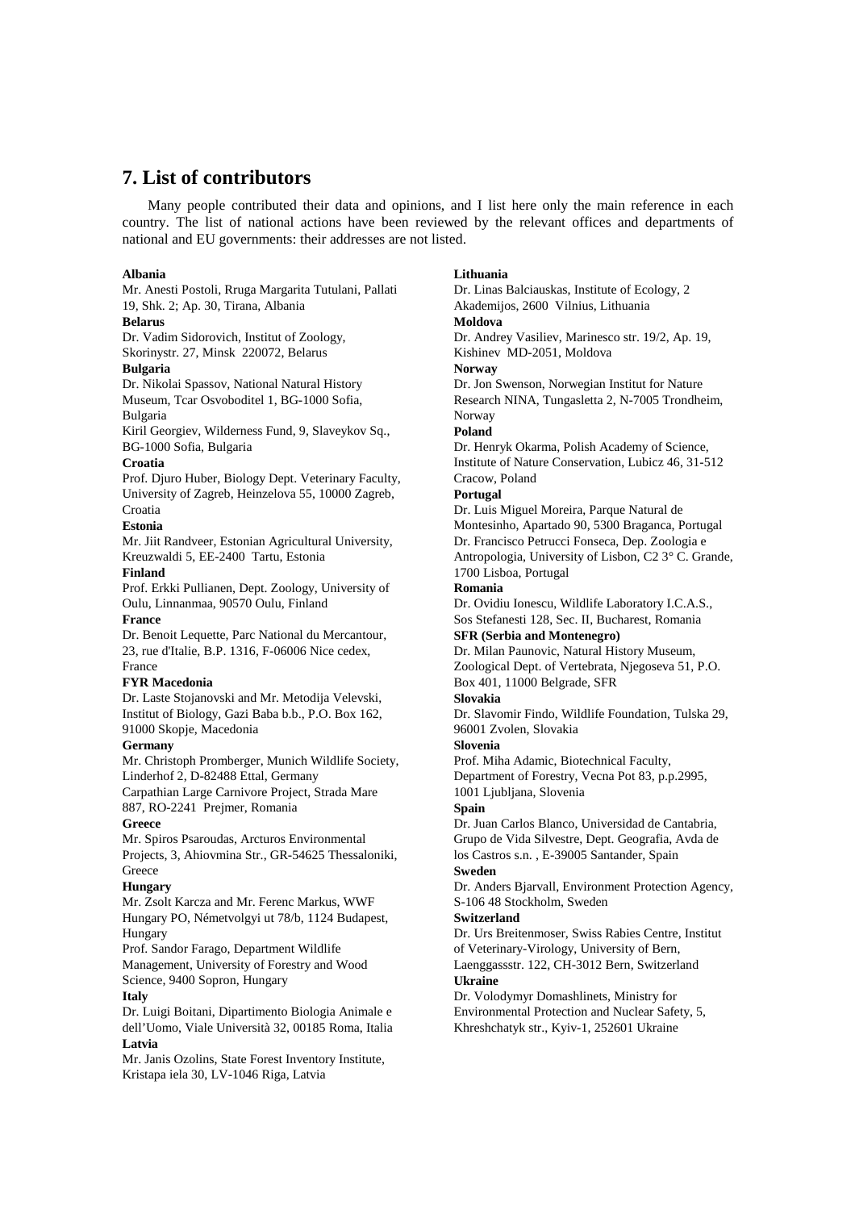## 7. List of contributors

Many people contributed their data and opinions, and I list here only the main reference in each country. The list of national actions have been reviewed by the relevant offices and departments of national and EU governments: their addresses are not listed.

**Albania**
Mr. Anesti Postoli, Rruga Margarita Tutulani, Pallati 19, Shk. 2; Ap. 30, Tirana, Albania

**Belarus**
Dr. Vadim Sidorovich, Institut of Zoology, Skorinystr. 27, Minsk 220072, Belarus

**Bulgaria**
Dr. Nikolai Spassov, National Natural History Museum, Tcar Osvoboditel 1, BG-1000 Sofia, Bulgaria
Kiril Georgiev, Wilderness Fund, 9, Slaveykov Sq., BG-1000 Sofia, Bulgaria

**Croatia**
Prof. Djuro Huber, Biology Dept. Veterinary Faculty, University of Zagreb, Heinzelova 55, 10000 Zagreb, Croatia

**Estonia**
Mr. Jiit Randveer, Estonian Agricultural University, Kreuzwaldi 5, EE-2400 Tartu, Estonia

**Finland**
Prof. Erkki Pullianen, Dept. Zoology, University of Oulu, Linnanmaa, 90570 Oulu, Finland

**France**
Dr. Benoit Lequette, Parc National du Mercantour, 23, rue d'Italie, B.P. 1316, F-06006 Nice cedex, France

**FYR Macedonia**
Dr. Laste Stojanovski and Mr. Metodija Velevski, Institut of Biology, Gazi Baba b.b., P.O. Box 162, 91000 Skopje, Macedonia

**Germany**
Mr. Christoph Promberger, Munich Wildlife Society, Linderhof 2, D-82488 Ettal, Germany
Carpathian Large Carnivore Project, Strada Mare 887, RO-2241 Prejmer, Romania

**Greece**
Mr. Spiros Psaroudas, Arcturos Environmental Projects, 3, Ahiovmina Str., GR-54625 Thessaloniki, Greece

**Hungary**
Mr. Zsolt Karcza and Mr. Ferenc Markus, WWF Hungary PO, Németvolgyi ut 78/b, 1124 Budapest, Hungary
Prof. Sandor Farago, Department Wildlife Management, University of Forestry and Wood Science, 9400 Sopron, Hungary

**Italy**
Dr. Luigi Boitani, Dipartimento Biologia Animale e dell'Uomo, Viale Università 32, 00185 Roma, Italia

**Latvia**
Mr. Janis Ozolins, State Forest Inventory Institute, Kristapa iela 30, LV-1046 Riga, Latvia

**Lithuania**
Dr. Linas Balciauskas, Institute of Ecology, 2 Akademijos, 2600 Vilnius, Lithuania

**Moldova**
Dr. Andrey Vasiliev, Marinesco str. 19/2, Ap. 19, Kishinev MD-2051, Moldova

**Norway**
Dr. Jon Swenson, Norwegian Institut for Nature Research NINA, Tungasletta 2, N-7005 Trondheim, Norway

**Poland**
Dr. Henryk Okarma, Polish Academy of Science, Institute of Nature Conservation, Lubicz 46, 31-512 Cracow, Poland

**Portugal**
Dr. Luis Miguel Moreira, Parque Natural de Montesinho, Apartado 90, 5300 Braganca, Portugal
Dr. Francisco Petrucci Fonseca, Dep. Zoologia e Antropologia, University of Lisbon, C2 3° C. Grande, 1700 Lisboa, Portugal

**Romania**
Dr. Ovidiu Ionescu, Wildlife Laboratory I.C.A.S., Sos Stefanesti 128, Sec. II, Bucharest, Romania

**SFR (Serbia and Montenegro)**
Dr. Milan Paunovic, Natural History Museum, Zoological Dept. of Vertebrata, Njegoseva 51, P.O. Box 401, 11000 Belgrade, SFR

**Slovakia**
Dr. Slavomir Findo, Wildlife Foundation, Tulska 29, 96001 Zvolen, Slovakia

**Slovenia**
Prof. Miha Adamic, Biotechnical Faculty, Department of Forestry, Vecna Pot 83, p.p.2995, 1001 Ljubljana, Slovenia

**Spain**
Dr. Juan Carlos Blanco, Universidad de Cantabria, Grupo de Vida Silvestre, Dept. Geografia, Avda de los Castros s.n. , E-39005 Santander, Spain

**Sweden**
Dr. Anders Bjarvall, Environment Protection Agency, S-106 48 Stockholm, Sweden

**Switzerland**
Dr. Urs Breitenmoser, Swiss Rabies Centre, Institut of Veterinary-Virology, University of Bern, Laenggassstr. 122, CH-3012 Bern, Switzerland

**Ukraine**
Dr. Volodymyr Domashlinets, Ministry for Environmental Protection and Nuclear Safety, 5, Khreshchatyk str., Kyiv-1, 252601 Ukraine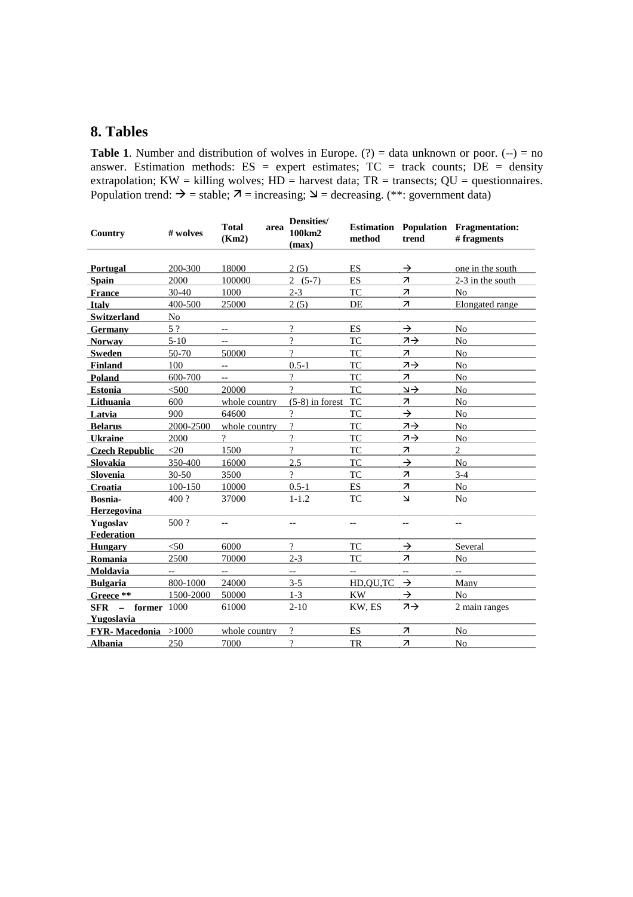## 8. Tables

**Table 1**. Number and distribution of wolves in Europe. (?) = data unknown or poor. (--) = no answer. Estimation methods: ES = expert estimates; TC = track counts; DE = density extrapolation; KW = killing wolves; HD = harvest data; TR = transects; QU = questionnaires. Population trend: → = stable; ↗ = increasing; ↘ = decreasing. (**: government data)

| Country | # wolves | Total area (Km2) | Densities/ 100km2 (max) | Estimation method | Population trend | Fragmentation: # fragments |
|---|---|---|---|---|---|---|
| **Portugal** | 200-300 | 18000 | 2 (5) | ES | → | one in the south |
| **Spain** | 2000 | 100000 | 2 (5-7) | ES | ↗ | 2-3 in the south |
| **France** | 30-40 | 1000 | 2-3 | TC | ↗ | No |
| **Italy** | 400-500 | 25000 | 2 (5) | DE | ↗ | Elongated range |
| **Switzerland** | No | | | | | |
| **Germany** | 5 ? | -- | ? | ES | → | No |
| **Norway** | 5-10 | -- | ? | TC | ↗→ | No |
| **Sweden** | 50-70 | 50000 | ? | TC | ↗ | No |
| **Finland** | 100 | -- | 0.5-1 | TC | ↗→ | No |
| **Poland** | 600-700 | -- | ? | TC | ↗ | No |
| **Estonia** | <500 | 20000 | ? | TC | ↘→ | No |
| **Lithuania** | 600 | whole country | (5-8) in forest | TC | ↗ | No |
| **Latvia** | 900 | 64600 | ? | TC | → | No |
| **Belarus** | 2000-2500 | whole country | ? | TC | ↗→ | No |
| **Ukraine** | 2000 | ? | ? | TC | ↗→ | No |
| **Czech Republic** | <20 | 1500 | ? | TC | ↗ | 2 |
| **Slovakia** | 350-400 | 16000 | 2.5 | TC | → | No |
| **Slovenia** | 30-50 | 3500 | ? | TC | ↗ | 3-4 |
| **Croatia** | 100-150 | 10000 | 0.5-1 | ES | ↗ | No |
| **Bosnia-Herzegovina** | 400 ? | 37000 | 1-1.2 | TC | ↘ | No |
| **Yugoslav Federation** | 500 ? | -- | -- | -- | -- | -- |
| **Hungary** | <50 | 6000 | ? | TC | → | Several |
| **Romania** | 2500 | 70000 | 2-3 | TC | ↗ | No |
| **Moldavia** | -- | -- | -- | -- | -- | -- |
| **Bulgaria** | 800-1000 | 24000 | 3-5 | HD,QU,TC | → | Many |
| **Greece \*\*** | 1500-2000 | 50000 | 1-3 | KW | → | No |
| **SFR – former Yugoslavia** | 1000 | 61000 | 2-10 | KW, ES | ↗→ | 2 main ranges |
| **FYR- Macedonia** | >1000 | whole country | ? | ES | ↗ | No |
| **Albania** | 250 | 7000 | ? | TR | ↗ | No |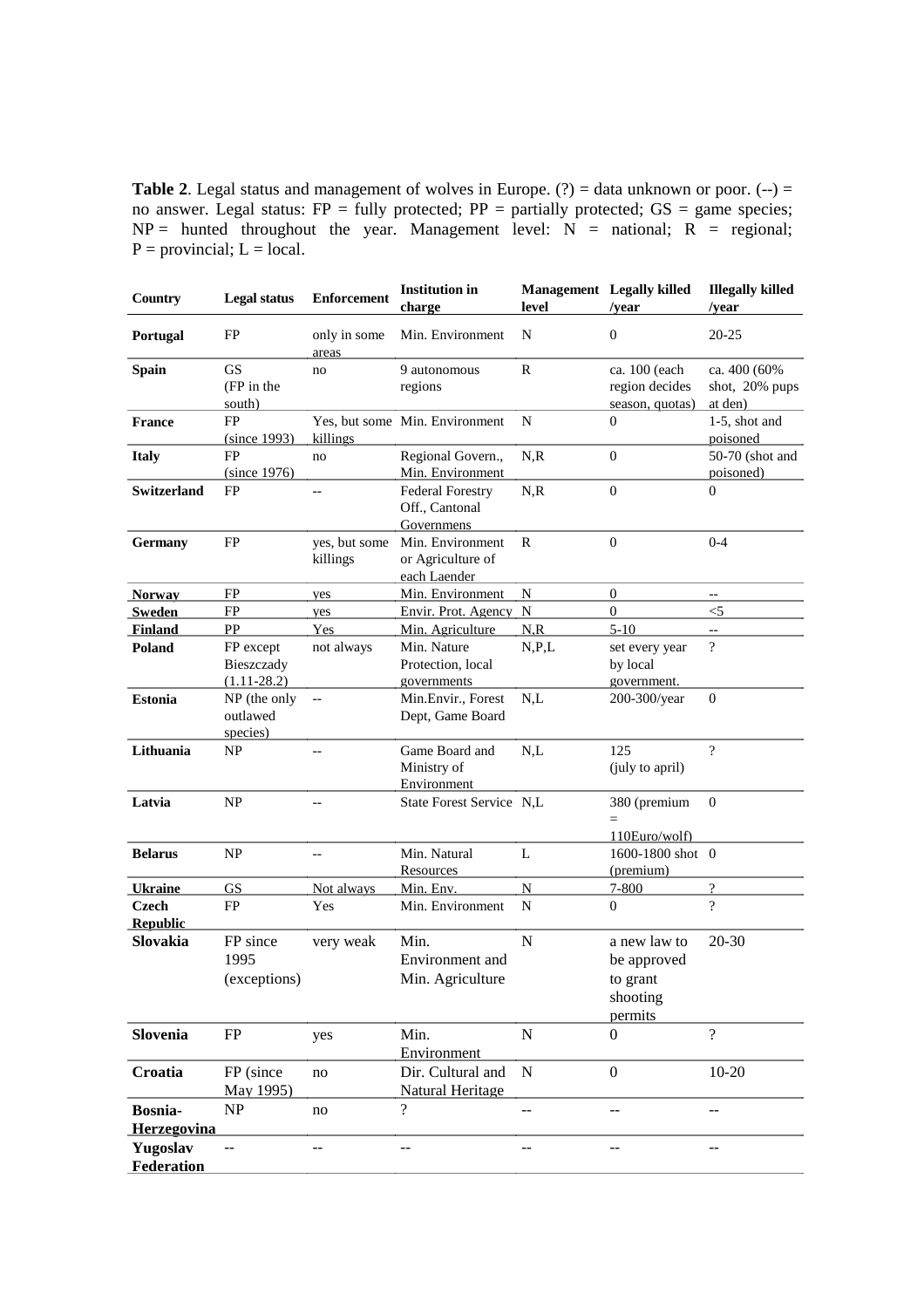**Table 2**. Legal status and management of wolves in Europe. (?) = data unknown or poor. (--) = no answer. Legal status: FP = fully protected; PP = partially protected; GS = game species; NP = hunted throughout the year. Management level: N = national; R = regional; P = provincial; L = local.

| Country | Legal status | Enforcement | Institution in charge | Management level | Legally killed /year | Illegally killed /year |
|---|---|---|---|---|---|---|
| **Portugal** | FP | only in some areas | Min. Environment | N | 0 | 20-25 |
| **Spain** | GS (FP in the south) | no | 9 autonomous regions | R | ca. 100 (each region decides season, quotas) | ca. 400 (60% shot, 20% pups at den) |
| **France** | FP (since 1993) | Yes, but some killings | Min. Environment | N | 0 | 1-5, shot and poisoned |
| **Italy** | FP (since 1976) | no | Regional Govern., Min. Environment | N,R | 0 | 50-70 (shot and poisoned) |
| **Switzerland** | FP | -- | Federal Forestry Off., Cantonal Governmens | N,R | 0 | 0 |
| **Germany** | FP | yes, but some killings | Min. Environment or Agriculture of each Laender | R | 0 | 0-4 |
| **Norway** | FP | yes | Min. Environment | N | 0 | -- |
| **Sweden** | FP | yes | Envir. Prot. Agency | N | 0 | <5 |
| **Finland** | PP | Yes | Min. Agriculture | N,R | 5-10 | -- |
| **Poland** | FP except Bieszczady (1.11-28.2) | not always | Min. Nature Protection, local governments | N,P,L | set every year by local government. | ? |
| **Estonia** | NP (the only outlawed species) | -- | Min.Envir., Forest Dept, Game Board | N,L | 200-300/year | 0 |
| **Lithuania** | NP | -- | Game Board and Ministry of Environment | N,L | 125 (july to april) | ? |
| **Latvia** | NP | -- | State Forest Service | N,L | 380 (premium = 110Euro/wolf) | 0 |
| **Belarus** | NP | -- | Min. Natural Resources | L | 1600-1800 shot (premium) | 0 |
| **Ukraine** | GS | Not always | Min. Env. | N | 7-800 | ? |
| **Czech Republic** | FP | Yes | Min. Environment | N | 0 | ? |
| **Slovakia** | FP since 1995 (exceptions) | very weak | Min. Environment and Min. Agriculture | N | a new law to be approved to grant shooting permits | 20-30 |
| **Slovenia** | FP | yes | Min. Environment | N | 0 | ? |
| **Croatia** | FP (since May 1995) | no | Dir. Cultural and Natural Heritage | N | 0 | 10-20 |
| **Bosnia-Herzegovina** | NP | no | ? | -- | -- | -- |
| **Yugoslav Federation** | -- | -- | -- | -- | -- | -- |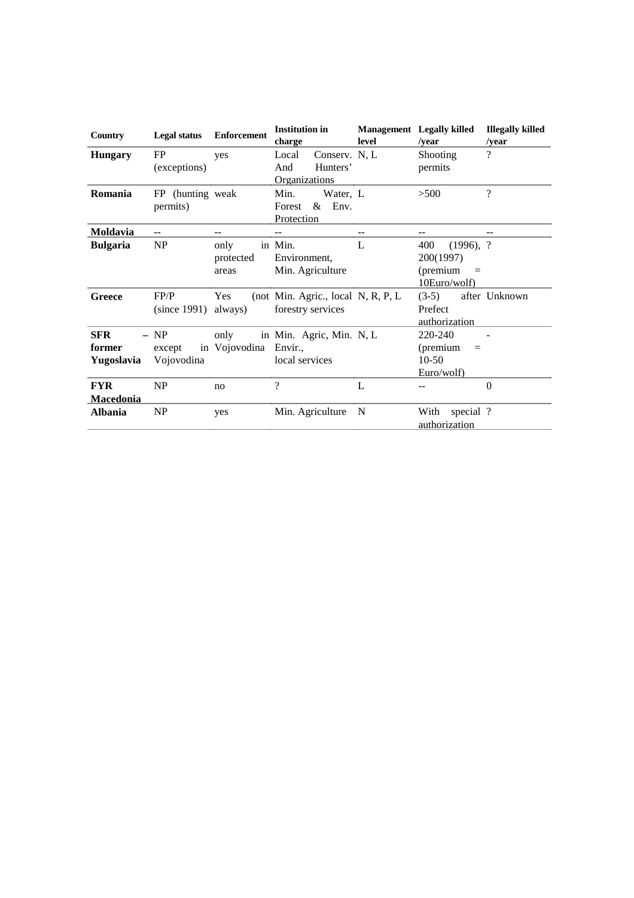| Country | Legal status | Enforcement | Institution in charge | Management level | Legally killed /year | Illegally killed /year |
|---|---|---|---|---|---|---|
| **Hungary** | FP (exceptions) | yes | Local Conserv. And Hunters' Organizations | N, L | Shooting permits | ? |
| **Romania** | FP (hunting permits) | weak | Min. Water, Forest & Env. Protection | L | >500 | ? |
| **Moldavia** | -- | -- | -- | -- | -- | -- |
| **Bulgaria** | NP | only in protected areas | Min. Environment, Min. Agriculture | L | 400 (1996), 200(1997) (premium = 10Euro/wolf) | ? |
| **Greece** | FP/P (since 1991) | Yes (not always) | Min. Agric., local forestry services | N, R, P, L | (3-5) after Prefect authorization | Unknown |
| **SFR – former Yugoslavia** | NP except in Vojovodina | only in Vojovodina | Min. Agric, Min. Envir., local services | N, L | 220-240 (premium = 10-50 Euro/wolf) | - |
| **FYR Macedonia** | NP | no | ? | L | -- | 0 |
| **Albania** | NP | yes | Min. Agriculture | N | With special authorization | ? |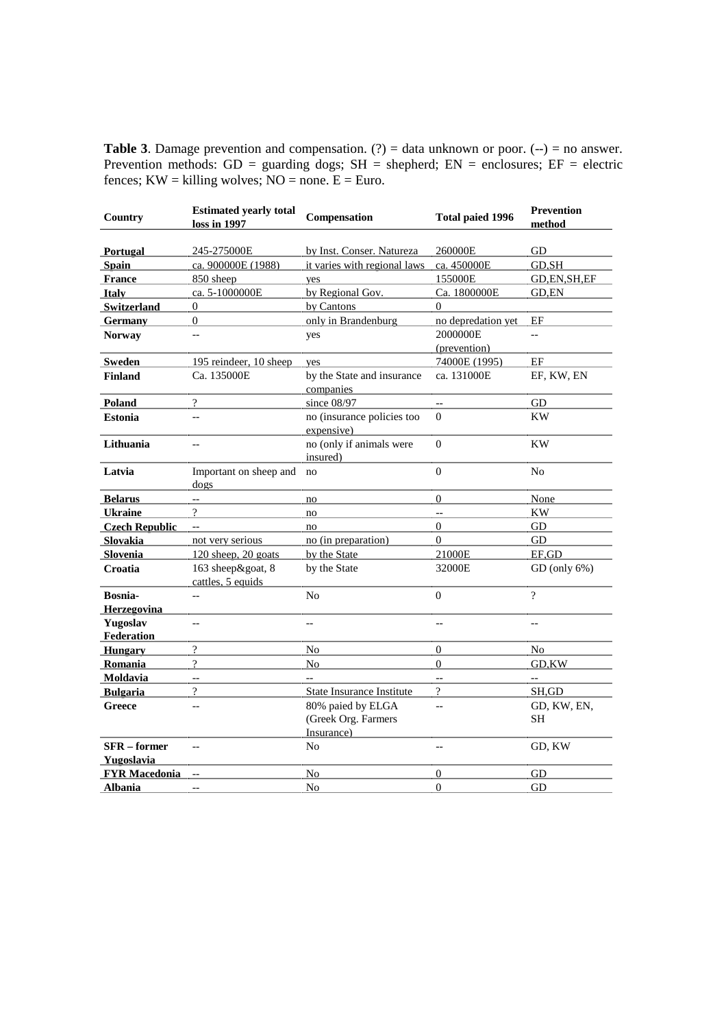**Table 3**. Damage prevention and compensation. (?) = data unknown or poor. (--) = no answer. Prevention methods: GD = guarding dogs; SH = shepherd; EN = enclosures; EF = electric fences; KW = killing wolves; NO = none. E = Euro.

| Country | Estimated yearly total loss in 1997 | Compensation | Total paied 1996 | Prevention method |
|---|---|---|---|---|
| **Portugal** | 245-275000E | by Inst. Conser. Natureza | 260000E | GD |
| **Spain** | ca. 900000E (1988) | it varies with regional laws | ca. 450000E | GD,SH |
| **France** | 850 sheep | yes | 155000E | GD,EN,SH,EF |
| **Italy** | ca. 5-1000000E | by Regional Gov. | Ca. 1800000E | GD,EN |
| **Switzerland** | 0 | by Cantons | 0 | |
| **Germany** | 0 | only in Brandenburg | no depredation yet | EF |
| **Norway** | -- | yes | 2000000E (prevention) | -- |
| **Sweden** | 195 reindeer, 10 sheep | yes | 74000E (1995) | EF |
| **Finland** | Ca. 135000E | by the State and insurance companies | ca. 131000E | EF, KW, EN |
| **Poland** | ? | since 08/97 | -- | GD |
| **Estonia** | -- | no (insurance policies too expensive) | 0 | KW |
| **Lithuania** | -- | no (only if animals were insured) | 0 | KW |
| **Latvia** | Important on sheep and dogs | no | 0 | No |
| **Belarus** | -- | no | 0 | None |
| **Ukraine** | ? | no | -- | KW |
| **Czech Republic** | -- | no | 0 | GD |
| **Slovakia** | not very serious | no (in preparation) | 0 | GD |
| **Slovenia** | 120 sheep, 20 goats | by the State | 21000E | EF,GD |
| **Croatia** | 163 sheep&goat, 8 cattles, 5 equids | by the State | 32000E | GD (only 6%) |
| **Bosnia-Herzegovina** | -- | No | 0 | ? |
| **Yugoslav Federation** | -- | -- | -- | -- |
| **Hungary** | ? | No | 0 | No |
| **Romania** | ? | No | 0 | GD,KW |
| **Moldavia** | -- | -- | -- | -- |
| **Bulgaria** | ? | State Insurance Institute | ? | SH,GD |
| **Greece** | -- | 80% paied by ELGA (Greek Org. Farmers Insurance) | -- | GD, KW, EN, SH |
| **SFR – former Yugoslavia** | -- | No | -- | GD, KW |
| **FYR Macedonia** | -- | No | 0 | GD |
| **Albania** | -- | No | 0 | GD |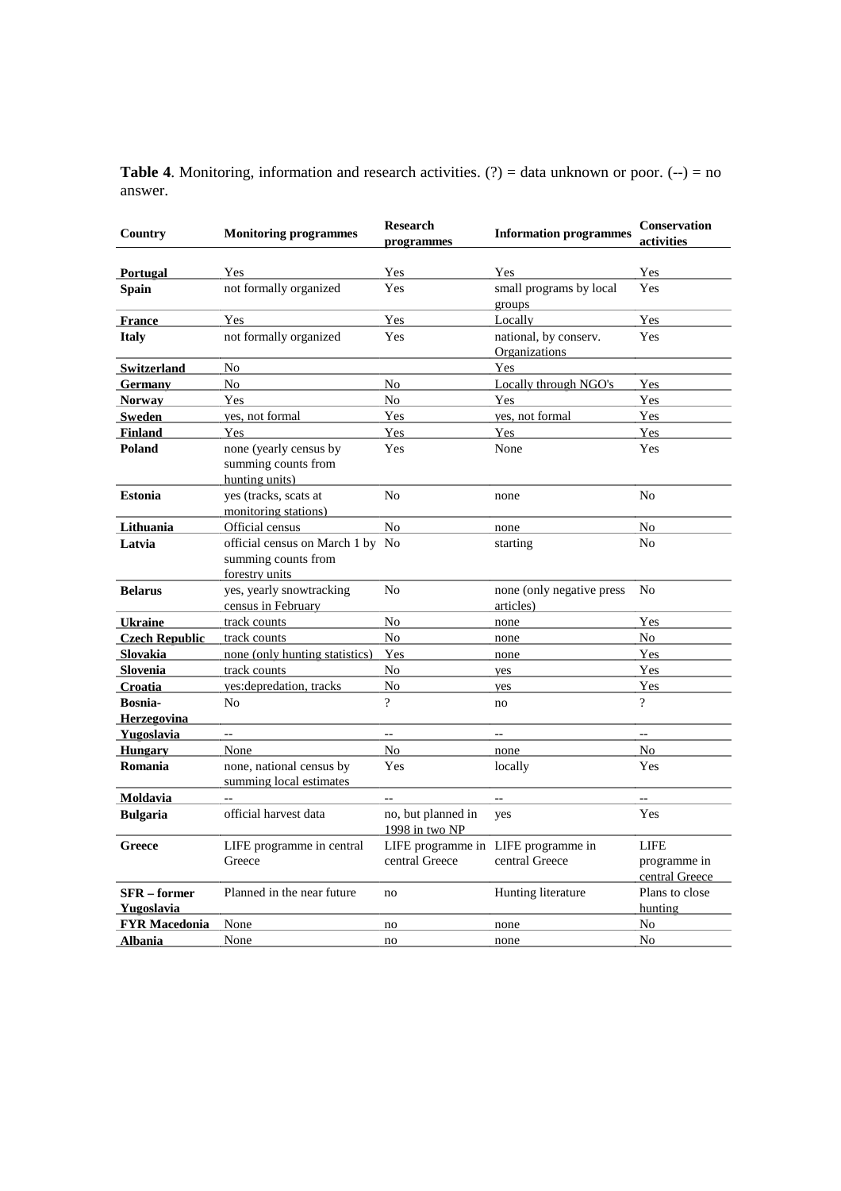**Table 4**. Monitoring, information and research activities. (?) = data unknown or poor. (--) = no answer.

| Country | Monitoring programmes | Research programmes | Information programmes | Conservation activities |
|---|---|---|---|---|
| **Portugal** | Yes | Yes | Yes | Yes |
| **Spain** | not formally organized | Yes | small programs by local groups | Yes |
| **France** | Yes | Yes | Locally | Yes |
| **Italy** | not formally organized | Yes | national, by conserv. Organizations | Yes |
| **Switzerland** | No | | Yes | |
| **Germany** | No | No | Locally through NGO's | Yes |
| **Norway** | Yes | No | Yes | Yes |
| **Sweden** | yes, not formal | Yes | yes, not formal | Yes |
| **Finland** | Yes | Yes | Yes | Yes |
| **Poland** | none (yearly census by summing counts from hunting units) | Yes | None | Yes |
| **Estonia** | yes (tracks, scats at monitoring stations) | No | none | No |
| **Lithuania** | Official census | No | none | No |
| **Latvia** | official census on March 1 by summing counts from forestry units | No | starting | No |
| **Belarus** | yes, yearly snowtracking census in February | No | none (only negative press articles) | No |
| **Ukraine** | track counts | No | none | Yes |
| **Czech Republic** | track counts | No | none | No |
| **Slovakia** | none (only hunting statistics) | Yes | none | Yes |
| **Slovenia** | track counts | No | yes | Yes |
| **Croatia** | yes:depredation, tracks | No | yes | Yes |
| **Bosnia-Herzegovina** | No | ? | no | ? |
| **Yugoslavia** | -- | -- | -- | -- |
| **Hungary** | None | No | none | No |
| **Romania** | none, national census by summing local estimates | Yes | locally | Yes |
| **Moldavia** | -- | -- | -- | -- |
| **Bulgaria** | official harvest data | no, but planned in 1998 in two NP | yes | Yes |
| **Greece** | LIFE programme in central Greece | LIFE programme in central Greece | LIFE programme in central Greece | LIFE programme in central Greece |
| **SFR – former Yugoslavia** | Planned in the near future | no | Hunting literature | Plans to close hunting |
| **FYR Macedonia** | None | no | none | No |
| **Albania** | None | no | none | No |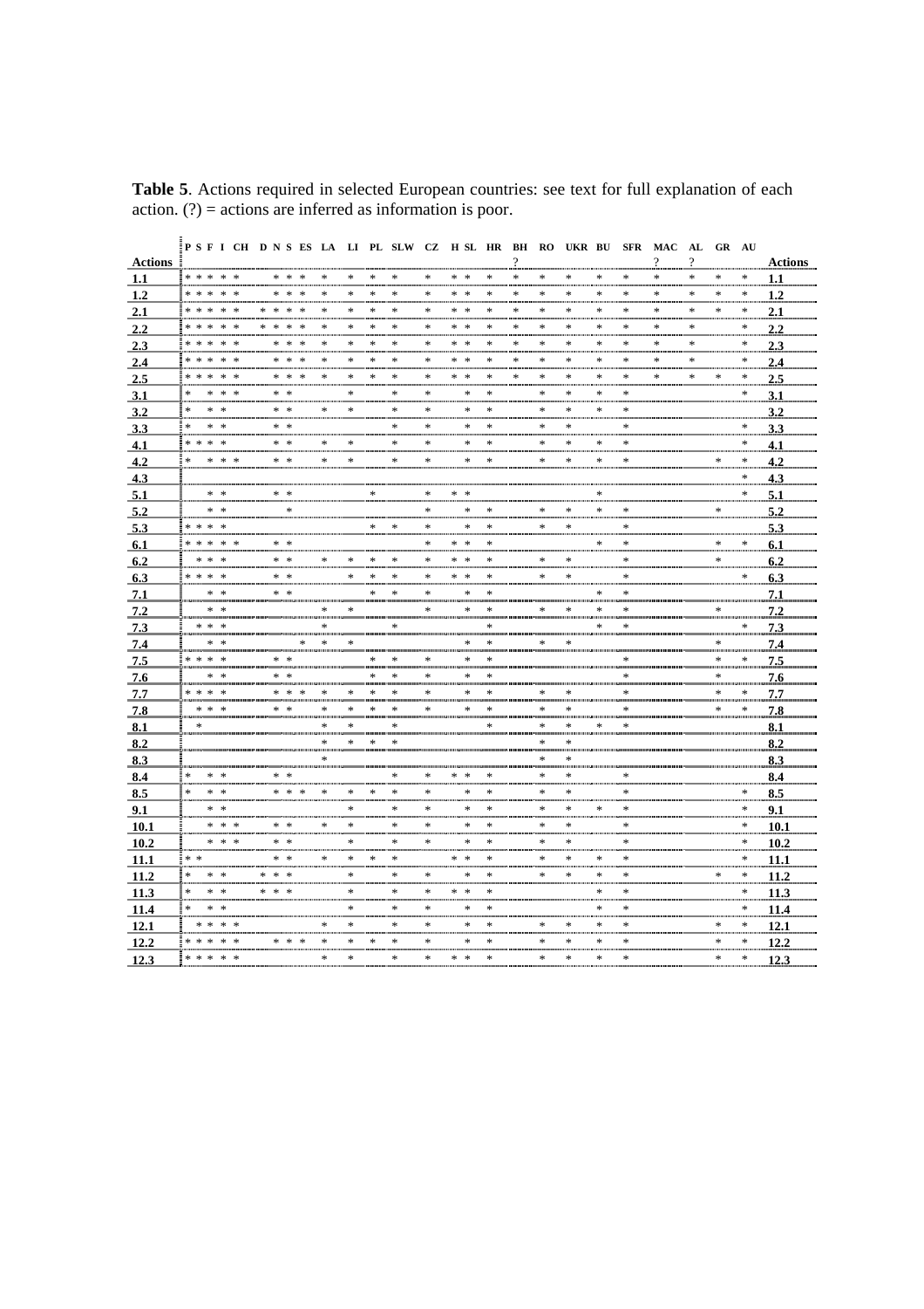**Table 5**. Actions required in selected European countries: see text for full explanation of each action. (?) = actions are inferred as information is poor.

| Actions | P | S | F | I | CH | D | N | S | ES | LA | LI | PL | SLW | CZ | H | SL | HR | BH ? | RO | UKR | BU | SFR | MAC ? | AL ? | GR | AU | Actions |
|---|---|---|---|---|---|---|---|---|---|---|---|---|---|---|---|---|---|---|---|---|---|---|---|---|---|---|---|
| 1.1 | * | * | * | * | * | | * | * | * | * | * | * | * | * | * | * | * | * | * | * | * | * | * | * | * | * | 1.1 |
| 1.2 | * | * | * | * | * | | * | * | * | * | * | * | * | * | * | * | * | * | * | * | * | * | * | * | * | * | 1.2 |
| 2.1 | * | * | * | * | * | * | * | * | * | * | * | * | * | * | * | * | * | * | * | * | * | * | * | * | * | * | 2.1 |
| 2.2 | * | * | * | * | * | * | * | * | * | * | * | * | * | * | * | * | * | * | * | * | * | * | * | * | | * | 2.2 |
| 2.3 | * | * | * | * | * | | * | * | * | * | * | * | * | * | * | * | * | * | * | * | * | * | * | * | | * | 2.3 |
| 2.4 | * | * | * | * | * | | * | * | * | * | * | * | * | * | * | * | * | * | * | * | * | * | * | * | | * | 2.4 |
| 2.5 | * | * | * | * | * | | * | * | * | * | * | * | * | * | * | * | * | * | * | * | * | * | * | * | * | * | 2.5 |
| 3.1 | * | | * | * | * | | * | * | | | * | | * | * | | * | * | | * | * | * | * | | | | * | 3.1 |
| 3.2 | * | | * | * | | | * | * | | * | * | | * | * | | * | * | | * | * | * | * | | | | | 3.2 |
| 3.3 | * | | * | * | | | * | * | | | | | * | * | | * | * | | * | * | | * | | | | * | 3.3 |
| 4.1 | * | * | * | * | | | * | * | | * | * | | * | * | | * | * | | * | * | * | * | | | | * | 4.1 |
| 4.2 | * | | * | * | * | | * | * | | * | * | | * | * | | * | * | | * | * | * | * | | | * | * | 4.2 |
| 4.3 | | | | | | | | | | | | | | | | | | | | | | | | | | * | 4.3 |
| 5.1 | | | * | * | | | * | * | | | | * | | * | * | * | | | | | * | | | | | * | 5.1 |
| 5.2 | | | * | * | | | | * | | | | | | * | | * | * | | * | * | * | * | | | * | | 5.2 |
| 5.3 | * | * | * | * | | | | | | | | * | * | * | | * | * | | * | * | | * | | | | | 5.3 |
| 6.1 | * | * | * | * | * | | * | * | | | | | | * | * | * | * | | | | * | * | | | * | * | 6.1 |
| 6.2 | | * | * | * | | | * | * | | * | * | * | * | * | * | * | * | | * | * | | * | | | * | | 6.2 |
| 6.3 | * | * | * | * | | | * | * | | | * | * | * | * | * | * | * | | * | * | | * | | | | * | 6.3 |
| 7.1 | | | * | * | | | * | * | | | | * | * | * | | * | * | | | | * | * | | | | | 7.1 |
| 7.2 | | | * | * | | | | | | * | * | | | * | | * | * | | * | * | * | * | | | * | | 7.2 |
| 7.3 | | * | * | * | | | | | | * | | | * | | | | * | | | | * | * | | | | * | 7.3 |
| 7.4 | | | * | * | | | | | * | * | * | | | | | * | * | | * | * | | | | | * | | 7.4 |
| 7.5 | * | * | * | * | | | * | * | | | | * | * | * | | * | * | | | | | * | | | * | * | 7.5 |
| 7.6 | | | * | * | | | * | * | | | | * | * | * | | * | * | | | | | * | | | * | | 7.6 |
| 7.7 | * | * | * | * | | | * | * | * | * | * | * | * | * | | * | * | | * | * | | * | | | * | * | 7.7 |
| 7.8 | | * | * | * | | | * | * | | * | * | * | * | * | | * | * | | * | * | | * | | | * | * | 7.8 |
| 8.1 | | * | | | | | | | | * | * | | * | | | | * | | * | * | * | * | | | | | 8.1 |
| 8.2 | | | | | | | | | | * | * | * | * | | | | | | * | * | | | | | | | 8.2 |
| 8.3 | | | | | | | | | | * | | | | | | | | | * | * | | | | | | | 8.3 |
| 8.4 | * | | * | * | | | * | * | | | | | * | * | * | * | * | | * | * | | * | | | | | 8.4 |
| 8.5 | * | | * | * | | | * | * | * | * | * | * | * | * | | * | * | | * | * | | * | | | | * | 8.5 |
| 9.1 | | | * | * | | | | | | | * | | * | * | | * | * | | * | * | * | * | | | | * | 9.1 |
| 10.1 | | | * | * | * | | * | * | | * | * | | * | * | | * | * | | * | * | | * | | | | * | 10.1 |
| 10.2 | | | * | * | * | | * | * | | | * | | * | * | | * | * | | * | * | | * | | | | * | 10.2 |
| 11.1 | * | * | | | | | * | * | | * | * | * | * | | * | * | * | | * | * | * | * | | | | * | 11.1 |
| 11.2 | * | | * | * | | * | * | * | | | * | | * | * | | * | * | | * | * | * | * | | | * | * | 11.2 |
| 11.3 | * | | * | * | | * | * | * | | | * | | * | * | * | * | * | | | | * | * | | | | * | 11.3 |
| 11.4 | * | | * | * | | | | | | | * | | * | * | | * | * | | | | * | * | | | | * | 11.4 |
| 12.1 | | * | * | * | * | | | | | * | * | | * | * | | * | * | | * | * | * | * | | | * | * | 12.1 |
| 12.2 | * | * | * | * | * | | * | * | * | * | * | * | * | * | | * | * | | * | * | * | * | | | * | * | 12.2 |
| 12.3 | * | * | * | * | * | | | | | * | * | | * | * | * | * | * | | * | * | * | * | | | * | * | 12.3 |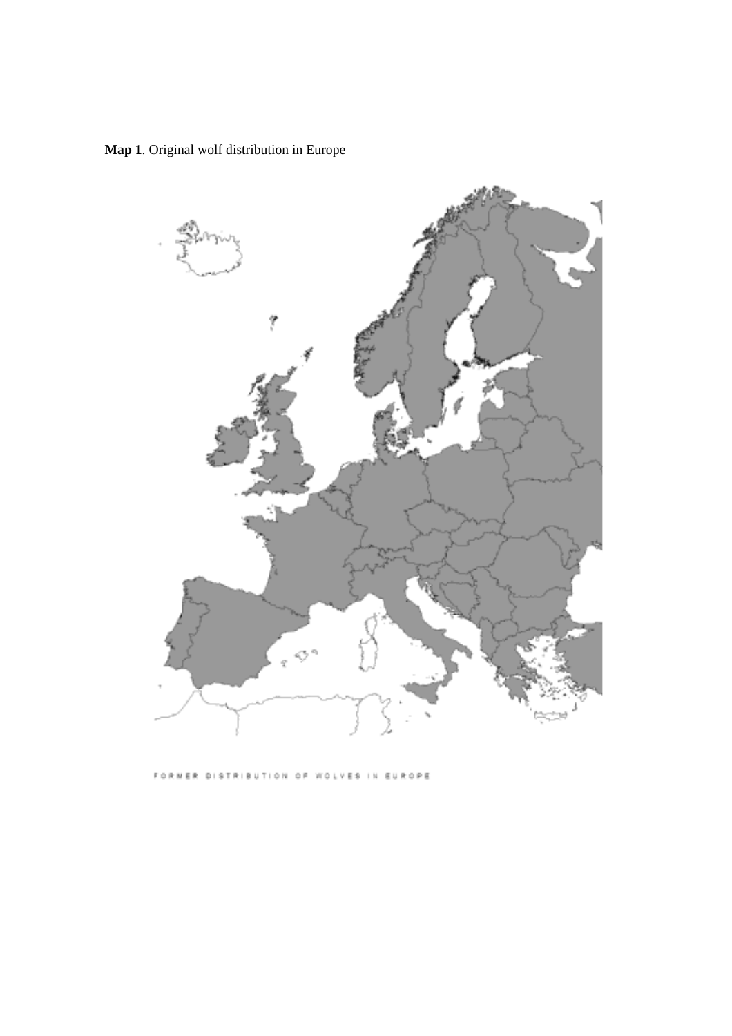**Map 1**. Original wolf distribution in Europe

FORMER DISTRIBUTION OF WOLVES IN EUROPE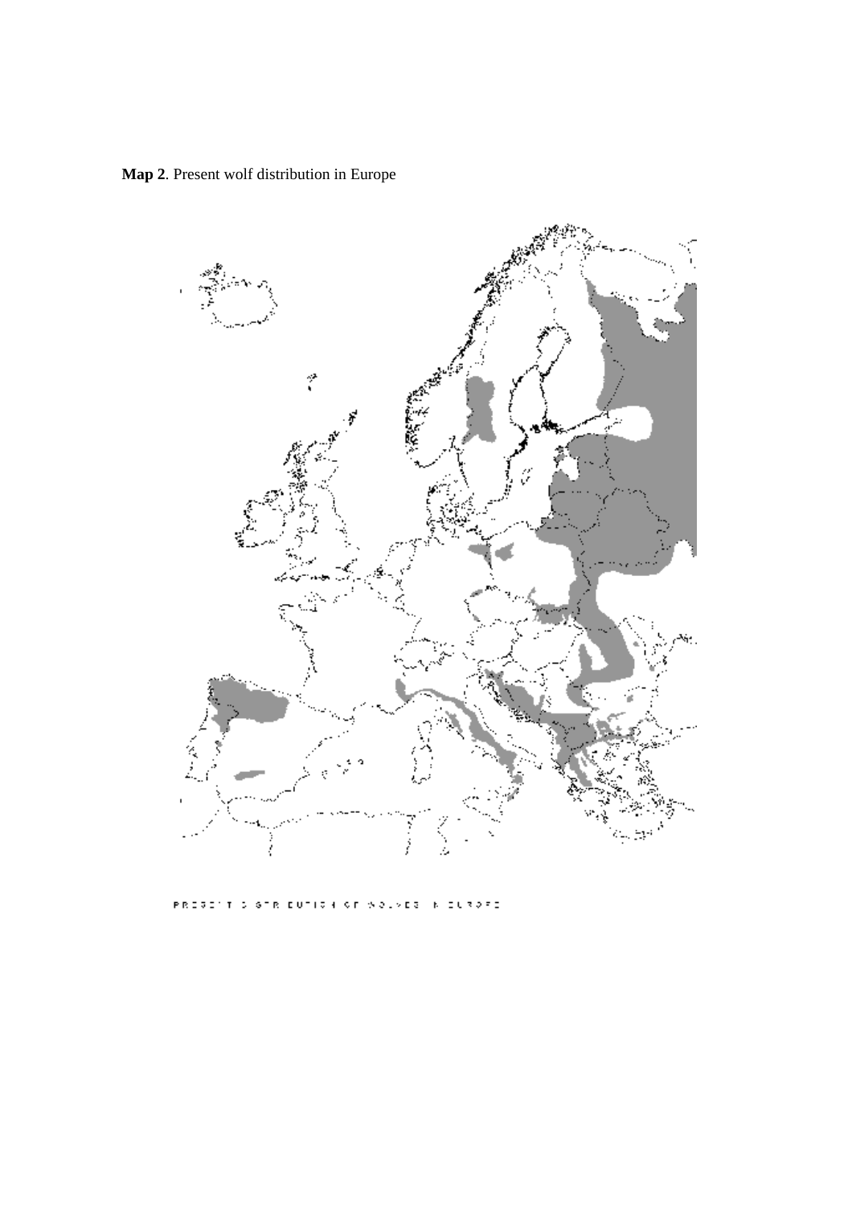**Map 2**. Present wolf distribution in Europe

PRESENT DISTRIBUTION OF WOLVES IN EUROPE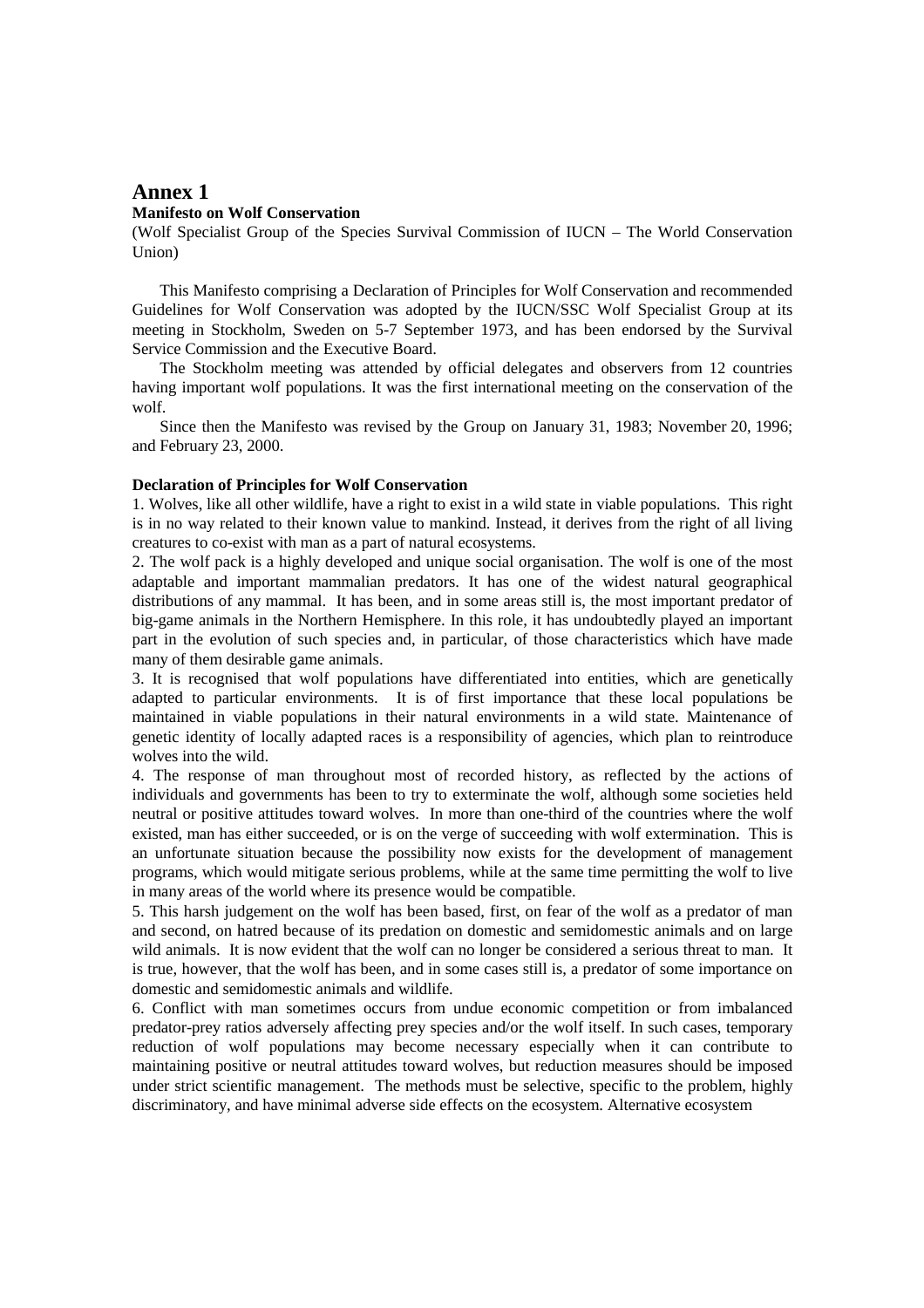# Annex 1

**Manifesto on Wolf Conservation**

(Wolf Specialist Group of the Species Survival Commission of IUCN – The World Conservation Union)

This Manifesto comprising a Declaration of Principles for Wolf Conservation and recommended Guidelines for Wolf Conservation was adopted by the IUCN/SSC Wolf Specialist Group at its meeting in Stockholm, Sweden on 5-7 September 1973, and has been endorsed by the Survival Service Commission and the Executive Board.

The Stockholm meeting was attended by official delegates and observers from 12 countries having important wolf populations. It was the first international meeting on the conservation of the wolf.

Since then the Manifesto was revised by the Group on January 31, 1983; November 20, 1996; and February 23, 2000.

**Declaration of Principles for Wolf Conservation**

1. Wolves, like all other wildlife, have a right to exist in a wild state in viable populations. This right is in no way related to their known value to mankind. Instead, it derives from the right of all living creatures to co-exist with man as a part of natural ecosystems.

2. The wolf pack is a highly developed and unique social organisation. The wolf is one of the most adaptable and important mammalian predators. It has one of the widest natural geographical distributions of any mammal. It has been, and in some areas still is, the most important predator of big-game animals in the Northern Hemisphere. In this role, it has undoubtedly played an important part in the evolution of such species and, in particular, of those characteristics which have made many of them desirable game animals.

3. It is recognised that wolf populations have differentiated into entities, which are genetically adapted to particular environments. It is of first importance that these local populations be maintained in viable populations in their natural environments in a wild state. Maintenance of genetic identity of locally adapted races is a responsibility of agencies, which plan to reintroduce wolves into the wild.

4. The response of man throughout most of recorded history, as reflected by the actions of individuals and governments has been to try to exterminate the wolf, although some societies held neutral or positive attitudes toward wolves. In more than one-third of the countries where the wolf existed, man has either succeeded, or is on the verge of succeeding with wolf extermination. This is an unfortunate situation because the possibility now exists for the development of management programs, which would mitigate serious problems, while at the same time permitting the wolf to live in many areas of the world where its presence would be compatible.

5. This harsh judgement on the wolf has been based, first, on fear of the wolf as a predator of man and second, on hatred because of its predation on domestic and semidomestic animals and on large wild animals. It is now evident that the wolf can no longer be considered a serious threat to man. It is true, however, that the wolf has been, and in some cases still is, a predator of some importance on domestic and semidomestic animals and wildlife.

6. Conflict with man sometimes occurs from undue economic competition or from imbalanced predator-prey ratios adversely affecting prey species and/or the wolf itself. In such cases, temporary reduction of wolf populations may become necessary especially when it can contribute to maintaining positive or neutral attitudes toward wolves, but reduction measures should be imposed under strict scientific management. The methods must be selective, specific to the problem, highly discriminatory, and have minimal adverse side effects on the ecosystem. Alternative ecosystem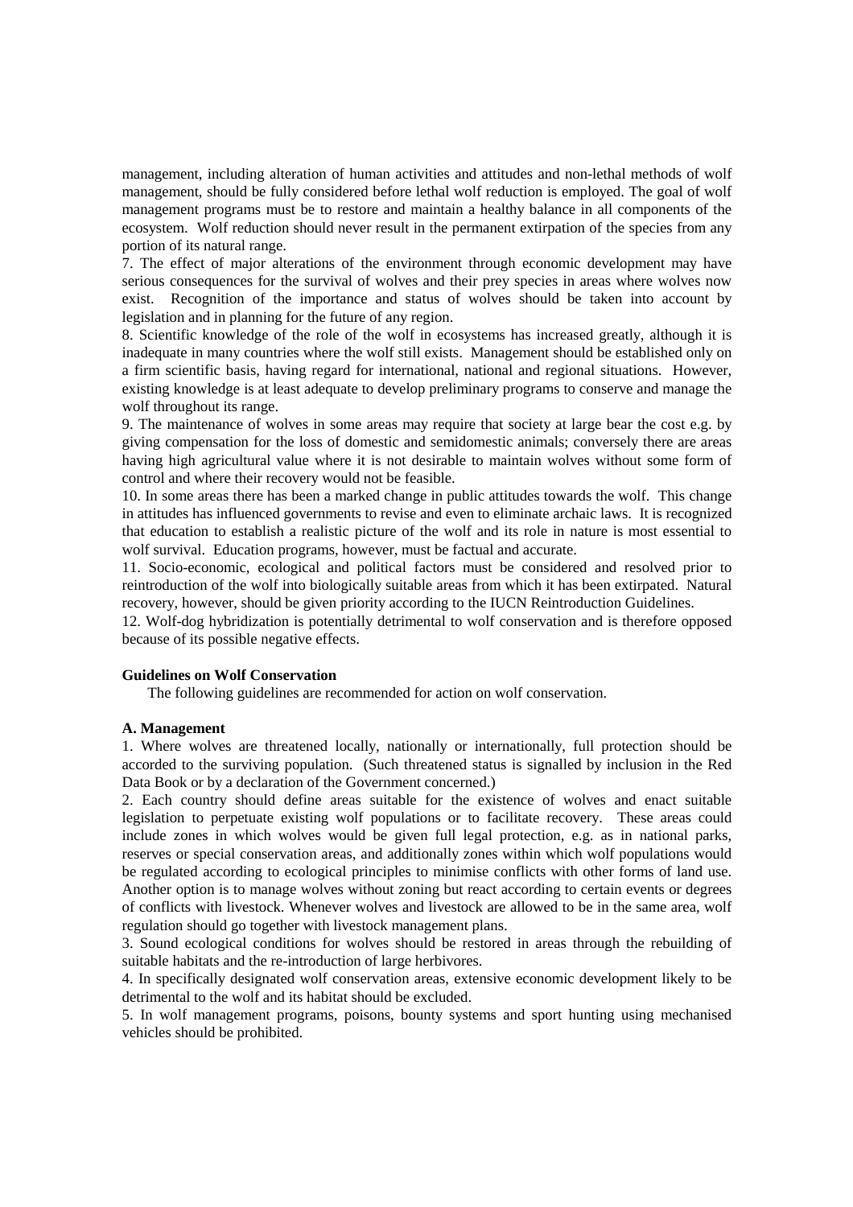management, including alteration of human activities and attitudes and non-lethal methods of wolf management, should be fully considered before lethal wolf reduction is employed. The goal of wolf management programs must be to restore and maintain a healthy balance in all components of the ecosystem. Wolf reduction should never result in the permanent extirpation of the species from any portion of its natural range.

7. The effect of major alterations of the environment through economic development may have serious consequences for the survival of wolves and their prey species in areas where wolves now exist. Recognition of the importance and status of wolves should be taken into account by legislation and in planning for the future of any region.

8. Scientific knowledge of the role of the wolf in ecosystems has increased greatly, although it is inadequate in many countries where the wolf still exists. Management should be established only on a firm scientific basis, having regard for international, national and regional situations. However, existing knowledge is at least adequate to develop preliminary programs to conserve and manage the wolf throughout its range.

9. The maintenance of wolves in some areas may require that society at large bear the cost e.g. by giving compensation for the loss of domestic and semidomestic animals; conversely there are areas having high agricultural value where it is not desirable to maintain wolves without some form of control and where their recovery would not be feasible.

10. In some areas there has been a marked change in public attitudes towards the wolf. This change in attitudes has influenced governments to revise and even to eliminate archaic laws. It is recognized that education to establish a realistic picture of the wolf and its role in nature is most essential to wolf survival. Education programs, however, must be factual and accurate.

11. Socio-economic, ecological and political factors must be considered and resolved prior to reintroduction of the wolf into biologically suitable areas from which it has been extirpated. Natural recovery, however, should be given priority according to the IUCN Reintroduction Guidelines.

12. Wolf-dog hybridization is potentially detrimental to wolf conservation and is therefore opposed because of its possible negative effects.

**Guidelines on Wolf Conservation**

The following guidelines are recommended for action on wolf conservation.

**A. Management**

1. Where wolves are threatened locally, nationally or internationally, full protection should be accorded to the surviving population. (Such threatened status is signalled by inclusion in the Red Data Book or by a declaration of the Government concerned.)

2. Each country should define areas suitable for the existence of wolves and enact suitable legislation to perpetuate existing wolf populations or to facilitate recovery. These areas could include zones in which wolves would be given full legal protection, e.g. as in national parks, reserves or special conservation areas, and additionally zones within which wolf populations would be regulated according to ecological principles to minimise conflicts with other forms of land use. Another option is to manage wolves without zoning but react according to certain events or degrees of conflicts with livestock. Whenever wolves and livestock are allowed to be in the same area, wolf regulation should go together with livestock management plans.

3. Sound ecological conditions for wolves should be restored in areas through the rebuilding of suitable habitats and the re-introduction of large herbivores.

4. In specifically designated wolf conservation areas, extensive economic development likely to be detrimental to the wolf and its habitat should be excluded.

5. In wolf management programs, poisons, bounty systems and sport hunting using mechanised vehicles should be prohibited.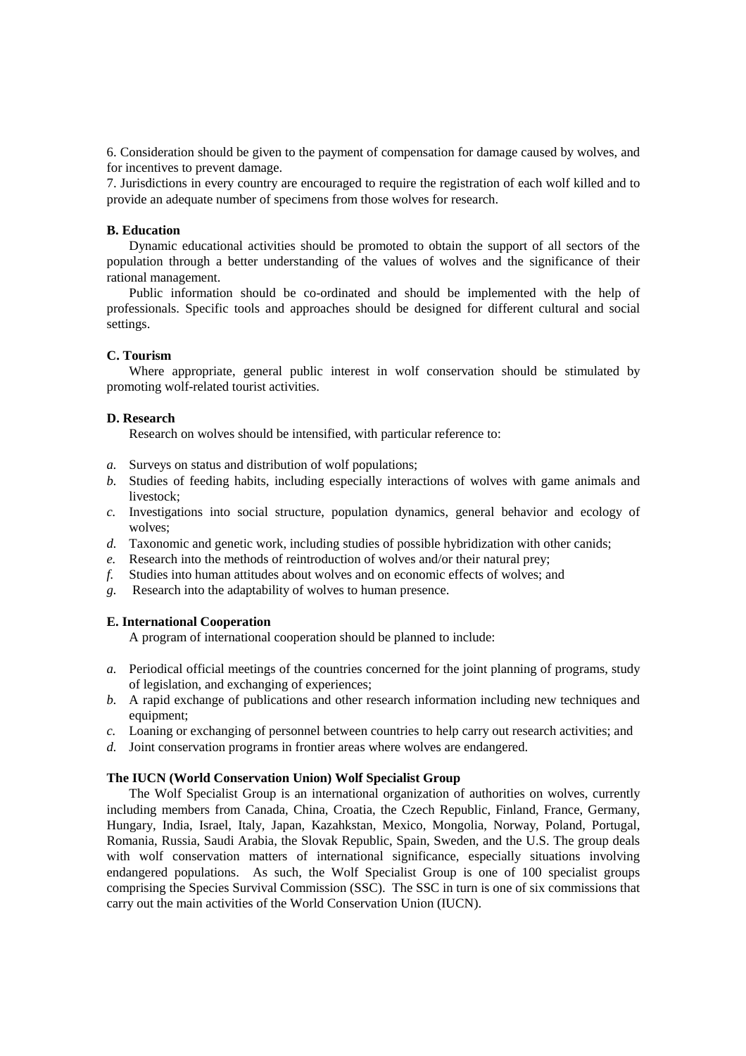6. Consideration should be given to the payment of compensation for damage caused by wolves, and for incentives to prevent damage.

7. Jurisdictions in every country are encouraged to require the registration of each wolf killed and to provide an adequate number of specimens from those wolves for research.

**B. Education**

Dynamic educational activities should be promoted to obtain the support of all sectors of the population through a better understanding of the values of wolves and the significance of their rational management.

Public information should be co-ordinated and should be implemented with the help of professionals. Specific tools and approaches should be designed for different cultural and social settings.

**C. Tourism**

Where appropriate, general public interest in wolf conservation should be stimulated by promoting wolf-related tourist activities.

**D. Research**

Research on wolves should be intensified, with particular reference to:

*a.* Surveys on status and distribution of wolf populations;
*b.* Studies of feeding habits, including especially interactions of wolves with game animals and livestock;
*c.* Investigations into social structure, population dynamics, general behavior and ecology of wolves;
*d.* Taxonomic and genetic work, including studies of possible hybridization with other canids;
*e.* Research into the methods of reintroduction of wolves and/or their natural prey;
*f.* Studies into human attitudes about wolves and on economic effects of wolves; and
*g.* Research into the adaptability of wolves to human presence.

**E. International Cooperation**

A program of international cooperation should be planned to include:

*a.* Periodical official meetings of the countries concerned for the joint planning of programs, study of legislation, and exchanging of experiences;
*b.* A rapid exchange of publications and other research information including new techniques and equipment;
*c.* Loaning or exchanging of personnel between countries to help carry out research activities; and
*d.* Joint conservation programs in frontier areas where wolves are endangered.

**The IUCN (World Conservation Union) Wolf Specialist Group**

The Wolf Specialist Group is an international organization of authorities on wolves, currently including members from Canada, China, Croatia, the Czech Republic, Finland, France, Germany, Hungary, India, Israel, Italy, Japan, Kazahkstan, Mexico, Mongolia, Norway, Poland, Portugal, Romania, Russia, Saudi Arabia, the Slovak Republic, Spain, Sweden, and the U.S. The group deals with wolf conservation matters of international significance, especially situations involving endangered populations. As such, the Wolf Specialist Group is one of 100 specialist groups comprising the Species Survival Commission (SSC). The SSC in turn is one of six commissions that carry out the main activities of the World Conservation Union (IUCN).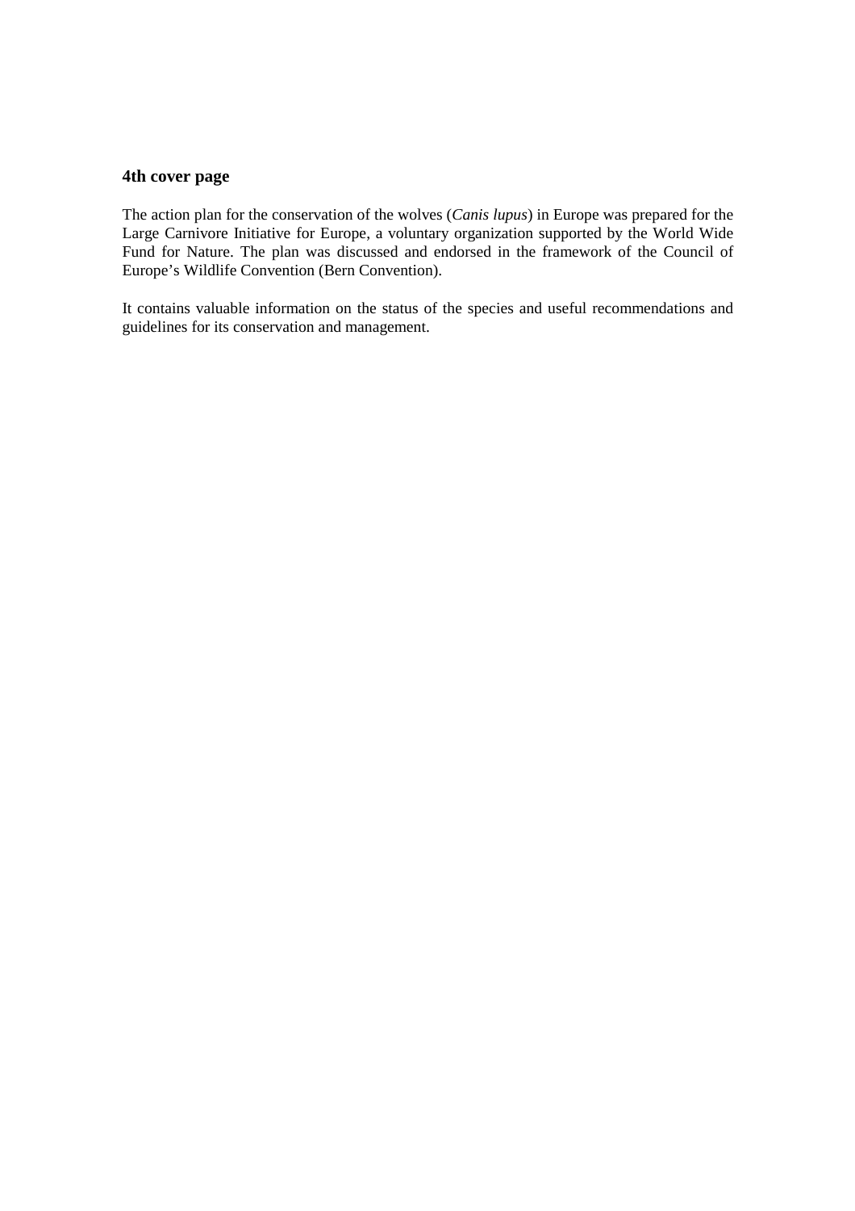### 4th cover page

The action plan for the conservation of the wolves (*Canis lupus*) in Europe was prepared for the Large Carnivore Initiative for Europe, a voluntary organization supported by the World Wide Fund for Nature. The plan was discussed and endorsed in the framework of the Council of Europe's Wildlife Convention (Bern Convention).

It contains valuable information on the status of the species and useful recommendations and guidelines for its conservation and management.